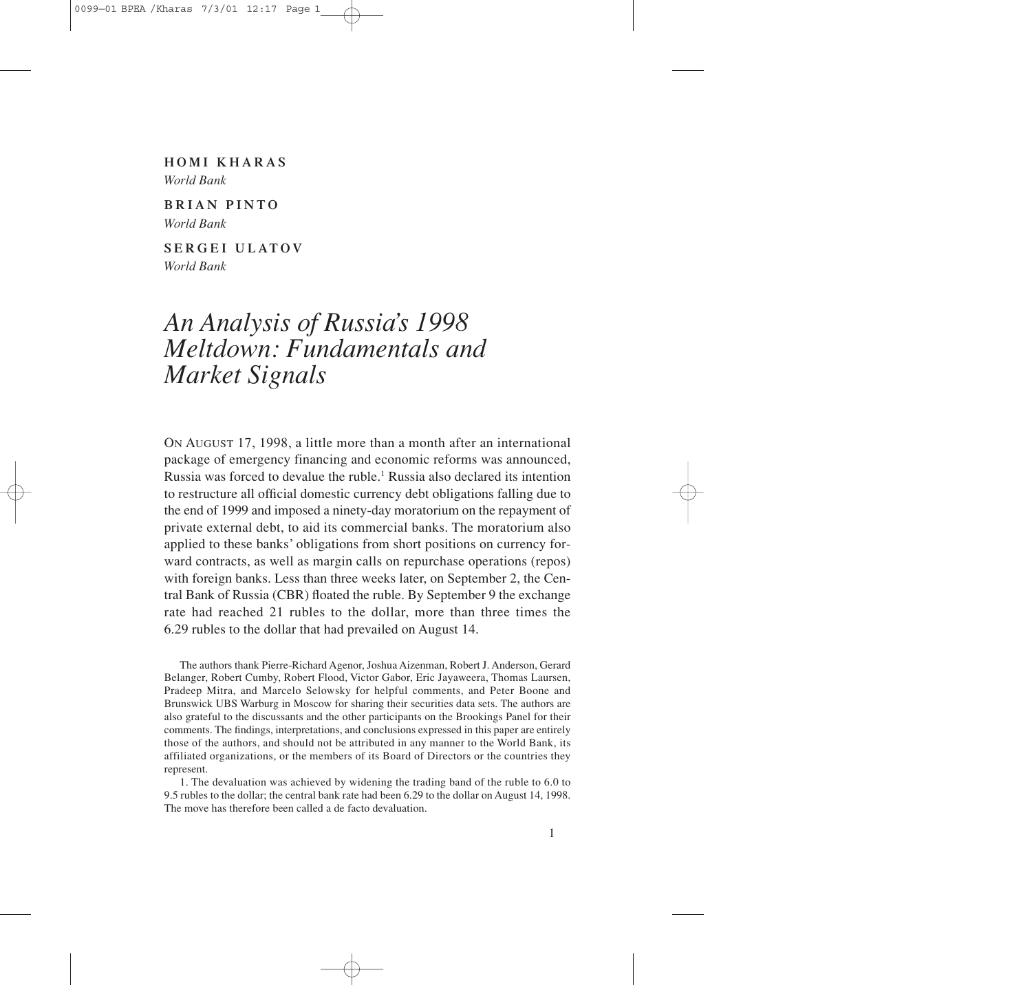**HOMI KHARAS**
*World Bank*

**BRIAN PINTO**
*World Bank*

**SERGEI ULATOV**
*World Bank*

# *An Analysis of Russia's 1998 Meltdown: Fundamentals and Market Signals*

ON AUGUST 17, 1998, a little more than a month after an international package of emergency financing and economic reforms was announced, Russia was forced to devalue the ruble.[1] Russia also declared its intention to restructure all official domestic currency debt obligations falling due to the end of 1999 and imposed a ninety-day moratorium on the repayment of private external debt, to aid its commercial banks. The moratorium also applied to these banks' obligations from short positions on currency forward contracts, as well as margin calls on repurchase operations (repos) with foreign banks. Less than three weeks later, on September 2, the Central Bank of Russia (CBR) floated the ruble. By September 9 the exchange rate had reached 21 rubles to the dollar, more than three times the 6.29 rubles to the dollar that had prevailed on August 14.

The authors thank Pierre-Richard Agenor, Joshua Aizenman, Robert J. Anderson, Gerard Belanger, Robert Cumby, Robert Flood, Victor Gabor, Eric Jayaweera, Thomas Laursen, Pradeep Mitra, and Marcelo Selowsky for helpful comments, and Peter Boone and Brunswick UBS Warburg in Moscow for sharing their securities data sets. The authors are also grateful to the discussants and the other participants on the Brookings Panel for their comments. The findings, interpretations, and conclusions expressed in this paper are entirely those of the authors, and should not be attributed in any manner to the World Bank, its affiliated organizations, or the members of its Board of Directors or the countries they represent.

1. The devaluation was achieved by widening the trading band of the ruble to 6.0 to 9.5 rubles to the dollar; the central bank rate had been 6.29 to the dollar on August 14, 1998. The move has therefore been called a de facto devaluation.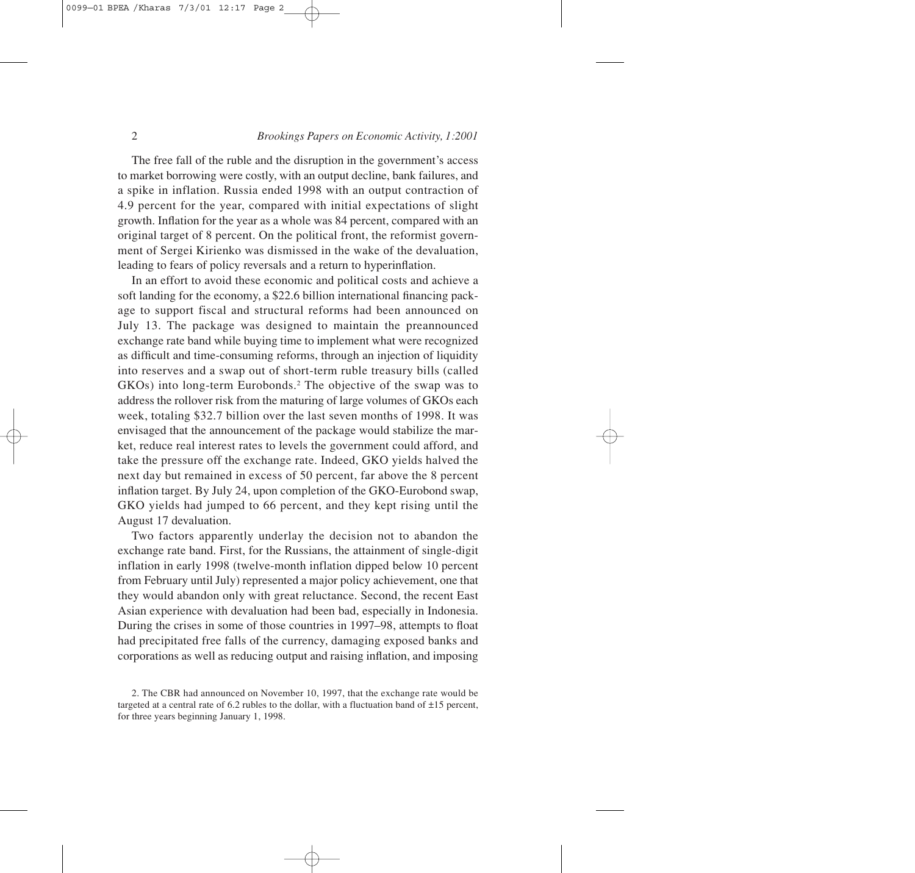The free fall of the ruble and the disruption in the government's access to market borrowing were costly, with an output decline, bank failures, and a spike in inflation. Russia ended 1998 with an output contraction of 4.9 percent for the year, compared with initial expectations of slight growth. Inflation for the year as a whole was 84 percent, compared with an original target of 8 percent. On the political front, the reformist government of Sergei Kirienko was dismissed in the wake of the devaluation, leading to fears of policy reversals and a return to hyperinflation.

In an effort to avoid these economic and political costs and achieve a soft landing for the economy, a $22.6 billion international financing package to support fiscal and structural reforms had been announced on July 13. The package was designed to maintain the preannounced exchange rate band while buying time to implement what were recognized as difficult and time-consuming reforms, through an injection of liquidity into reserves and a swap out of short-term ruble treasury bills (called GKOs) into long-term Eurobonds.[2] The objective of the swap was to address the rollover risk from the maturing of large volumes of GKOs each week, totaling $32.7 billion over the last seven months of 1998. It was envisaged that the announcement of the package would stabilize the market, reduce real interest rates to levels the government could afford, and take the pressure off the exchange rate. Indeed, GKO yields halved the next day but remained in excess of 50 percent, far above the 8 percent inflation target. By July 24, upon completion of the GKO-Eurobond swap, GKO yields had jumped to 66 percent, and they kept rising until the August 17 devaluation.

Two factors apparently underlay the decision not to abandon the exchange rate band. First, for the Russians, the attainment of single-digit inflation in early 1998 (twelve-month inflation dipped below 10 percent from February until July) represented a major policy achievement, one that they would abandon only with great reluctance. Second, the recent East Asian experience with devaluation had been bad, especially in Indonesia. During the crises in some of those countries in 1997–98, attempts to float had precipitated free falls of the currency, damaging exposed banks and corporations as well as reducing output and raising inflation, and imposing

2. The CBR had announced on November 10, 1997, that the exchange rate would be targeted at a central rate of 6.2 rubles to the dollar, with a fluctuation band of ±15 percent, for three years beginning January 1, 1998.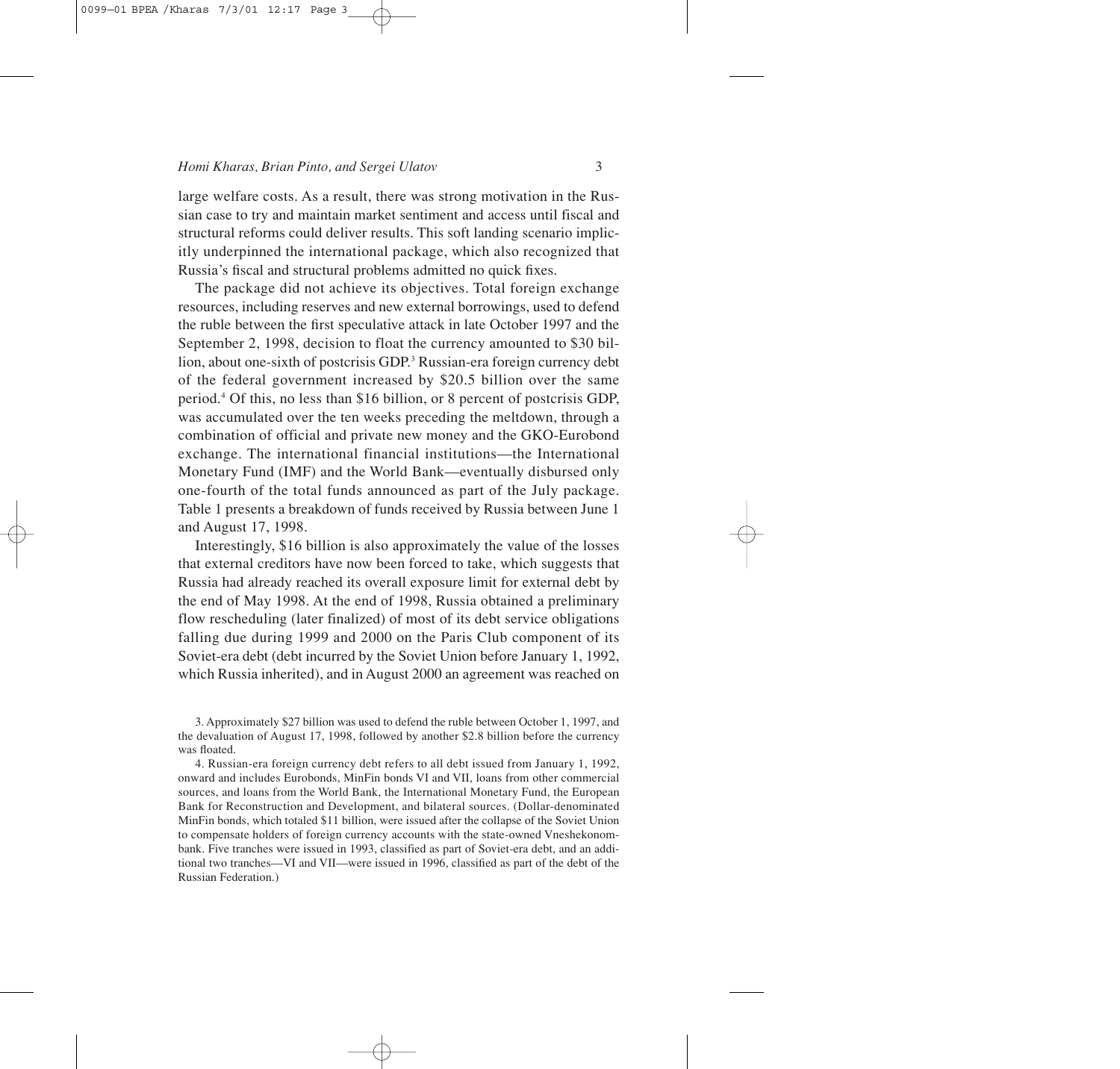large welfare costs. As a result, there was strong motivation in the Russian case to try and maintain market sentiment and access until fiscal and structural reforms could deliver results. This soft landing scenario implicitly underpinned the international package, which also recognized that Russia's fiscal and structural problems admitted no quick fixes.

The package did not achieve its objectives. Total foreign exchange resources, including reserves and new external borrowings, used to defend the ruble between the first speculative attack in late October 1997 and the September 2, 1998, decision to float the currency amounted to \$30 billion, about one-sixth of postcrisis GDP.[3] Russian-era foreign currency debt of the federal government increased by \$20.5 billion over the same period.[4] Of this, no less than \$16 billion, or 8 percent of postcrisis GDP, was accumulated over the ten weeks preceding the meltdown, through a combination of official and private new money and the GKO-Eurobond exchange. The international financial institutions—the International Monetary Fund (IMF) and the World Bank—eventually disbursed only one-fourth of the total funds announced as part of the July package. Table 1 presents a breakdown of funds received by Russia between June 1 and August 17, 1998.

Interestingly, \$16 billion is also approximately the value of the losses that external creditors have now been forced to take, which suggests that Russia had already reached its overall exposure limit for external debt by the end of May 1998. At the end of 1998, Russia obtained a preliminary flow rescheduling (later finalized) of most of its debt service obligations falling due during 1999 and 2000 on the Paris Club component of its Soviet-era debt (debt incurred by the Soviet Union before January 1, 1992, which Russia inherited), and in August 2000 an agreement was reached on

3. Approximately \$27 billion was used to defend the ruble between October 1, 1997, and the devaluation of August 17, 1998, followed by another \$2.8 billion before the currency was floated.

4. Russian-era foreign currency debt refers to all debt issued from January 1, 1992, onward and includes Eurobonds, MinFin bonds VI and VII, loans from other commercial sources, and loans from the World Bank, the International Monetary Fund, the European Bank for Reconstruction and Development, and bilateral sources. (Dollar-denominated MinFin bonds, which totaled \$11 billion, were issued after the collapse of the Soviet Union to compensate holders of foreign currency accounts with the state-owned Vneshekonombank. Five tranches were issued in 1993, classified as part of Soviet-era debt, and an additional two tranches—VI and VII—were issued in 1996, classified as part of the debt of the Russian Federation.)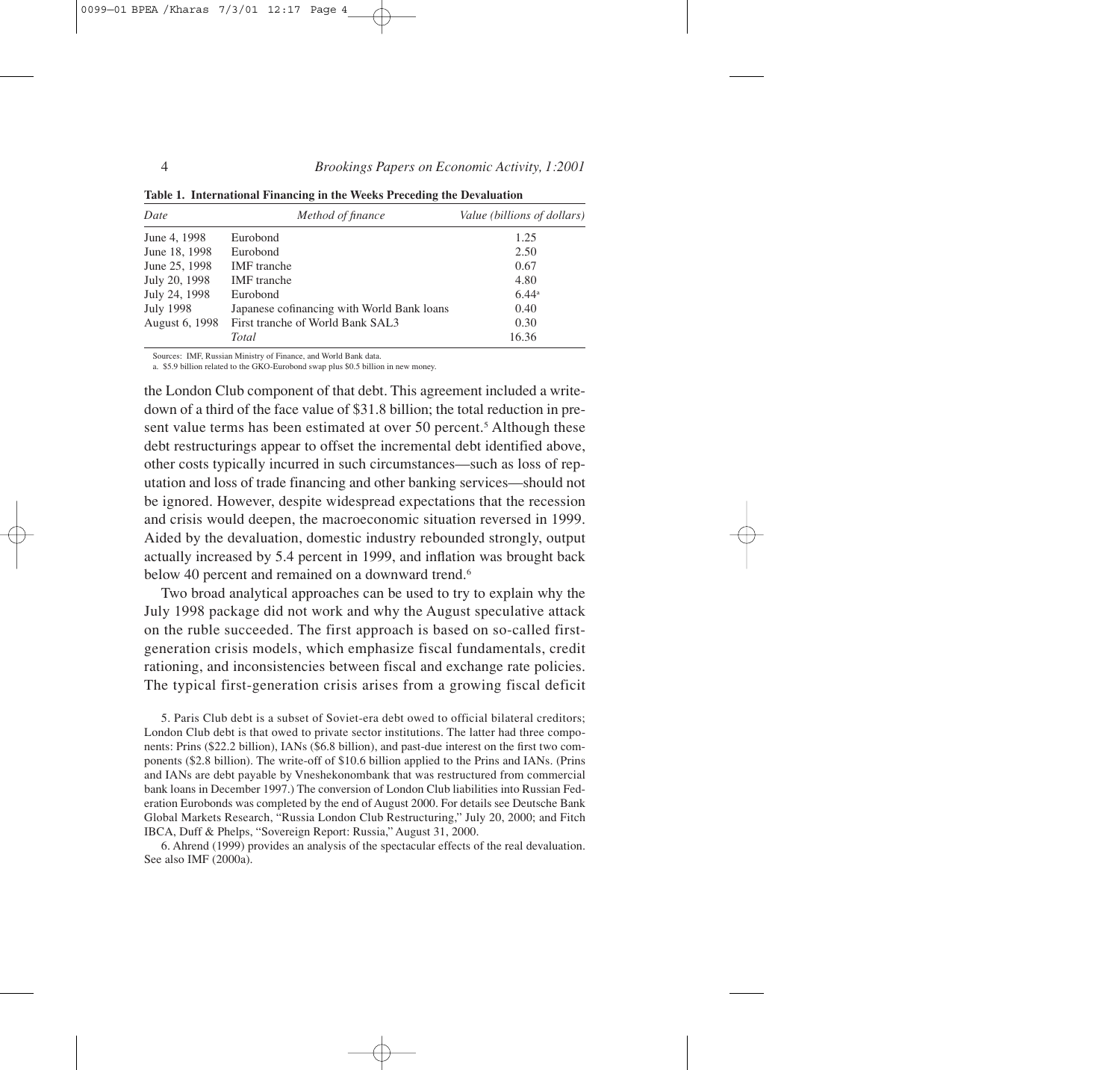**Table 1. International Financing in the Weeks Preceding the Devaluation**

| Date | Method of finance | Value (billions of dollars) |
|---|---|---|
| June 4, 1998 | Eurobond | 1.25 |
| June 18, 1998 | Eurobond | 2.50 |
| June 25, 1998 | IMF tranche | 0.67 |
| July 20, 1998 | IMF tranche | 4.80 |
| July 24, 1998 | Eurobond | 6.44[a] |
| July 1998 | Japanese cofinancing with World Bank loans | 0.40 |
| August 6, 1998 | First tranche of World Bank SAL3 | 0.30 |
| | *Total* | 16.36 |

Sources: IMF, Russian Ministry of Finance, and World Bank data.

a. $5.9 billion related to the GKO-Eurobond swap plus $0.5 billion in new money.

the London Club component of that debt. This agreement included a write-down of a third of the face value of $31.8 billion; the total reduction in present value terms has been estimated at over 50 percent.[5] Although these debt restructurings appear to offset the incremental debt identified above, other costs typically incurred in such circumstances—such as loss of reputation and loss of trade financing and other banking services—should not be ignored. However, despite widespread expectations that the recession and crisis would deepen, the macroeconomic situation reversed in 1999. Aided by the devaluation, domestic industry rebounded strongly, output actually increased by 5.4 percent in 1999, and inflation was brought back below 40 percent and remained on a downward trend.[6]

Two broad analytical approaches can be used to try to explain why the July 1998 package did not work and why the August speculative attack on the ruble succeeded. The first approach is based on so-called first-generation crisis models, which emphasize fiscal fundamentals, credit rationing, and inconsistencies between fiscal and exchange rate policies. The typical first-generation crisis arises from a growing fiscal deficit

5. Paris Club debt is a subset of Soviet-era debt owed to official bilateral creditors; London Club debt is that owed to private sector institutions. The latter had three components: Prins ($22.2 billion), IANs ($6.8 billion), and past-due interest on the first two components ($2.8 billion). The write-off of $10.6 billion applied to the Prins and IANs. (Prins and IANs are debt payable by Vneshekonombank that was restructured from commercial bank loans in December 1997.) The conversion of London Club liabilities into Russian Federation Eurobonds was completed by the end of August 2000. For details see Deutsche Bank Global Markets Research, "Russia London Club Restructuring," July 20, 2000; and Fitch IBCA, Duff & Phelps, "Sovereign Report: Russia," August 31, 2000.

6. Ahrend (1999) provides an analysis of the spectacular effects of the real devaluation. See also IMF (2000a).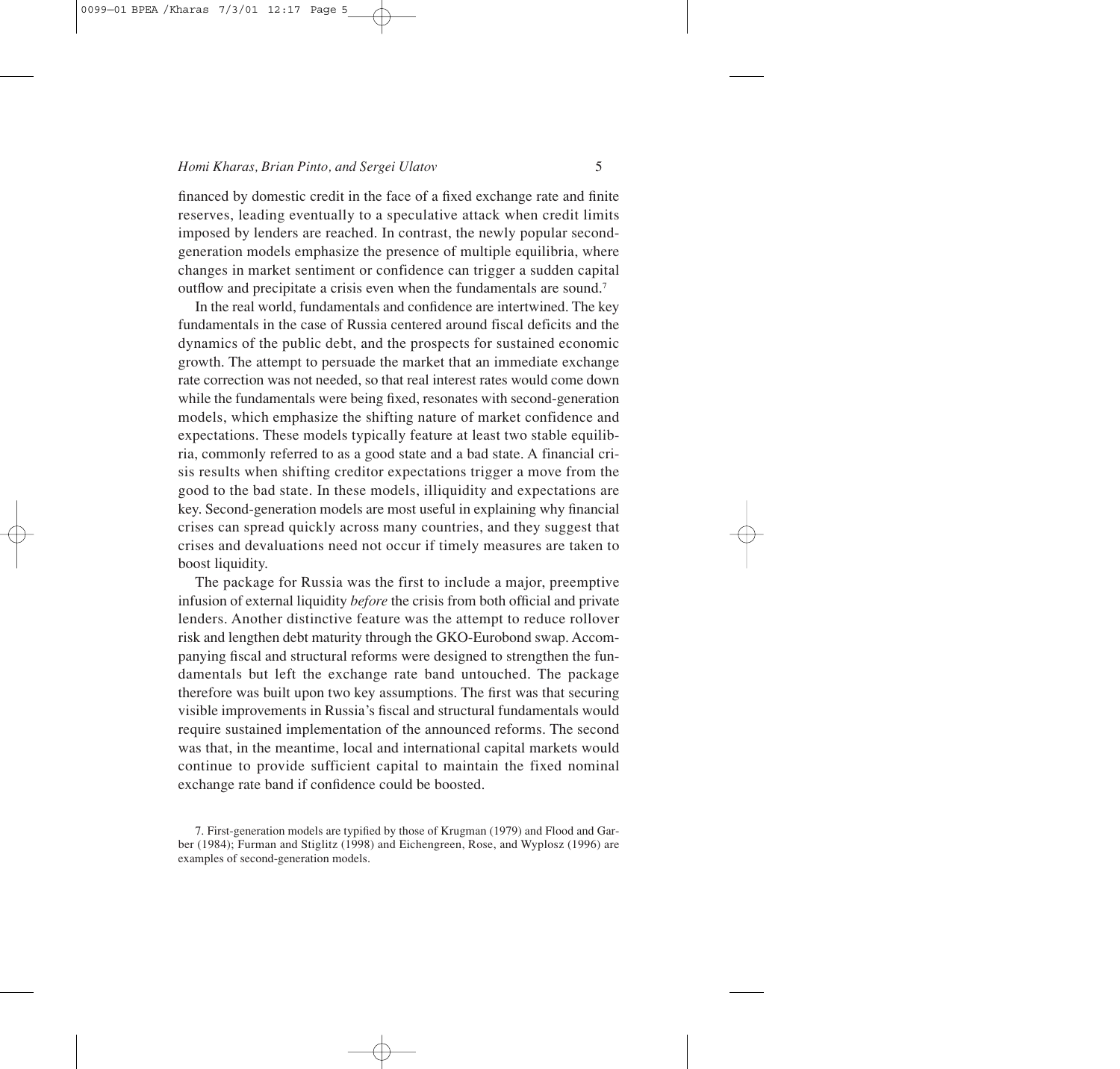financed by domestic credit in the face of a fixed exchange rate and finite reserves, leading eventually to a speculative attack when credit limits imposed by lenders are reached. In contrast, the newly popular second-generation models emphasize the presence of multiple equilibria, where changes in market sentiment or confidence can trigger a sudden capital outflow and precipitate a crisis even when the fundamentals are sound.[7]

In the real world, fundamentals and confidence are intertwined. The key fundamentals in the case of Russia centered around fiscal deficits and the dynamics of the public debt, and the prospects for sustained economic growth. The attempt to persuade the market that an immediate exchange rate correction was not needed, so that real interest rates would come down while the fundamentals were being fixed, resonates with second-generation models, which emphasize the shifting nature of market confidence and expectations. These models typically feature at least two stable equilibria, commonly referred to as a good state and a bad state. A financial crisis results when shifting creditor expectations trigger a move from the good to the bad state. In these models, illiquidity and expectations are key. Second-generation models are most useful in explaining why financial crises can spread quickly across many countries, and they suggest that crises and devaluations need not occur if timely measures are taken to boost liquidity.

The package for Russia was the first to include a major, preemptive infusion of external liquidity *before* the crisis from both official and private lenders. Another distinctive feature was the attempt to reduce rollover risk and lengthen debt maturity through the GKO-Eurobond swap. Accompanying fiscal and structural reforms were designed to strengthen the fundamentals but left the exchange rate band untouched. The package therefore was built upon two key assumptions. The first was that securing visible improvements in Russia's fiscal and structural fundamentals would require sustained implementation of the announced reforms. The second was that, in the meantime, local and international capital markets would continue to provide sufficient capital to maintain the fixed nominal exchange rate band if confidence could be boosted.

7. First-generation models are typified by those of Krugman (1979) and Flood and Garber (1984); Furman and Stiglitz (1998) and Eichengreen, Rose, and Wyplosz (1996) are examples of second-generation models.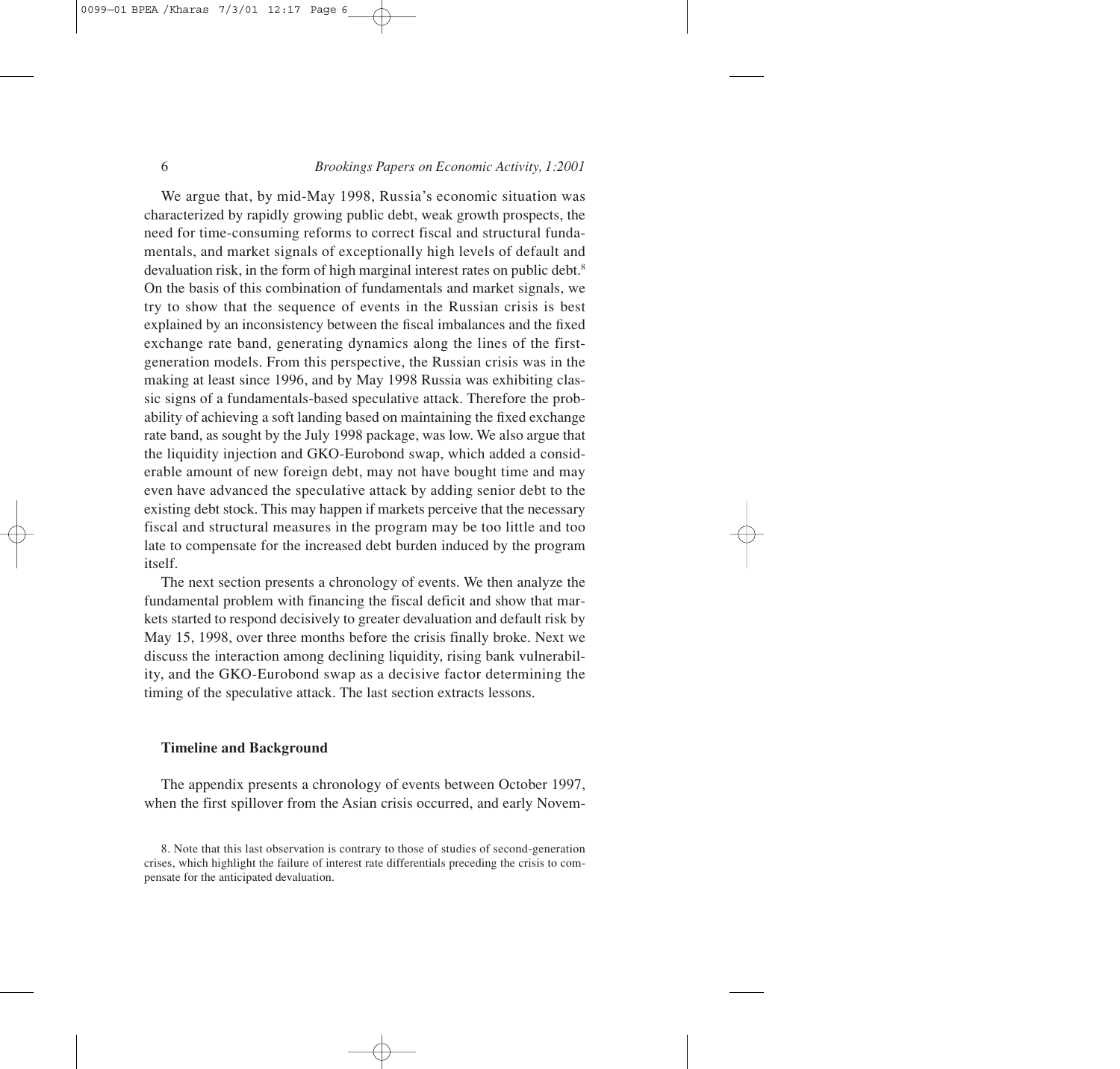We argue that, by mid-May 1998, Russia's economic situation was characterized by rapidly growing public debt, weak growth prospects, the need for time-consuming reforms to correct fiscal and structural fundamentals, and market signals of exceptionally high levels of default and devaluation risk, in the form of high marginal interest rates on public debt.[8] On the basis of this combination of fundamentals and market signals, we try to show that the sequence of events in the Russian crisis is best explained by an inconsistency between the fiscal imbalances and the fixed exchange rate band, generating dynamics along the lines of the first-generation models. From this perspective, the Russian crisis was in the making at least since 1996, and by May 1998 Russia was exhibiting classic signs of a fundamentals-based speculative attack. Therefore the probability of achieving a soft landing based on maintaining the fixed exchange rate band, as sought by the July 1998 package, was low. We also argue that the liquidity injection and GKO-Eurobond swap, which added a considerable amount of new foreign debt, may not have bought time and may even have advanced the speculative attack by adding senior debt to the existing debt stock. This may happen if markets perceive that the necessary fiscal and structural measures in the program may be too little and too late to compensate for the increased debt burden induced by the program itself.

The next section presents a chronology of events. We then analyze the fundamental problem with financing the fiscal deficit and show that markets started to respond decisively to greater devaluation and default risk by May 15, 1998, over three months before the crisis finally broke. Next we discuss the interaction among declining liquidity, rising bank vulnerability, and the GKO-Eurobond swap as a decisive factor determining the timing of the speculative attack. The last section extracts lessons.

## Timeline and Background

The appendix presents a chronology of events between October 1997, when the first spillover from the Asian crisis occurred, and early Novem-

8. Note that this last observation is contrary to those of studies of second-generation crises, which highlight the failure of interest rate differentials preceding the crisis to compensate for the anticipated devaluation.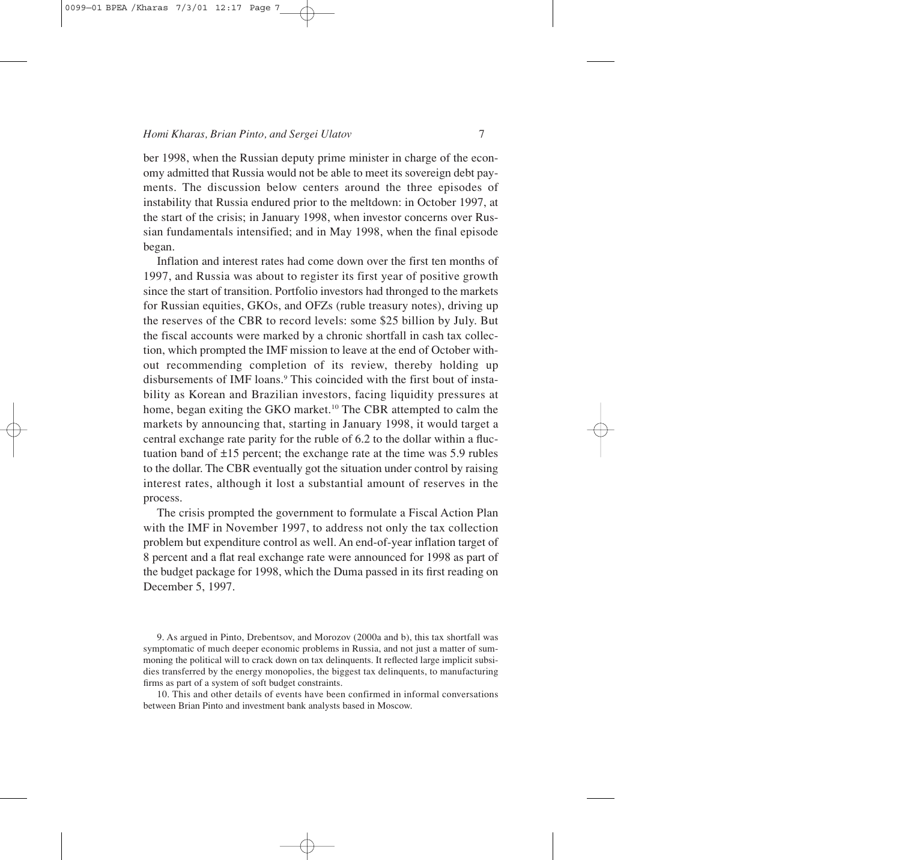ber 1998, when the Russian deputy prime minister in charge of the economy admitted that Russia would not be able to meet its sovereign debt payments. The discussion below centers around the three episodes of instability that Russia endured prior to the meltdown: in October 1997, at the start of the crisis; in January 1998, when investor concerns over Russian fundamentals intensified; and in May 1998, when the final episode began.

Inflation and interest rates had come down over the first ten months of 1997, and Russia was about to register its first year of positive growth since the start of transition. Portfolio investors had thronged to the markets for Russian equities, GKOs, and OFZs (ruble treasury notes), driving up the reserves of the CBR to record levels: some $25 billion by July. But the fiscal accounts were marked by a chronic shortfall in cash tax collection, which prompted the IMF mission to leave at the end of October without recommending completion of its review, thereby holding up disbursements of IMF loans.[9] This coincided with the first bout of instability as Korean and Brazilian investors, facing liquidity pressures at home, began exiting the GKO market.[10] The CBR attempted to calm the markets by announcing that, starting in January 1998, it would target a central exchange rate parity for the ruble of 6.2 to the dollar within a fluctuation band of ±15 percent; the exchange rate at the time was 5.9 rubles to the dollar. The CBR eventually got the situation under control by raising interest rates, although it lost a substantial amount of reserves in the process.

The crisis prompted the government to formulate a Fiscal Action Plan with the IMF in November 1997, to address not only the tax collection problem but expenditure control as well. An end-of-year inflation target of 8 percent and a flat real exchange rate were announced for 1998 as part of the budget package for 1998, which the Duma passed in its first reading on December 5, 1997.

9. As argued in Pinto, Drebentsov, and Morozov (2000a and b), this tax shortfall was symptomatic of much deeper economic problems in Russia, and not just a matter of summoning the political will to crack down on tax delinquents. It reflected large implicit subsidies transferred by the energy monopolies, the biggest tax delinquents, to manufacturing firms as part of a system of soft budget constraints.

10. This and other details of events have been confirmed in informal conversations between Brian Pinto and investment bank analysts based in Moscow.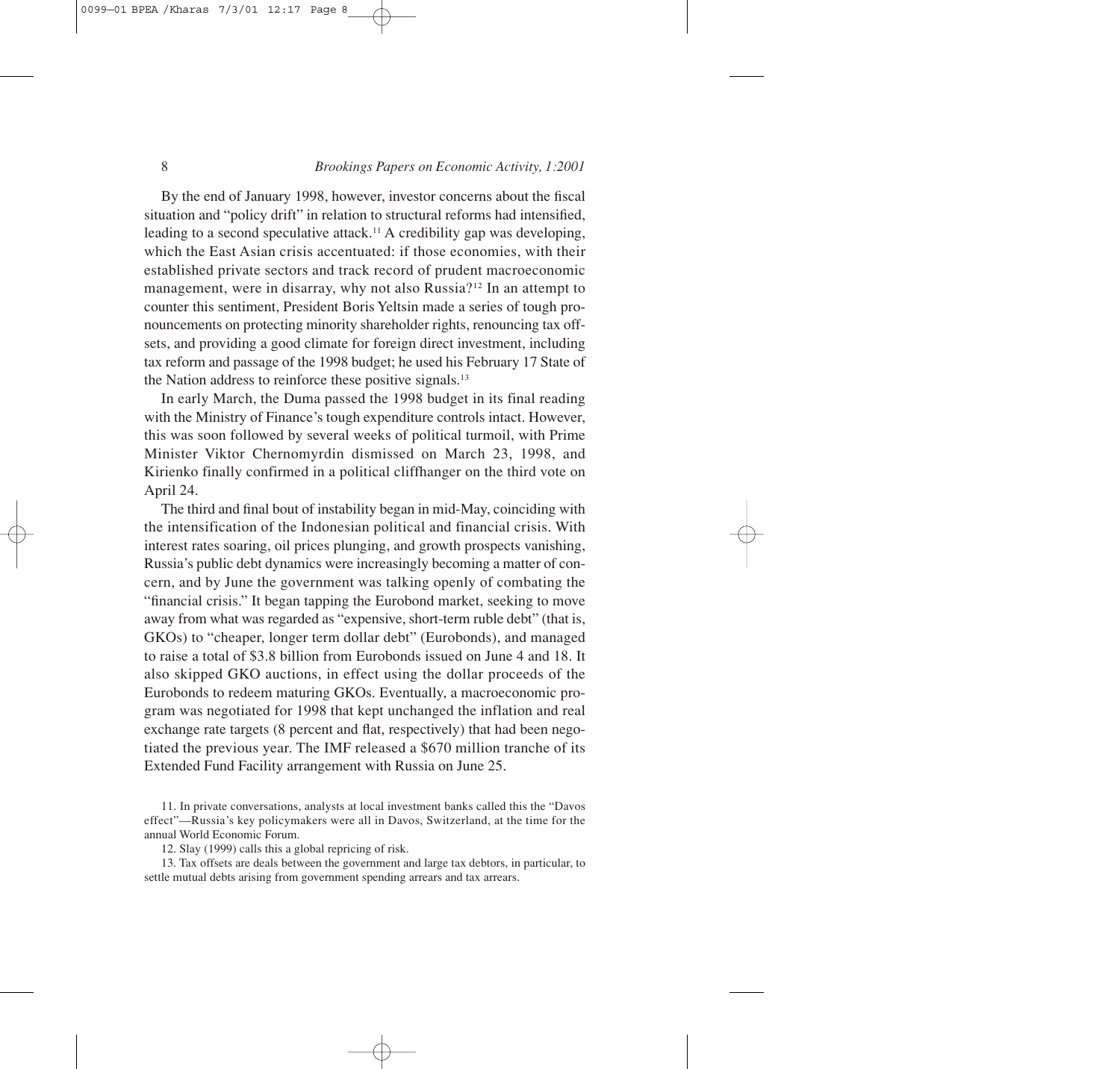By the end of January 1998, however, investor concerns about the fiscal situation and "policy drift" in relation to structural reforms had intensified, leading to a second speculative attack.[11] A credibility gap was developing, which the East Asian crisis accentuated: if those economies, with their established private sectors and track record of prudent macroeconomic management, were in disarray, why not also Russia?[12] In an attempt to counter this sentiment, President Boris Yeltsin made a series of tough pronouncements on protecting minority shareholder rights, renouncing tax offsets, and providing a good climate for foreign direct investment, including tax reform and passage of the 1998 budget; he used his February 17 State of the Nation address to reinforce these positive signals.[13]

In early March, the Duma passed the 1998 budget in its final reading with the Ministry of Finance's tough expenditure controls intact. However, this was soon followed by several weeks of political turmoil, with Prime Minister Viktor Chernomyrdin dismissed on March 23, 1998, and Kirienko finally confirmed in a political cliffhanger on the third vote on April 24.

The third and final bout of instability began in mid-May, coinciding with the intensification of the Indonesian political and financial crisis. With interest rates soaring, oil prices plunging, and growth prospects vanishing, Russia's public debt dynamics were increasingly becoming a matter of concern, and by June the government was talking openly of combating the "financial crisis." It began tapping the Eurobond market, seeking to move away from what was regarded as "expensive, short-term ruble debt" (that is, GKOs) to "cheaper, longer term dollar debt" (Eurobonds), and managed to raise a total of \$3.8 billion from Eurobonds issued on June 4 and 18. It also skipped GKO auctions, in effect using the dollar proceeds of the Eurobonds to redeem maturing GKOs. Eventually, a macroeconomic program was negotiated for 1998 that kept unchanged the inflation and real exchange rate targets (8 percent and flat, respectively) that had been negotiated the previous year. The IMF released a \$670 million tranche of its Extended Fund Facility arrangement with Russia on June 25.

11. In private conversations, analysts at local investment banks called this the "Davos effect"—Russia's key policymakers were all in Davos, Switzerland, at the time for the annual World Economic Forum.

12. Slay (1999) calls this a global repricing of risk.

13. Tax offsets are deals between the government and large tax debtors, in particular, to settle mutual debts arising from government spending arrears and tax arrears.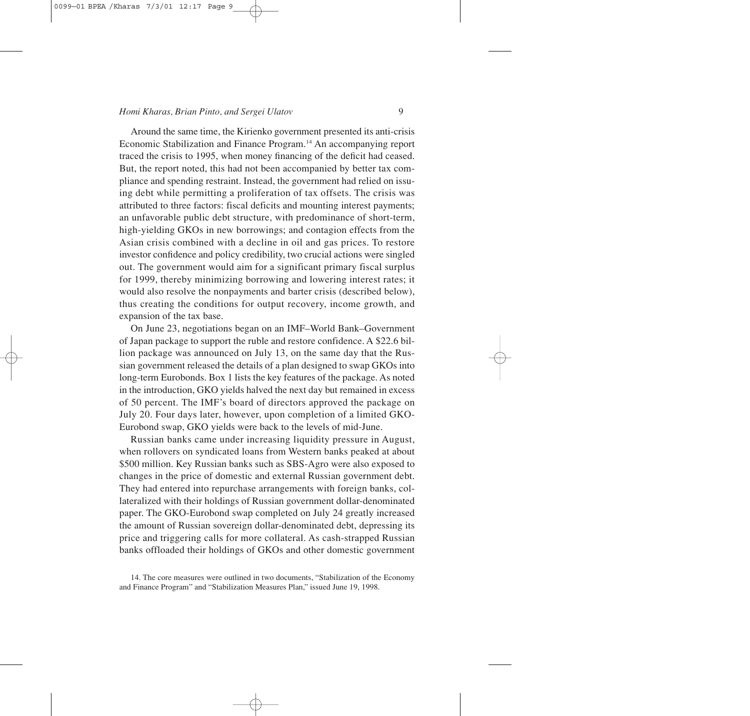Around the same time, the Kirienko government presented its anti-crisis Economic Stabilization and Finance Program.[14] An accompanying report traced the crisis to 1995, when money financing of the deficit had ceased. But, the report noted, this had not been accompanied by better tax compliance and spending restraint. Instead, the government had relied on issuing debt while permitting a proliferation of tax offsets. The crisis was attributed to three factors: fiscal deficits and mounting interest payments; an unfavorable public debt structure, with predominance of short-term, high-yielding GKOs in new borrowings; and contagion effects from the Asian crisis combined with a decline in oil and gas prices. To restore investor confidence and policy credibility, two crucial actions were singled out. The government would aim for a significant primary fiscal surplus for 1999, thereby minimizing borrowing and lowering interest rates; it would also resolve the nonpayments and barter crisis (described below), thus creating the conditions for output recovery, income growth, and expansion of the tax base.

On June 23, negotiations began on an IMF–World Bank–Government of Japan package to support the ruble and restore confidence. A $22.6 billion package was announced on July 13, on the same day that the Russian government released the details of a plan designed to swap GKOs into long-term Eurobonds. Box 1 lists the key features of the package. As noted in the introduction, GKO yields halved the next day but remained in excess of 50 percent. The IMF's board of directors approved the package on July 20. Four days later, however, upon completion of a limited GKO-Eurobond swap, GKO yields were back to the levels of mid-June.

Russian banks came under increasing liquidity pressure in August, when rollovers on syndicated loans from Western banks peaked at about $500 million. Key Russian banks such as SBS-Agro were also exposed to changes in the price of domestic and external Russian government debt. They had entered into repurchase arrangements with foreign banks, collateralized with their holdings of Russian government dollar-denominated paper. The GKO-Eurobond swap completed on July 24 greatly increased the amount of Russian sovereign dollar-denominated debt, depressing its price and triggering calls for more collateral. As cash-strapped Russian banks offloaded their holdings of GKOs and other domestic government

14. The core measures were outlined in two documents, "Stabilization of the Economy and Finance Program" and "Stabilization Measures Plan," issued June 19, 1998.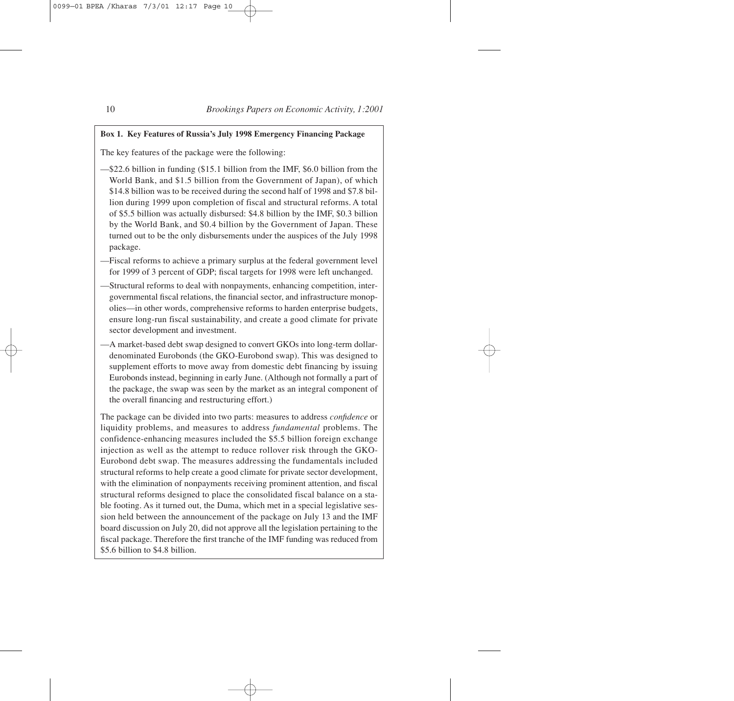**Box 1. Key Features of Russia's July 1998 Emergency Financing Package**

The key features of the package were the following:

—$22.6 billion in funding ($15.1 billion from the IMF, $6.0 billion from the World Bank, and $1.5 billion from the Government of Japan), of which $14.8 billion was to be received during the second half of 1998 and $7.8 billion during 1999 upon completion of fiscal and structural reforms. A total of $5.5 billion was actually disbursed: $4.8 billion by the IMF, $0.3 billion by the World Bank, and $0.4 billion by the Government of Japan. These turned out to be the only disbursements under the auspices of the July 1998 package.

—Fiscal reforms to achieve a primary surplus at the federal government level for 1999 of 3 percent of GDP; fiscal targets for 1998 were left unchanged.

—Structural reforms to deal with nonpayments, enhancing competition, intergovernmental fiscal relations, the financial sector, and infrastructure monopolies—in other words, comprehensive reforms to harden enterprise budgets, ensure long-run fiscal sustainability, and create a good climate for private sector development and investment.

—A market-based debt swap designed to convert GKOs into long-term dollar-denominated Eurobonds (the GKO-Eurobond swap). This was designed to supplement efforts to move away from domestic debt financing by issuing Eurobonds instead, beginning in early June. (Although not formally a part of the package, the swap was seen by the market as an integral component of the overall financing and restructuring effort.)

The package can be divided into two parts: measures to address *confidence* or liquidity problems, and measures to address *fundamental* problems. The confidence-enhancing measures included the $5.5 billion foreign exchange injection as well as the attempt to reduce rollover risk through the GKO-Eurobond debt swap. The measures addressing the fundamentals included structural reforms to help create a good climate for private sector development, with the elimination of nonpayments receiving prominent attention, and fiscal structural reforms designed to place the consolidated fiscal balance on a stable footing. As it turned out, the Duma, which met in a special legislative session held between the announcement of the package on July 13 and the IMF board discussion on July 20, did not approve all the legislation pertaining to the fiscal package. Therefore the first tranche of the IMF funding was reduced from $5.6 billion to $4.8 billion.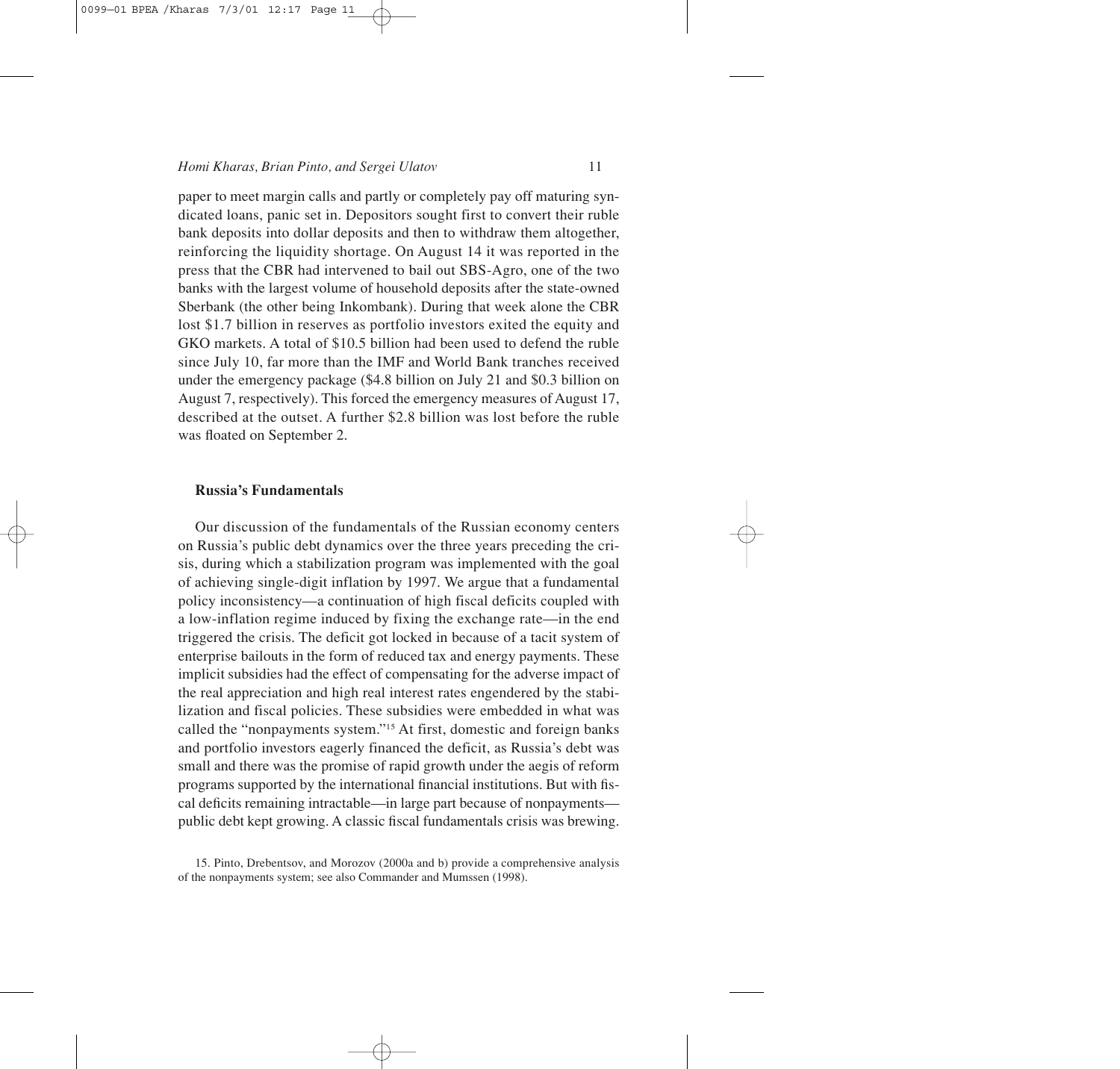paper to meet margin calls and partly or completely pay off maturing syndicated loans, panic set in. Depositors sought first to convert their ruble bank deposits into dollar deposits and then to withdraw them altogether, reinforcing the liquidity shortage. On August 14 it was reported in the press that the CBR had intervened to bail out SBS-Agro, one of the two banks with the largest volume of household deposits after the state-owned Sberbank (the other being Inkombank). During that week alone the CBR lost $1.7 billion in reserves as portfolio investors exited the equity and GKO markets. A total of $10.5 billion had been used to defend the ruble since July 10, far more than the IMF and World Bank tranches received under the emergency package ($4.8 billion on July 21 and $0.3 billion on August 7, respectively). This forced the emergency measures of August 17, described at the outset. A further $2.8 billion was lost before the ruble was floated on September 2.

### Russia's Fundamentals

Our discussion of the fundamentals of the Russian economy centers on Russia's public debt dynamics over the three years preceding the crisis, during which a stabilization program was implemented with the goal of achieving single-digit inflation by 1997. We argue that a fundamental policy inconsistency—a continuation of high fiscal deficits coupled with a low-inflation regime induced by fixing the exchange rate—in the end triggered the crisis. The deficit got locked in because of a tacit system of enterprise bailouts in the form of reduced tax and energy payments. These implicit subsidies had the effect of compensating for the adverse impact of the real appreciation and high real interest rates engendered by the stabilization and fiscal policies. These subsidies were embedded in what was called the "nonpayments system."[15] At first, domestic and foreign banks and portfolio investors eagerly financed the deficit, as Russia's debt was small and there was the promise of rapid growth under the aegis of reform programs supported by the international financial institutions. But with fiscal deficits remaining intractable—in large part because of nonpayments—public debt kept growing. A classic fiscal fundamentals crisis was brewing.

15. Pinto, Drebentsov, and Morozov (2000a and b) provide a comprehensive analysis of the nonpayments system; see also Commander and Mumssen (1998).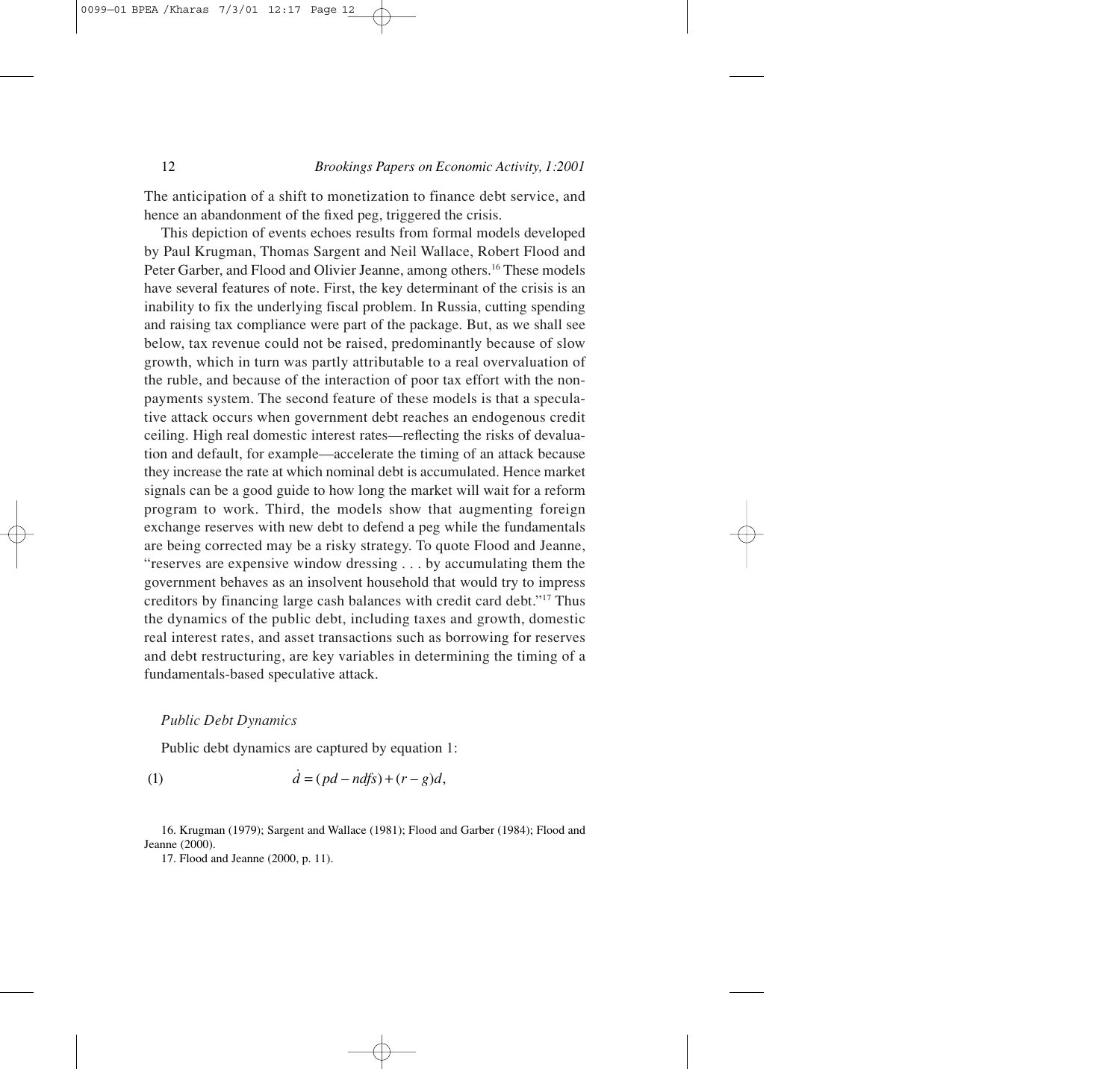The anticipation of a shift to monetization to finance debt service, and hence an abandonment of the fixed peg, triggered the crisis.

This depiction of events echoes results from formal models developed by Paul Krugman, Thomas Sargent and Neil Wallace, Robert Flood and Peter Garber, and Flood and Olivier Jeanne, among others.[16] These models have several features of note. First, the key determinant of the crisis is an inability to fix the underlying fiscal problem. In Russia, cutting spending and raising tax compliance were part of the package. But, as we shall see below, tax revenue could not be raised, predominantly because of slow growth, which in turn was partly attributable to a real overvaluation of the ruble, and because of the interaction of poor tax effort with the nonpayments system. The second feature of these models is that a speculative attack occurs when government debt reaches an endogenous credit ceiling. High real domestic interest rates—reflecting the risks of devaluation and default, for example—accelerate the timing of an attack because they increase the rate at which nominal debt is accumulated. Hence market signals can be a good guide to how long the market will wait for a reform program to work. Third, the models show that augmenting foreign exchange reserves with new debt to defend a peg while the fundamentals are being corrected may be a risky strategy. To quote Flood and Jeanne, "reserves are expensive window dressing . . . by accumulating them the government behaves as an insolvent household that would try to impress creditors by financing large cash balances with credit card debt."[17] Thus the dynamics of the public debt, including taxes and growth, domestic real interest rates, and asset transactions such as borrowing for reserves and debt restructuring, are key variables in determining the timing of a fundamentals-based speculative attack.

### *Public Debt Dynamics*

Public debt dynamics are captured by equation 1:

$$\dot{d} = (pd - ndfs) + (r - g)d, \tag{1}$$

16. Krugman (1979); Sargent and Wallace (1981); Flood and Garber (1984); Flood and Jeanne (2000).

17. Flood and Jeanne (2000, p. 11).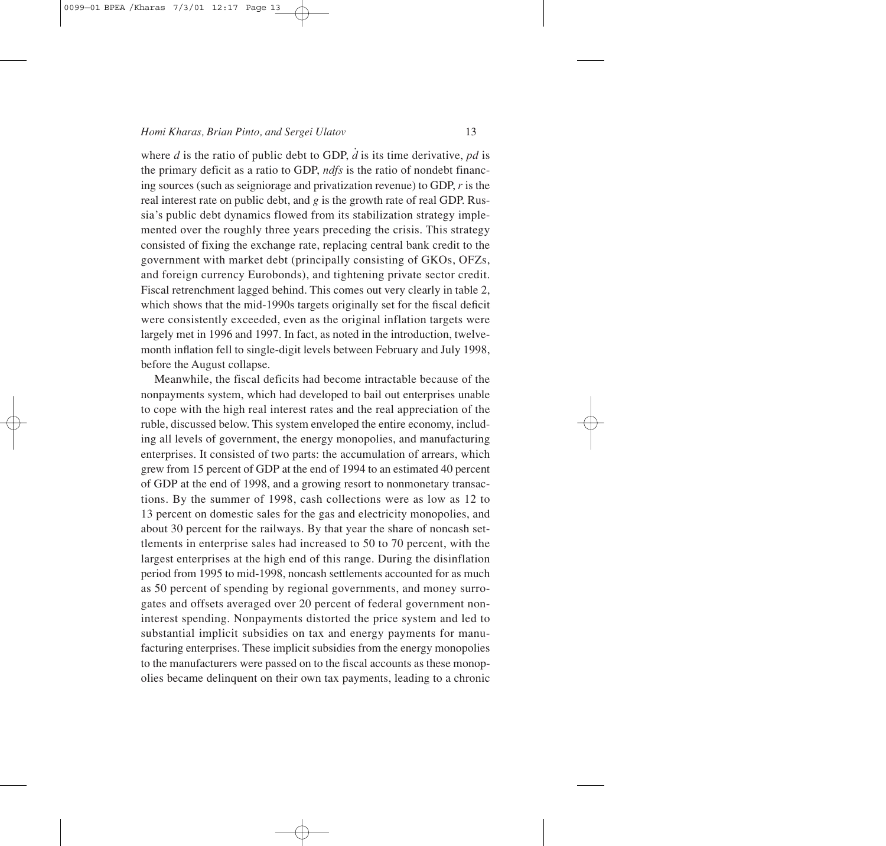where $d$ is the ratio of public debt to GDP, $\dot{d}$ is its time derivative, $pd$ is the primary deficit as a ratio to GDP, $ndfs$ is the ratio of nondebt financing sources (such as seigniorage and privatization revenue) to GDP, $r$ is the real interest rate on public debt, and $g$ is the growth rate of real GDP. Russia's public debt dynamics flowed from its stabilization strategy implemented over the roughly three years preceding the crisis. This strategy consisted of fixing the exchange rate, replacing central bank credit to the government with market debt (principally consisting of GKOs, OFZs, and foreign currency Eurobonds), and tightening private sector credit. Fiscal retrenchment lagged behind. This comes out very clearly in table 2, which shows that the mid-1990s targets originally set for the fiscal deficit were consistently exceeded, even as the original inflation targets were largely met in 1996 and 1997. In fact, as noted in the introduction, twelve-month inflation fell to single-digit levels between February and July 1998, before the August collapse.

Meanwhile, the fiscal deficits had become intractable because of the nonpayments system, which had developed to bail out enterprises unable to cope with the high real interest rates and the real appreciation of the ruble, discussed below. This system enveloped the entire economy, including all levels of government, the energy monopolies, and manufacturing enterprises. It consisted of two parts: the accumulation of arrears, which grew from 15 percent of GDP at the end of 1994 to an estimated 40 percent of GDP at the end of 1998, and a growing resort to nonmonetary transactions. By the summer of 1998, cash collections were as low as 12 to 13 percent on domestic sales for the gas and electricity monopolies, and about 30 percent for the railways. By that year the share of noncash settlements in enterprise sales had increased to 50 to 70 percent, with the largest enterprises at the high end of this range. During the disinflation period from 1995 to mid-1998, noncash settlements accounted for as much as 50 percent of spending by regional governments, and money surrogates and offsets averaged over 20 percent of federal government noninterest spending. Nonpayments distorted the price system and led to substantial implicit subsidies on tax and energy payments for manufacturing enterprises. These implicit subsidies from the energy monopolies to the manufacturers were passed on to the fiscal accounts as these monopolies became delinquent on their own tax payments, leading to a chronic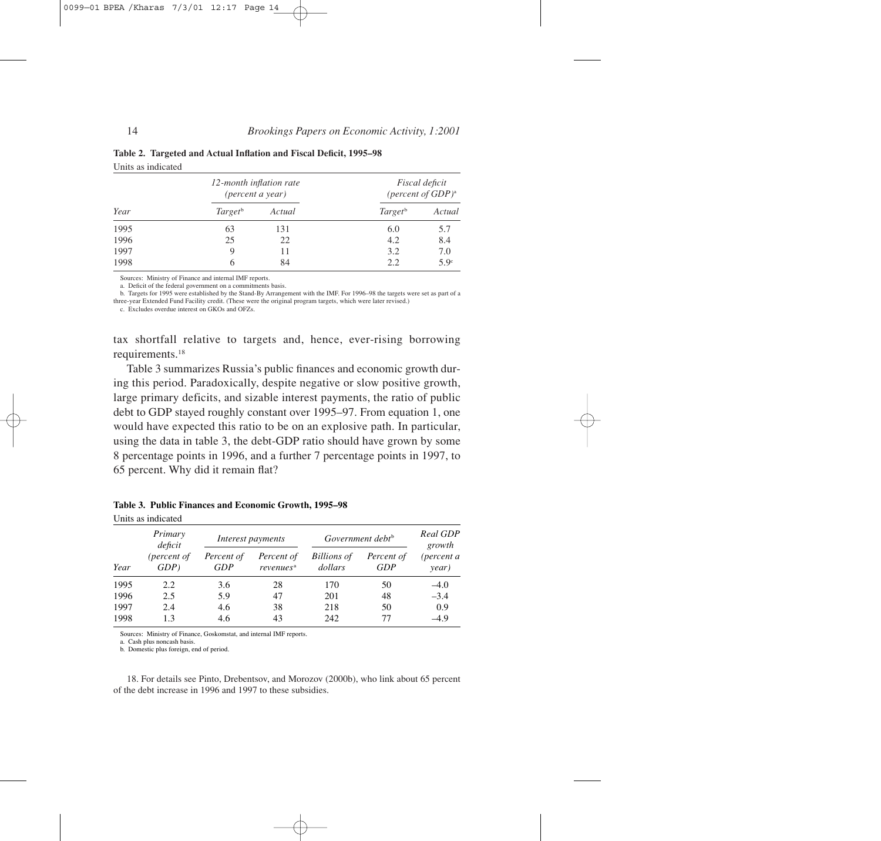**Table 2. Targeted and Actual Inflation and Fiscal Deficit, 1995–98**

Units as indicated

| Year | 12-month inflation rate (percent a year) | | Fiscal deficit (percent of GDP)[a] | |
|---|---|---|---|---|
| | Target[b] | Actual | Target[b] | Actual |
| 1995 | 63 | 131 | 6.0 | 5.7 |
| 1996 | 25 | 22 | 4.2 | 8.4 |
| 1997 | 9 | 11 | 3.2 | 7.0 |
| 1998 | 6 | 84 | 2.2 | 5.9[c] |

Sources: Ministry of Finance and internal IMF reports.

a. Deficit of the federal government on a commitments basis.

b. Targets for 1995 were established by the Stand-By Arrangement with the IMF. For 1996–98 the targets were set as part of a three-year Extended Fund Facility credit. (These were the original program targets, which were later revised.)

c. Excludes overdue interest on GKOs and OFZs.

tax shortfall relative to targets and, hence, ever-rising borrowing requirements.[18]

Table 3 summarizes Russia's public finances and economic growth during this period. Paradoxically, despite negative or slow positive growth, large primary deficits, and sizable interest payments, the ratio of public debt to GDP stayed roughly constant over 1995–97. From equation 1, one would have expected this ratio to be on an explosive path. In particular, using the data in table 3, the debt-GDP ratio should have grown by some 8 percentage points in 1996, and a further 7 percentage points in 1997, to 65 percent. Why did it remain flat?

**Table 3. Public Finances and Economic Growth, 1995–98**

Units as indicated

| Year | Primary deficit (percent of GDP) | Interest payments | | Government debt[b] | | Real GDP growth (percent a year) |
|---|---|---|---|---|---|---|
| | | Percent of GDP | Percent of revenues[a] | Billions of dollars | Percent of GDP | |
| 1995 | 2.2 | 3.6 | 28 | 170 | 50 | –4.0 |
| 1996 | 2.5 | 5.9 | 47 | 201 | 48 | –3.4 |
| 1997 | 2.4 | 4.6 | 38 | 218 | 50 | 0.9 |
| 1998 | 1.3 | 4.6 | 43 | 242 | 77 | –4.9 |

Sources: Ministry of Finance, Goskomstat, and internal IMF reports.

a. Cash plus noncash basis.

b. Domestic plus foreign, end of period.

18. For details see Pinto, Drebentsov, and Morozov (2000b), who link about 65 percent of the debt increase in 1996 and 1997 to these subsidies.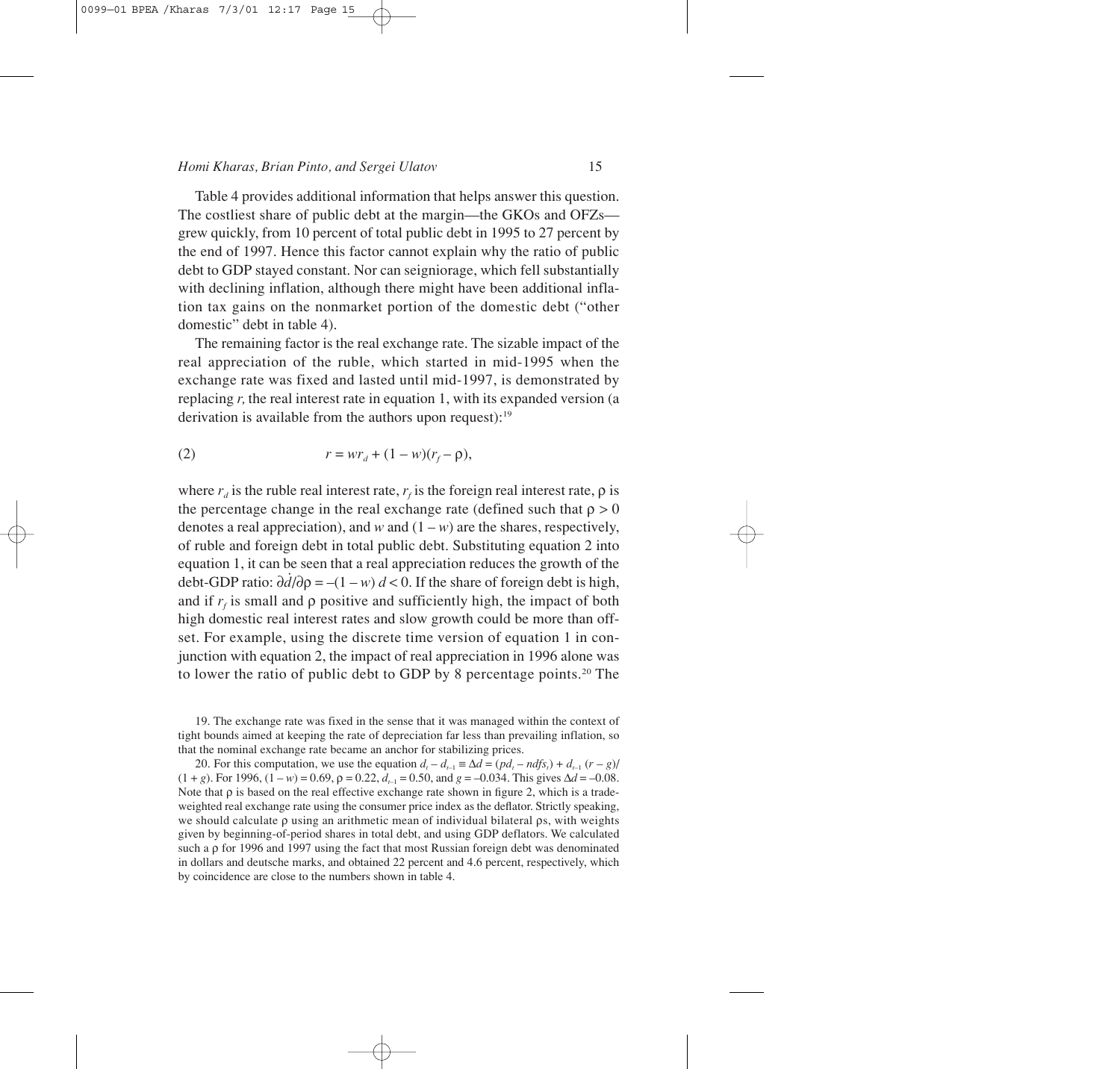Table 4 provides additional information that helps answer this question. The costliest share of public debt at the margin—the GKOs and OFZs—grew quickly, from 10 percent of total public debt in 1995 to 27 percent by the end of 1997. Hence this factor cannot explain why the ratio of public debt to GDP stayed constant. Nor can seigniorage, which fell substantially with declining inflation, although there might have been additional inflation tax gains on the nonmarket portion of the domestic debt ("other domestic" debt in table 4).

The remaining factor is the real exchange rate. The sizable impact of the real appreciation of the ruble, which started in mid-1995 when the exchange rate was fixed and lasted until mid-1997, is demonstrated by replacing $r$, the real interest rate in equation 1, with its expanded version (a derivation is available from the authors upon request):[19]

$$r = wr_d + (1 - w)(r_f - \rho), \tag{2}$$

where $r_d$ is the ruble real interest rate, $r_f$ is the foreign real interest rate, $\rho$ is the percentage change in the real exchange rate (defined such that $\rho > 0$ denotes a real appreciation), and $w$ and $(1 - w)$ are the shares, respectively, of ruble and foreign debt in total public debt. Substituting equation 2 into equation 1, it can be seen that a real appreciation reduces the growth of the debt-GDP ratio: $\partial \dot{d}/\partial \rho = -(1 - w)\, d < 0$. If the share of foreign debt is high, and if $r_f$ is small and $\rho$ positive and sufficiently high, the impact of both high domestic real interest rates and slow growth could be more than offset. For example, using the discrete time version of equation 1 in conjunction with equation 2, the impact of real appreciation in 1996 alone was to lower the ratio of public debt to GDP by 8 percentage points.[20] The

---

19. The exchange rate was fixed in the sense that it was managed within the context of tight bounds aimed at keeping the rate of depreciation far less than prevailing inflation, so that the nominal exchange rate became an anchor for stabilizing prices.

20. For this computation, we use the equation $d_t - d_{t-1} \equiv \Delta d = (pd_t - ndfs_t) + d_{t-1}(r - g)/(1 + g)$. For 1996, $(1 - w) = 0.69$, $\rho = 0.22$, $d_{t-1} = 0.50$, and $g = -0.034$. This gives $\Delta d = -0.08$. Note that $\rho$ is based on the real effective exchange rate shown in figure 2, which is a trade-weighted real exchange rate using the consumer price index as the deflator. Strictly speaking, we should calculate $\rho$ using an arithmetic mean of individual bilateral $\rho$s, with weights given by beginning-of-period shares in total debt, and using GDP deflators. We calculated such a $\rho$ for 1996 and 1997 using the fact that most Russian foreign debt was denominated in dollars and deutsche marks, and obtained 22 percent and 4.6 percent, respectively, which by coincidence are close to the numbers shown in table 4.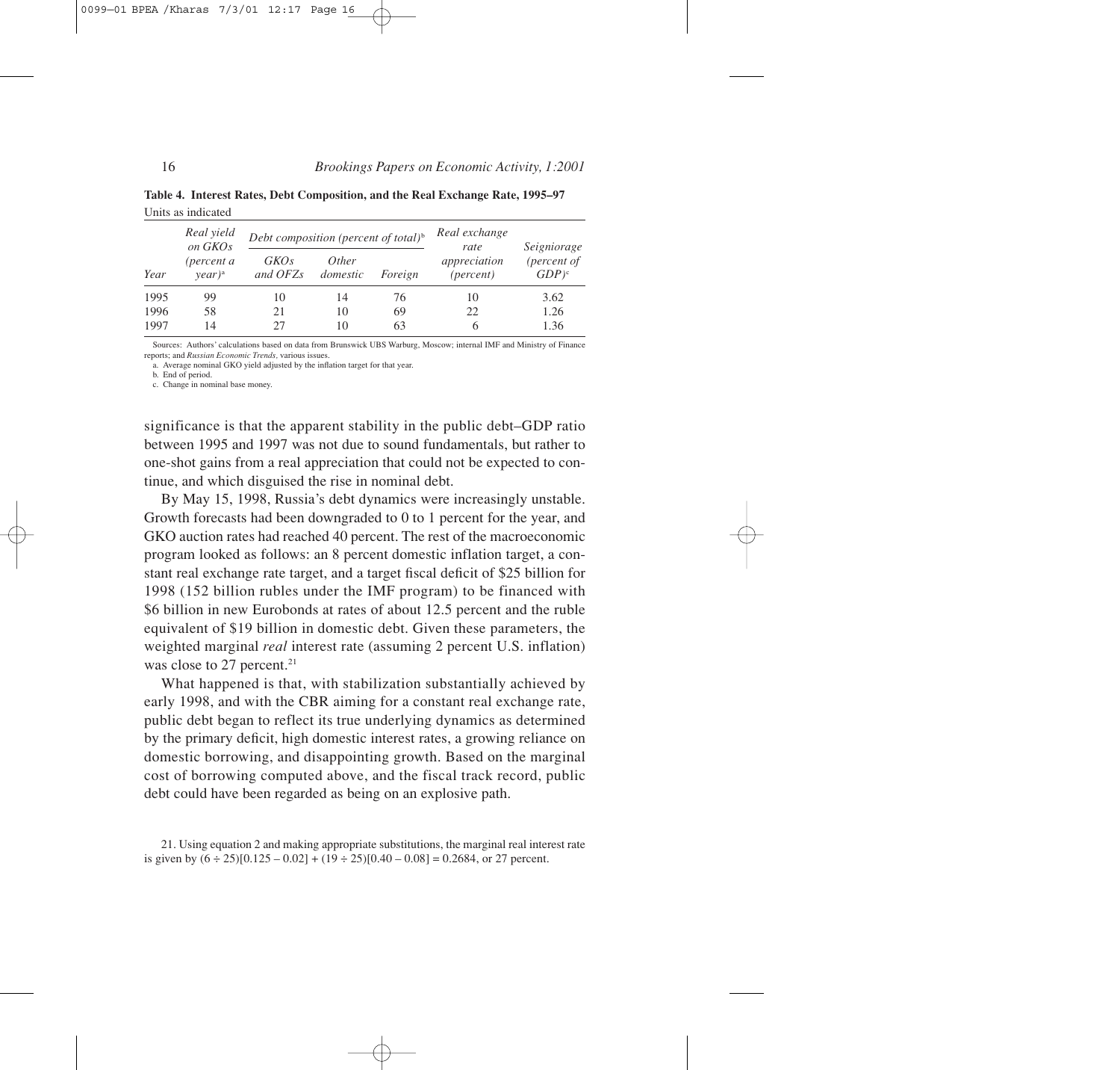**Table 4. Interest Rates, Debt Composition, and the Real Exchange Rate, 1995–97**

Units as indicated

| Year | Real yield on GKOs (percent a year)[a] | Debt composition (percent of total)[b] | | | Real exchange rate appreciation (percent) | Seigniorage (percent of GDP)[c] |
|---|---|---|---|---|---|---|
| | | GKOs and OFZs | Other domestic | Foreign | | |
| 1995 | 99 | 10 | 14 | 76 | 10 | 3.62 |
| 1996 | 58 | 21 | 10 | 69 | 22 | 1.26 |
| 1997 | 14 | 27 | 10 | 63 | 6 | 1.36 |

Sources: Authors' calculations based on data from Brunswick UBS Warburg, Moscow; internal IMF and Ministry of Finance reports; and *Russian Economic Trends*, various issues.

a. Average nominal GKO yield adjusted by the inflation target for that year.

b. End of period.

c. Change in nominal base money.

significance is that the apparent stability in the public debt–GDP ratio between 1995 and 1997 was not due to sound fundamentals, but rather to one-shot gains from a real appreciation that could not be expected to continue, and which disguised the rise in nominal debt.

By May 15, 1998, Russia's debt dynamics were increasingly unstable. Growth forecasts had been downgraded to 0 to 1 percent for the year, and GKO auction rates had reached 40 percent. The rest of the macroeconomic program looked as follows: an 8 percent domestic inflation target, a constant real exchange rate target, and a target fiscal deficit of $25 billion for 1998 (152 billion rubles under the IMF program) to be financed with $6 billion in new Eurobonds at rates of about 12.5 percent and the ruble equivalent of $19 billion in domestic debt. Given these parameters, the weighted marginal *real* interest rate (assuming 2 percent U.S. inflation) was close to 27 percent.[21]

What happened is that, with stabilization substantially achieved by early 1998, and with the CBR aiming for a constant real exchange rate, public debt began to reflect its true underlying dynamics as determined by the primary deficit, high domestic interest rates, a growing reliance on domestic borrowing, and disappointing growth. Based on the marginal cost of borrowing computed above, and the fiscal track record, public debt could have been regarded as being on an explosive path.

21. Using equation 2 and making appropriate substitutions, the marginal real interest rate is given by $(6 \div 25)[0.125 - 0.02] + (19 \div 25)[0.40 - 0.08] = 0.2684$, or 27 percent.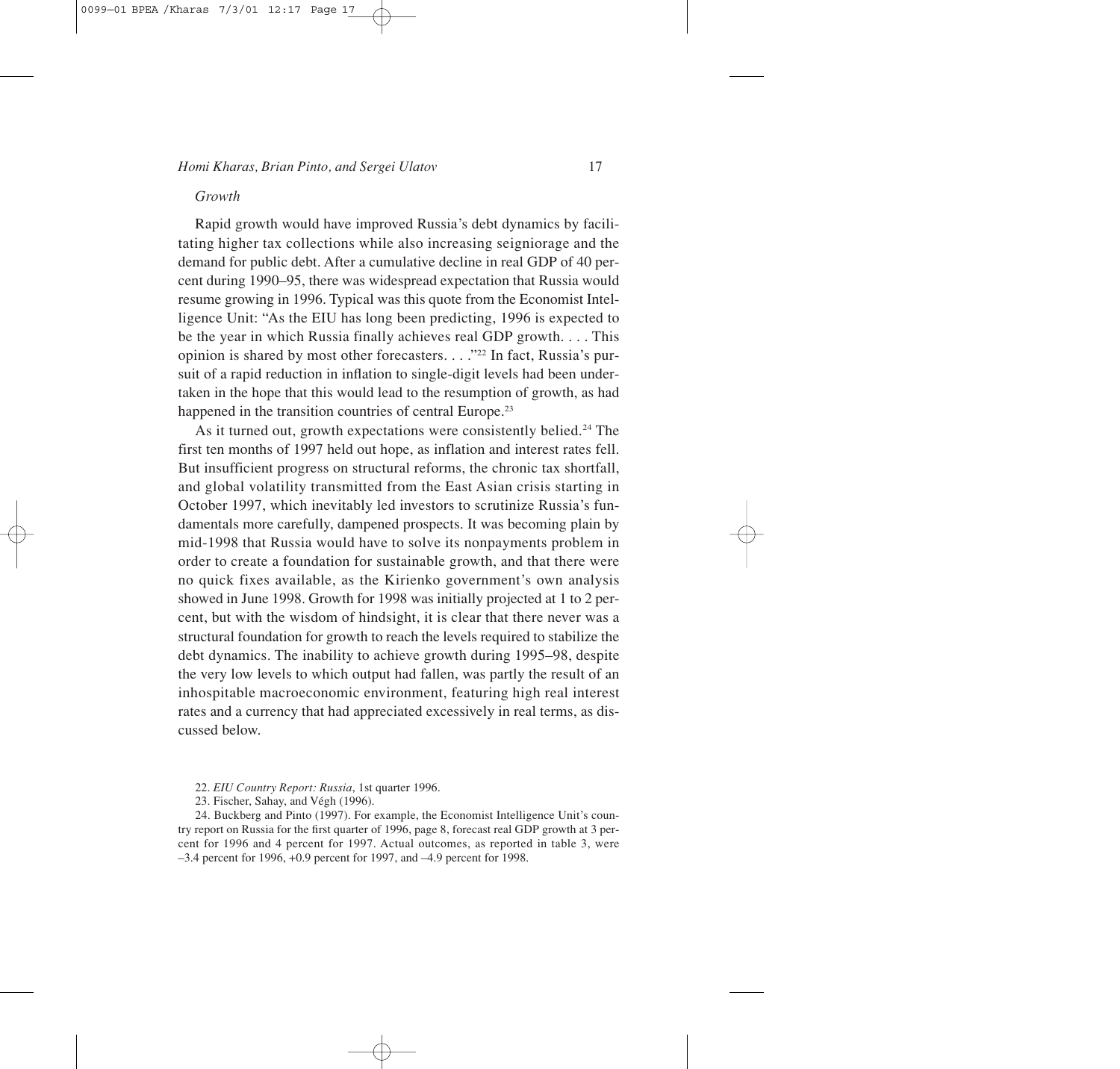*Growth*

Rapid growth would have improved Russia's debt dynamics by facilitating higher tax collections while also increasing seigniorage and the demand for public debt. After a cumulative decline in real GDP of 40 percent during 1990–95, there was widespread expectation that Russia would resume growing in 1996. Typical was this quote from the Economist Intelligence Unit: "As the EIU has long been predicting, 1996 is expected to be the year in which Russia finally achieves real GDP growth. . . . This opinion is shared by most other forecasters. . . ."[22] In fact, Russia's pursuit of a rapid reduction in inflation to single-digit levels had been undertaken in the hope that this would lead to the resumption of growth, as had happened in the transition countries of central Europe.[23]

As it turned out, growth expectations were consistently belied.[24] The first ten months of 1997 held out hope, as inflation and interest rates fell. But insufficient progress on structural reforms, the chronic tax shortfall, and global volatility transmitted from the East Asian crisis starting in October 1997, which inevitably led investors to scrutinize Russia's fundamentals more carefully, dampened prospects. It was becoming plain by mid-1998 that Russia would have to solve its nonpayments problem in order to create a foundation for sustainable growth, and that there were no quick fixes available, as the Kirienko government's own analysis showed in June 1998. Growth for 1998 was initially projected at 1 to 2 percent, but with the wisdom of hindsight, it is clear that there never was a structural foundation for growth to reach the levels required to stabilize the debt dynamics. The inability to achieve growth during 1995–98, despite the very low levels to which output had fallen, was partly the result of an inhospitable macroeconomic environment, featuring high real interest rates and a currency that had appreciated excessively in real terms, as discussed below.

22. *EIU Country Report: Russia*, 1st quarter 1996.

23. Fischer, Sahay, and Végh (1996).

24. Buckberg and Pinto (1997). For example, the Economist Intelligence Unit's country report on Russia for the first quarter of 1996, page 8, forecast real GDP growth at 3 percent for 1996 and 4 percent for 1997. Actual outcomes, as reported in table 3, were –3.4 percent for 1996, +0.9 percent for 1997, and –4.9 percent for 1998.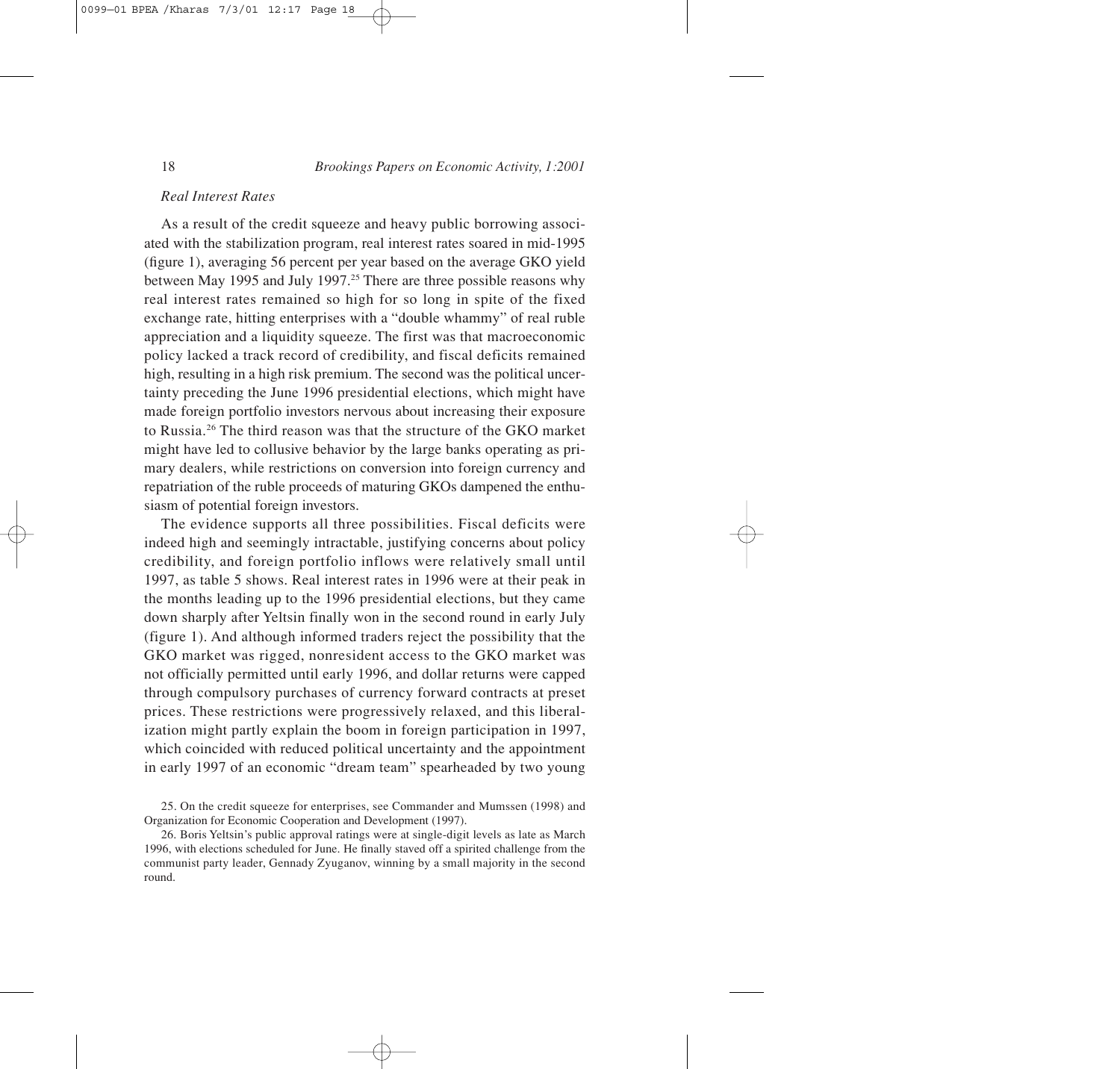### *Real Interest Rates*

As a result of the credit squeeze and heavy public borrowing associated with the stabilization program, real interest rates soared in mid-1995 (figure 1), averaging 56 percent per year based on the average GKO yield between May 1995 and July 1997.[25] There are three possible reasons why real interest rates remained so high for so long in spite of the fixed exchange rate, hitting enterprises with a "double whammy" of real ruble appreciation and a liquidity squeeze. The first was that macroeconomic policy lacked a track record of credibility, and fiscal deficits remained high, resulting in a high risk premium. The second was the political uncertainty preceding the June 1996 presidential elections, which might have made foreign portfolio investors nervous about increasing their exposure to Russia.[26] The third reason was that the structure of the GKO market might have led to collusive behavior by the large banks operating as primary dealers, while restrictions on conversion into foreign currency and repatriation of the ruble proceeds of maturing GKOs dampened the enthusiasm of potential foreign investors.

The evidence supports all three possibilities. Fiscal deficits were indeed high and seemingly intractable, justifying concerns about policy credibility, and foreign portfolio inflows were relatively small until 1997, as table 5 shows. Real interest rates in 1996 were at their peak in the months leading up to the 1996 presidential elections, but they came down sharply after Yeltsin finally won in the second round in early July (figure 1). And although informed traders reject the possibility that the GKO market was rigged, nonresident access to the GKO market was not officially permitted until early 1996, and dollar returns were capped through compulsory purchases of currency forward contracts at preset prices. These restrictions were progressively relaxed, and this liberalization might partly explain the boom in foreign participation in 1997, which coincided with reduced political uncertainty and the appointment in early 1997 of an economic "dream team" spearheaded by two young

25. On the credit squeeze for enterprises, see Commander and Mumssen (1998) and Organization for Economic Cooperation and Development (1997).

26. Boris Yeltsin's public approval ratings were at single-digit levels as late as March 1996, with elections scheduled for June. He finally staved off a spirited challenge from the communist party leader, Gennady Zyuganov, winning by a small majority in the second round.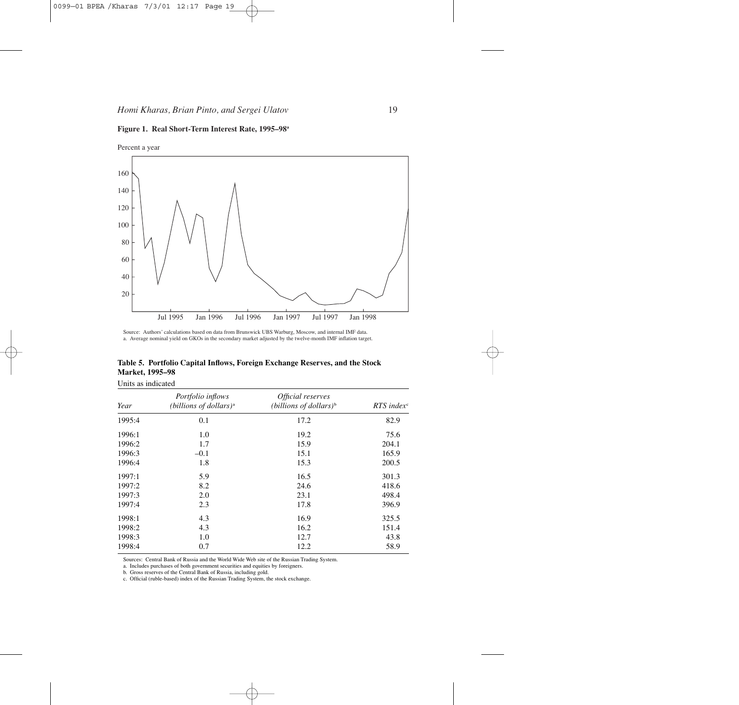**Figure 1. Real Short-Term Interest Rate, 1995–98**[a]

Percent a year

Source: Authors' calculations based on data from Brunswick UBS Warburg, Moscow, and internal IMF data.
a. Average nominal yield on GKOs in the secondary market adjusted by the twelve-month IMF inflation target.

**Table 5. Portfolio Capital Inflows, Foreign Exchange Reserves, and the Stock Market, 1995–98**

Units as indicated

| Year | *Portfolio inflows (billions of dollars)*[a] | *Official reserves (billions of dollars)*[b] | *RTS index*[c] |
|---|---|---|---|
| 1995:4 | 0.1 | 17.2 | 82.9 |
| 1996:1 | 1.0 | 19.2 | 75.6 |
| 1996:2 | 1.7 | 15.9 | 204.1 |
| 1996:3 | –0.1 | 15.1 | 165.9 |
| 1996:4 | 1.8 | 15.3 | 200.5 |
| 1997:1 | 5.9 | 16.5 | 301.3 |
| 1997:2 | 8.2 | 24.6 | 418.6 |
| 1997:3 | 2.0 | 23.1 | 498.4 |
| 1997:4 | 2.3 | 17.8 | 396.9 |
| 1998:1 | 4.3 | 16.9 | 325.5 |
| 1998:2 | 4.3 | 16.2 | 151.4 |
| 1998:3 | 1.0 | 12.7 | 43.8 |
| 1998:4 | 0.7 | 12.2 | 58.9 |

Sources: Central Bank of Russia and the World Wide Web site of the Russian Trading System.
a. Includes purchases of both government securities and equities by foreigners.
b. Gross reserves of the Central Bank of Russia, including gold.
c. Official (ruble-based) index of the Russian Trading System, the stock exchange.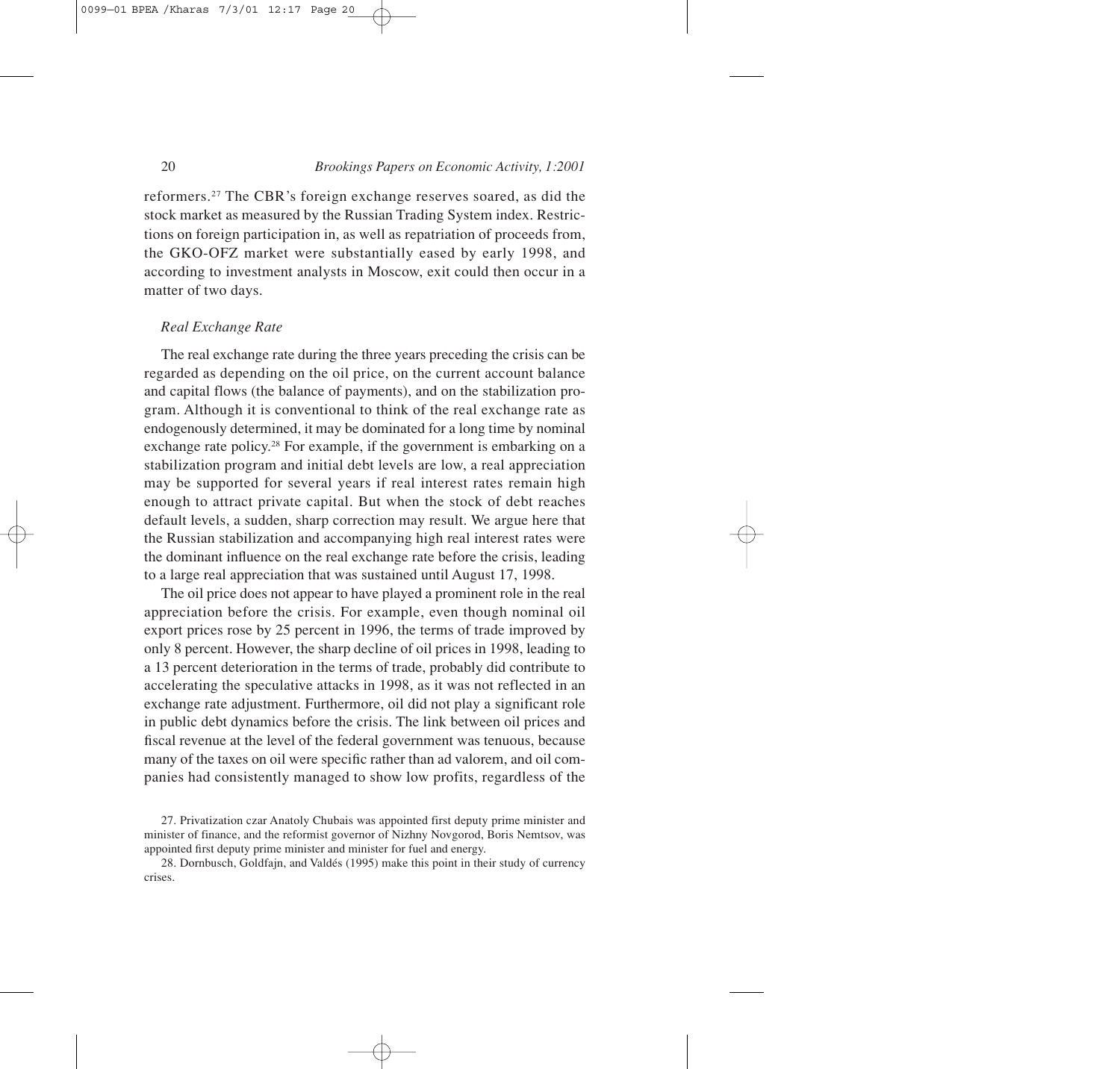reformers.[27] The CBR's foreign exchange reserves soared, as did the stock market as measured by the Russian Trading System index. Restrictions on foreign participation in, as well as repatriation of proceeds from, the GKO-OFZ market were substantially eased by early 1998, and according to investment analysts in Moscow, exit could then occur in a matter of two days.

### *Real Exchange Rate*

The real exchange rate during the three years preceding the crisis can be regarded as depending on the oil price, on the current account balance and capital flows (the balance of payments), and on the stabilization program. Although it is conventional to think of the real exchange rate as endogenously determined, it may be dominated for a long time by nominal exchange rate policy.[28] For example, if the government is embarking on a stabilization program and initial debt levels are low, a real appreciation may be supported for several years if real interest rates remain high enough to attract private capital. But when the stock of debt reaches default levels, a sudden, sharp correction may result. We argue here that the Russian stabilization and accompanying high real interest rates were the dominant influence on the real exchange rate before the crisis, leading to a large real appreciation that was sustained until August 17, 1998.

The oil price does not appear to have played a prominent role in the real appreciation before the crisis. For example, even though nominal oil export prices rose by 25 percent in 1996, the terms of trade improved by only 8 percent. However, the sharp decline of oil prices in 1998, leading to a 13 percent deterioration in the terms of trade, probably did contribute to accelerating the speculative attacks in 1998, as it was not reflected in an exchange rate adjustment. Furthermore, oil did not play a significant role in public debt dynamics before the crisis. The link between oil prices and fiscal revenue at the level of the federal government was tenuous, because many of the taxes on oil were specific rather than ad valorem, and oil companies had consistently managed to show low profits, regardless of the

27. Privatization czar Anatoly Chubais was appointed first deputy prime minister and minister of finance, and the reformist governor of Nizhny Novgorod, Boris Nemtsov, was appointed first deputy prime minister and minister for fuel and energy.

28. Dornbusch, Goldfajn, and Valdés (1995) make this point in their study of currency crises.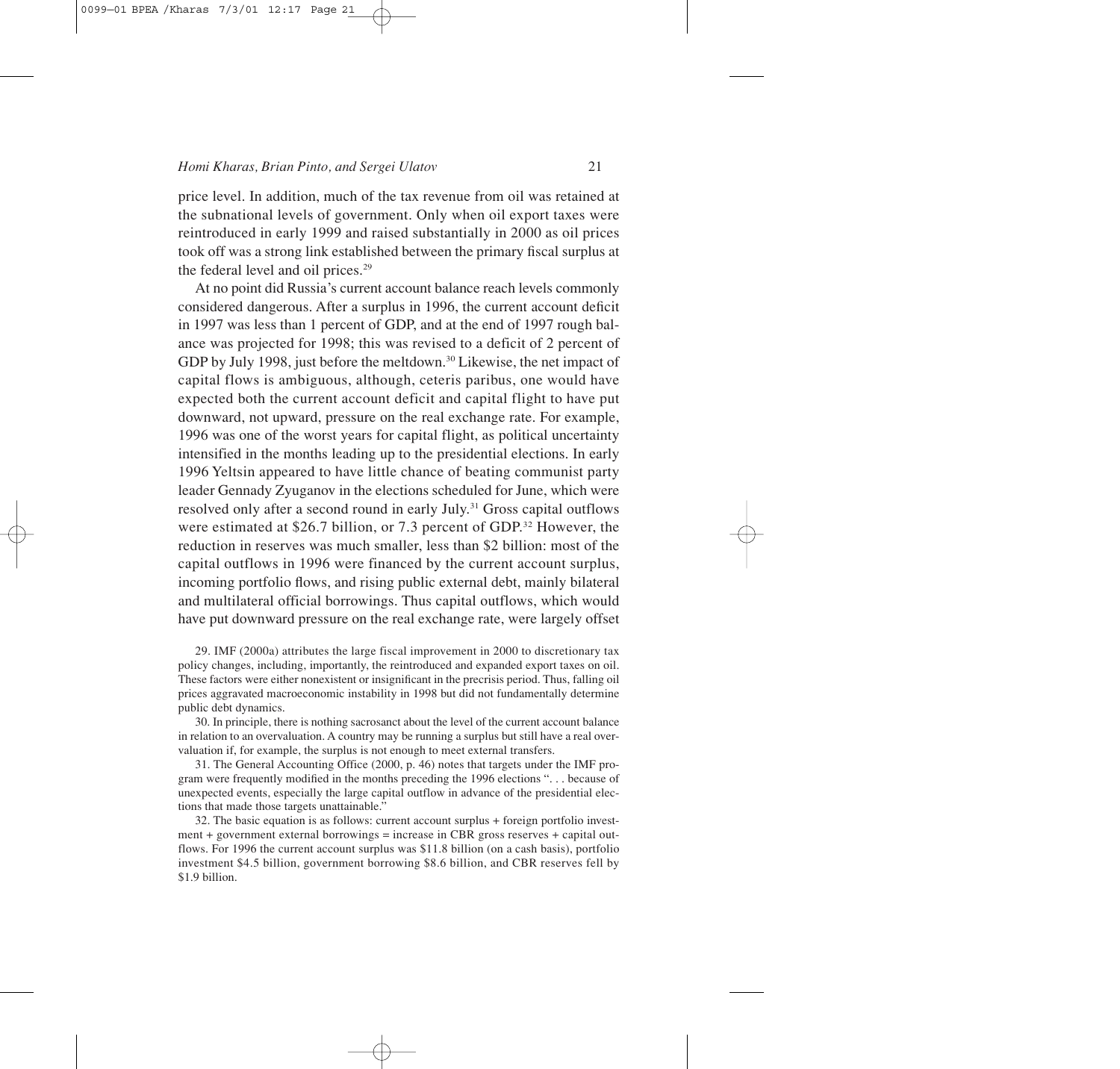price level. In addition, much of the tax revenue from oil was retained at the subnational levels of government. Only when oil export taxes were reintroduced in early 1999 and raised substantially in 2000 as oil prices took off was a strong link established between the primary fiscal surplus at the federal level and oil prices.[29]

At no point did Russia's current account balance reach levels commonly considered dangerous. After a surplus in 1996, the current account deficit in 1997 was less than 1 percent of GDP, and at the end of 1997 rough balance was projected for 1998; this was revised to a deficit of 2 percent of GDP by July 1998, just before the meltdown.[30] Likewise, the net impact of capital flows is ambiguous, although, ceteris paribus, one would have expected both the current account deficit and capital flight to have put downward, not upward, pressure on the real exchange rate. For example, 1996 was one of the worst years for capital flight, as political uncertainty intensified in the months leading up to the presidential elections. In early 1996 Yeltsin appeared to have little chance of beating communist party leader Gennady Zyuganov in the elections scheduled for June, which were resolved only after a second round in early July.[31] Gross capital outflows were estimated at \$26.7 billion, or 7.3 percent of GDP.[32] However, the reduction in reserves was much smaller, less than \$2 billion: most of the capital outflows in 1996 were financed by the current account surplus, incoming portfolio flows, and rising public external debt, mainly bilateral and multilateral official borrowings. Thus capital outflows, which would have put downward pressure on the real exchange rate, were largely offset

29. IMF (2000a) attributes the large fiscal improvement in 2000 to discretionary tax policy changes, including, importantly, the reintroduced and expanded export taxes on oil. These factors were either nonexistent or insignificant in the precrisis period. Thus, falling oil prices aggravated macroeconomic instability in 1998 but did not fundamentally determine public debt dynamics.

30. In principle, there is nothing sacrosanct about the level of the current account balance in relation to an overvaluation. A country may be running a surplus but still have a real overvaluation if, for example, the surplus is not enough to meet external transfers.

31. The General Accounting Office (2000, p. 46) notes that targets under the IMF program were frequently modified in the months preceding the 1996 elections ". . . because of unexpected events, especially the large capital outflow in advance of the presidential elections that made those targets unattainable."

32. The basic equation is as follows: current account surplus + foreign portfolio investment + government external borrowings = increase in CBR gross reserves + capital outflows. For 1996 the current account surplus was \$11.8 billion (on a cash basis), portfolio investment \$4.5 billion, government borrowing \$8.6 billion, and CBR reserves fell by \$1.9 billion.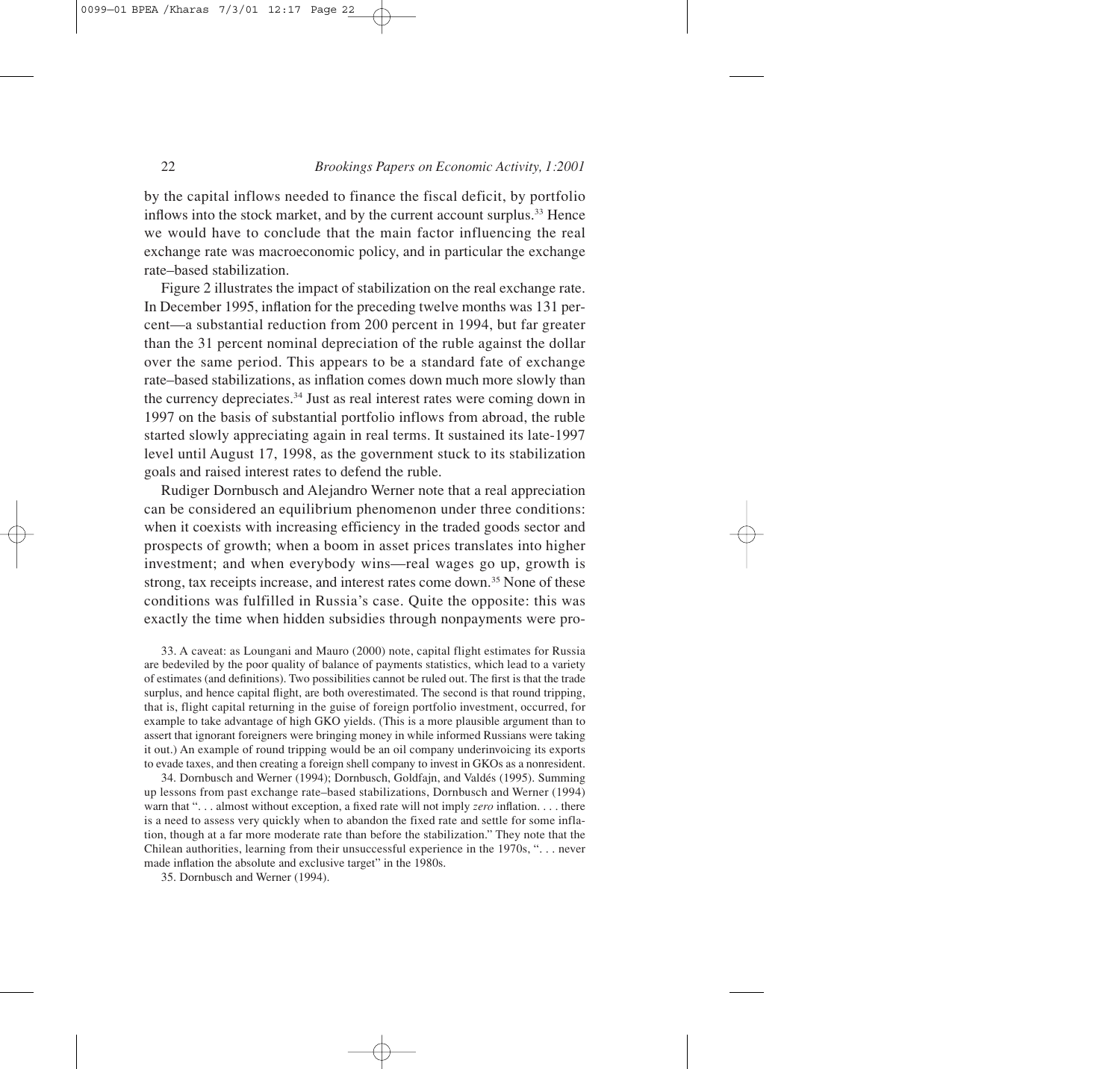by the capital inflows needed to finance the fiscal deficit, by portfolio inflows into the stock market, and by the current account surplus.[33] Hence we would have to conclude that the main factor influencing the real exchange rate was macroeconomic policy, and in particular the exchange rate–based stabilization.

Figure 2 illustrates the impact of stabilization on the real exchange rate. In December 1995, inflation for the preceding twelve months was 131 percent—a substantial reduction from 200 percent in 1994, but far greater than the 31 percent nominal depreciation of the ruble against the dollar over the same period. This appears to be a standard fate of exchange rate–based stabilizations, as inflation comes down much more slowly than the currency depreciates.[34] Just as real interest rates were coming down in 1997 on the basis of substantial portfolio inflows from abroad, the ruble started slowly appreciating again in real terms. It sustained its late-1997 level until August 17, 1998, as the government stuck to its stabilization goals and raised interest rates to defend the ruble.

Rudiger Dornbusch and Alejandro Werner note that a real appreciation can be considered an equilibrium phenomenon under three conditions: when it coexists with increasing efficiency in the traded goods sector and prospects of growth; when a boom in asset prices translates into higher investment; and when everybody wins—real wages go up, growth is strong, tax receipts increase, and interest rates come down.[35] None of these conditions was fulfilled in Russia's case. Quite the opposite: this was exactly the time when hidden subsidies through nonpayments were pro-

33. A caveat: as Loungani and Mauro (2000) note, capital flight estimates for Russia are bedeviled by the poor quality of balance of payments statistics, which lead to a variety of estimates (and definitions). Two possibilities cannot be ruled out. The first is that the trade surplus, and hence capital flight, are both overestimated. The second is that round tripping, that is, flight capital returning in the guise of foreign portfolio investment, occurred, for example to take advantage of high GKO yields. (This is a more plausible argument than to assert that ignorant foreigners were bringing money in while informed Russians were taking it out.) An example of round tripping would be an oil company underinvoicing its exports to evade taxes, and then creating a foreign shell company to invest in GKOs as a nonresident.

34. Dornbusch and Werner (1994); Dornbusch, Goldfajn, and Valdés (1995). Summing up lessons from past exchange rate–based stabilizations, Dornbusch and Werner (1994) warn that ". . . almost without exception, a fixed rate will not imply *zero* inflation. . . . there is a need to assess very quickly when to abandon the fixed rate and settle for some inflation, though at a far more moderate rate than before the stabilization." They note that the Chilean authorities, learning from their unsuccessful experience in the 1970s, ". . . never made inflation the absolute and exclusive target" in the 1980s.

35. Dornbusch and Werner (1994).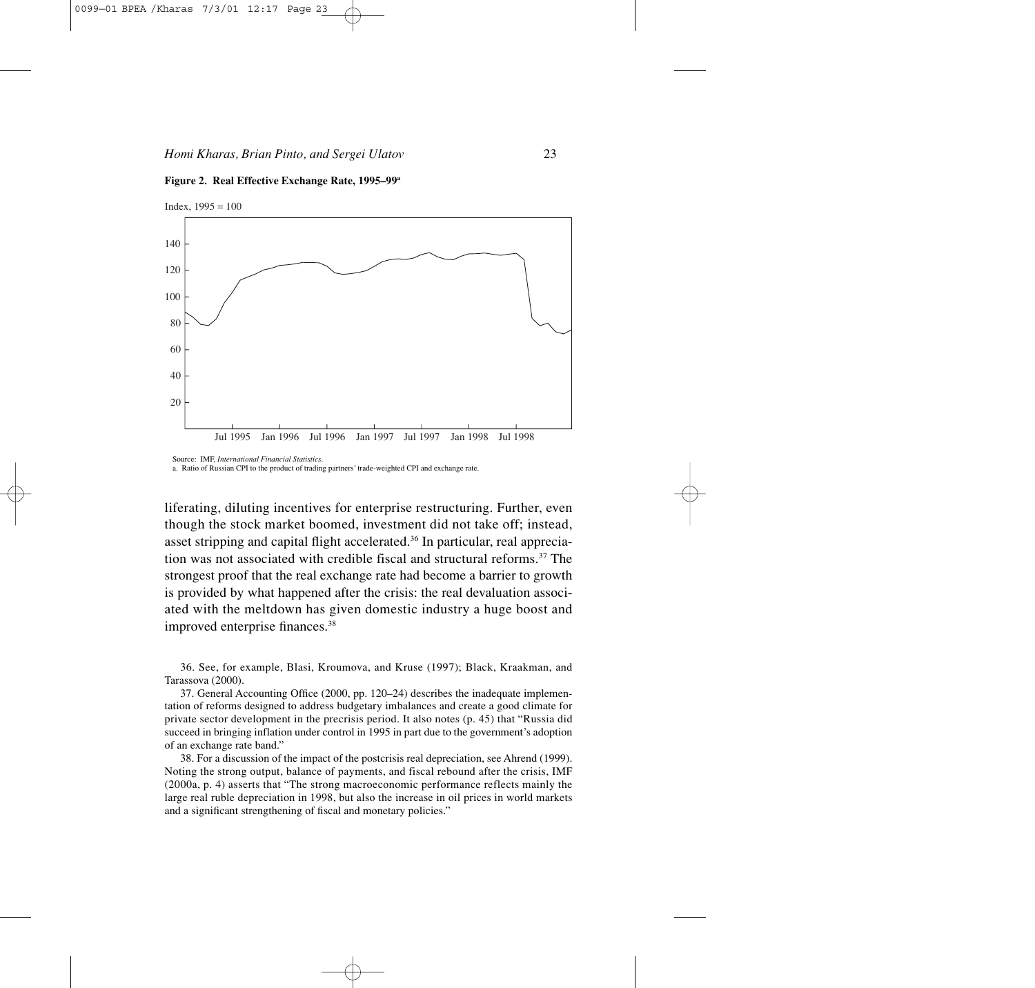**Figure 2. Real Effective Exchange Rate, 1995–99[a]**

Source: IMF, *International Financial Statistics.*

a. Ratio of Russian CPI to the product of trading partners' trade-weighted CPI and exchange rate.

liferating, diluting incentives for enterprise restructuring. Further, even though the stock market boomed, investment did not take off; instead, asset stripping and capital flight accelerated.[36] In particular, real appreciation was not associated with credible fiscal and structural reforms.[37] The strongest proof that the real exchange rate had become a barrier to growth is provided by what happened after the crisis: the real devaluation associated with the meltdown has given domestic industry a huge boost and improved enterprise finances.[38]

36. See, for example, Blasi, Kroumova, and Kruse (1997); Black, Kraakman, and Tarassova (2000).

37. General Accounting Office (2000, pp. 120–24) describes the inadequate implementation of reforms designed to address budgetary imbalances and create a good climate for private sector development in the precrisis period. It also notes (p. 45) that "Russia did succeed in bringing inflation under control in 1995 in part due to the government's adoption of an exchange rate band."

38. For a discussion of the impact of the postcrisis real depreciation, see Ahrend (1999). Noting the strong output, balance of payments, and fiscal rebound after the crisis, IMF (2000a, p. 4) asserts that "The strong macroeconomic performance reflects mainly the large real ruble depreciation in 1998, but also the increase in oil prices in world markets and a significant strengthening of fiscal and monetary policies."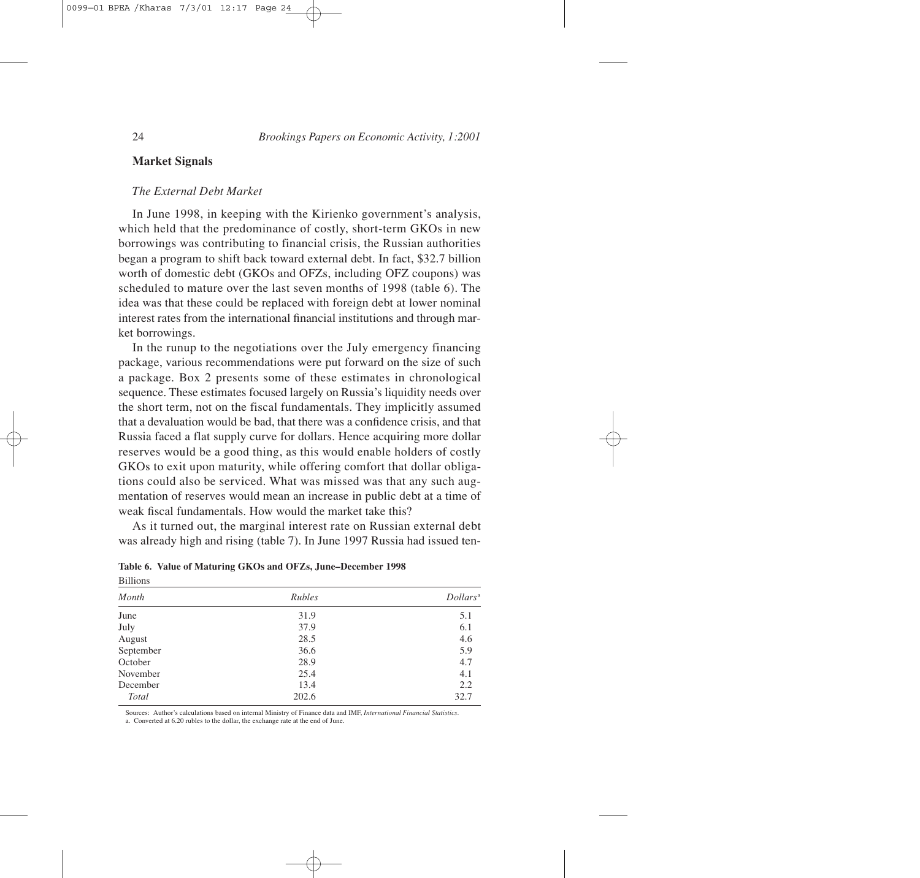## Market Signals

### *The External Debt Market*

In June 1998, in keeping with the Kirienko government's analysis, which held that the predominance of costly, short-term GKOs in new borrowings was contributing to financial crisis, the Russian authorities began a program to shift back toward external debt. In fact, $32.7 billion worth of domestic debt (GKOs and OFZs, including OFZ coupons) was scheduled to mature over the last seven months of 1998 (table 6). The idea was that these could be replaced with foreign debt at lower nominal interest rates from the international financial institutions and through market borrowings.

In the runup to the negotiations over the July emergency financing package, various recommendations were put forward on the size of such a package. Box 2 presents some of these estimates in chronological sequence. These estimates focused largely on Russia's liquidity needs over the short term, not on the fiscal fundamentals. They implicitly assumed that a devaluation would be bad, that there was a confidence crisis, and that Russia faced a flat supply curve for dollars. Hence acquiring more dollar reserves would be a good thing, as this would enable holders of costly GKOs to exit upon maturity, while offering comfort that dollar obligations could also be serviced. What was missed was that any such augmentation of reserves would mean an increase in public debt at a time of weak fiscal fundamentals. How would the market take this?

As it turned out, the marginal interest rate on Russian external debt was already high and rising (table 7). In June 1997 Russia had issued ten-

**Table 6. Value of Maturing GKOs and OFZs, June–December 1998**

Billions

| *Month* | *Rubles* | *Dollars*[a] |
|---|---|---|
| June | 31.9 | 5.1 |
| July | 37.9 | 6.1 |
| August | 28.5 | 4.6 |
| September | 36.6 | 5.9 |
| October | 28.9 | 4.7 |
| November | 25.4 | 4.1 |
| December | 13.4 | 2.2 |
| *Total* | 202.6 | 32.7 |

Sources: Author's calculations based on internal Ministry of Finance data and IMF, *International Financial Statistics*.

a. Converted at 6.20 rubles to the dollar, the exchange rate at the end of June.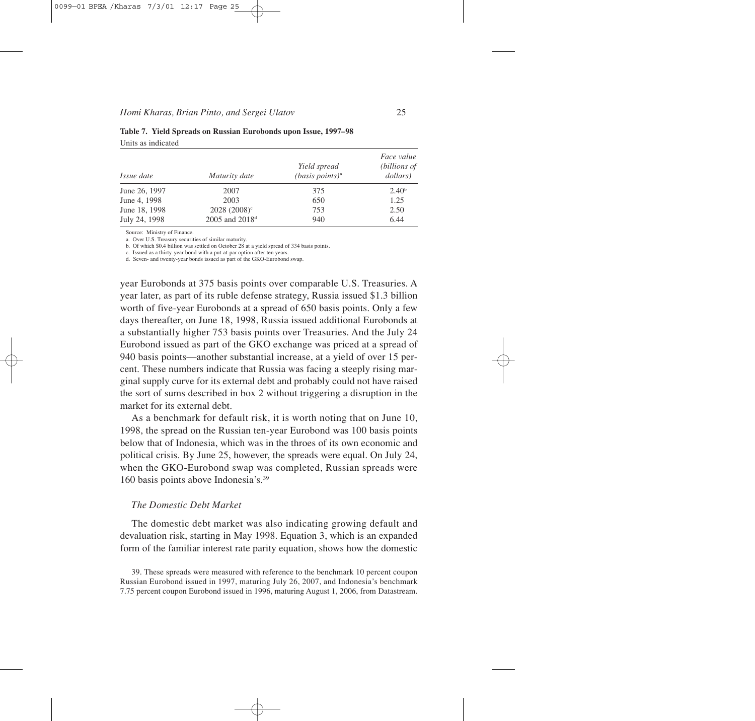**Table 7. Yield Spreads on Russian Eurobonds upon Issue, 1997–98**

Units as indicated

| *Issue date* | *Maturity date* | *Yield spread (basis points)*[a] | *Face value (billions of dollars)* |
|---|---|---|---|
| June 26, 1997 | 2007 | 375 | 2.40[b] |
| June 4, 1998 | 2003 | 650 | 1.25 |
| June 18, 1998 | 2028 (2008)[c] | 753 | 2.50 |
| July 24, 1998 | 2005 and 2018[d] | 940 | 6.44 |

Source: Ministry of Finance.

a. Over U.S. Treasury securities of similar maturity.

b. Of which $0.4 billion was settled on October 28 at a yield spread of 334 basis points.

c. Issued as a thirty-year bond with a put-at-par option after ten years.

d. Seven- and twenty-year bonds issued as part of the GKO-Eurobond swap.

year Eurobonds at 375 basis points over comparable U.S. Treasuries. A year later, as part of its ruble defense strategy, Russia issued $1.3 billion worth of five-year Eurobonds at a spread of 650 basis points. Only a few days thereafter, on June 18, 1998, Russia issued additional Eurobonds at a substantially higher 753 basis points over Treasuries. And the July 24 Eurobond issued as part of the GKO exchange was priced at a spread of 940 basis points—another substantial increase, at a yield of over 15 percent. These numbers indicate that Russia was facing a steeply rising marginal supply curve for its external debt and probably could not have raised the sort of sums described in box 2 without triggering a disruption in the market for its external debt.

As a benchmark for default risk, it is worth noting that on June 10, 1998, the spread on the Russian ten-year Eurobond was 100 basis points below that of Indonesia, which was in the throes of its own economic and political crisis. By June 25, however, the spreads were equal. On July 24, when the GKO-Eurobond swap was completed, Russian spreads were 160 basis points above Indonesia's.[39]

### *The Domestic Debt Market*

The domestic debt market was also indicating growing default and devaluation risk, starting in May 1998. Equation 3, which is an expanded form of the familiar interest rate parity equation, shows how the domestic

39. These spreads were measured with reference to the benchmark 10 percent coupon Russian Eurobond issued in 1997, maturing July 26, 2007, and Indonesia's benchmark 7.75 percent coupon Eurobond issued in 1996, maturing August 1, 2006, from Datastream.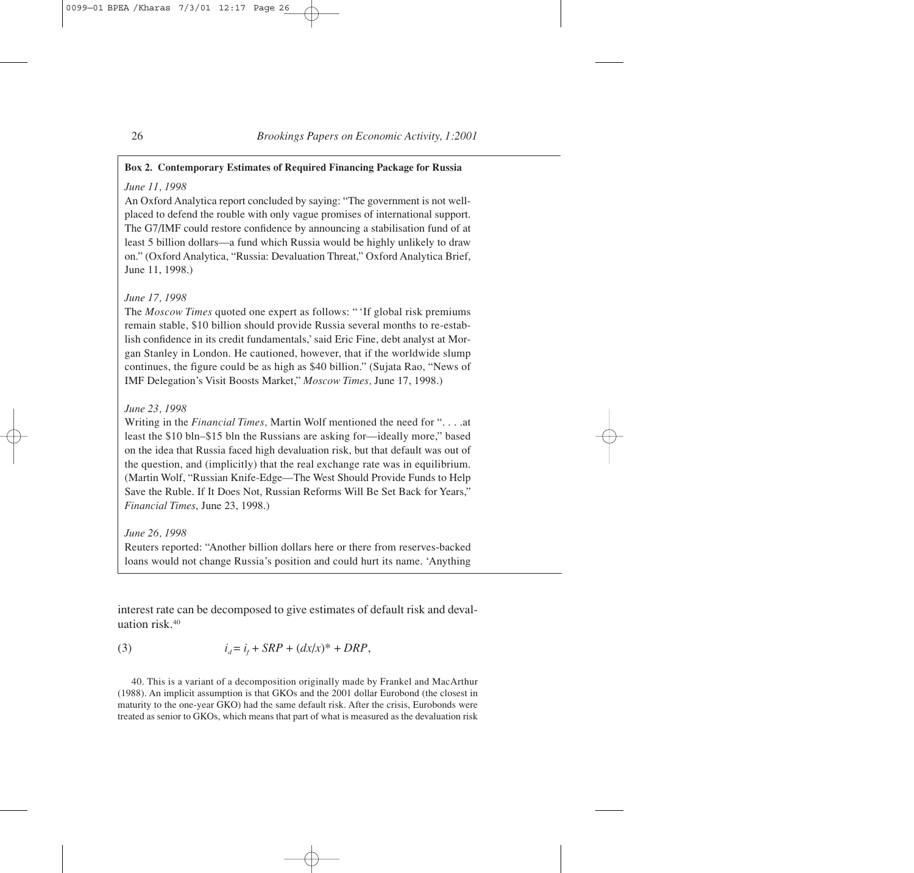**Box 2. Contemporary Estimates of Required Financing Package for Russia**

*June 11, 1998*

An Oxford Analytica report concluded by saying: "The government is not well-placed to defend the rouble with only vague promises of international support. The G7/IMF could restore confidence by announcing a stabilisation fund of at least 5 billion dollars—a fund which Russia would be highly unlikely to draw on." (Oxford Analytica, "Russia: Devaluation Threat," Oxford Analytica Brief, June 11, 1998.)

*June 17, 1998*

The *Moscow Times* quoted one expert as follows: " 'If global risk premiums remain stable, $10 billion should provide Russia several months to re-establish confidence in its credit fundamentals,' said Eric Fine, debt analyst at Morgan Stanley in London. He cautioned, however, that if the worldwide slump continues, the figure could be as high as $40 billion." (Sujata Rao, "News of IMF Delegation's Visit Boosts Market," *Moscow Times,* June 17, 1998.)

*June 23, 1998*

Writing in the *Financial Times,* Martin Wolf mentioned the need for ". . . .at least the $10 bln–$15 bln the Russians are asking for—ideally more," based on the idea that Russia faced high devaluation risk, but that default was out of the question, and (implicitly) that the real exchange rate was in equilibrium. (Martin Wolf, "Russian Knife-Edge—The West Should Provide Funds to Help Save the Ruble. If It Does Not, Russian Reforms Will Be Set Back for Years," *Financial Times*, June 23, 1998.)

*June 26, 1998*

Reuters reported: "Another billion dollars here or there from reserves-backed loans would not change Russia's position and could hurt its name. 'Anything

interest rate can be decomposed to give estimates of default risk and devaluation risk.[40]

$$i_d = i_f + SRP + (dx/x)^* + DRP, \tag{3}$$

40. This is a variant of a decomposition originally made by Frankel and MacArthur (1988). An implicit assumption is that GKOs and the 2001 dollar Eurobond (the closest in maturity to the one-year GKO) had the same default risk. After the crisis, Eurobonds were treated as senior to GKOs, which means that part of what is measured as the devaluation risk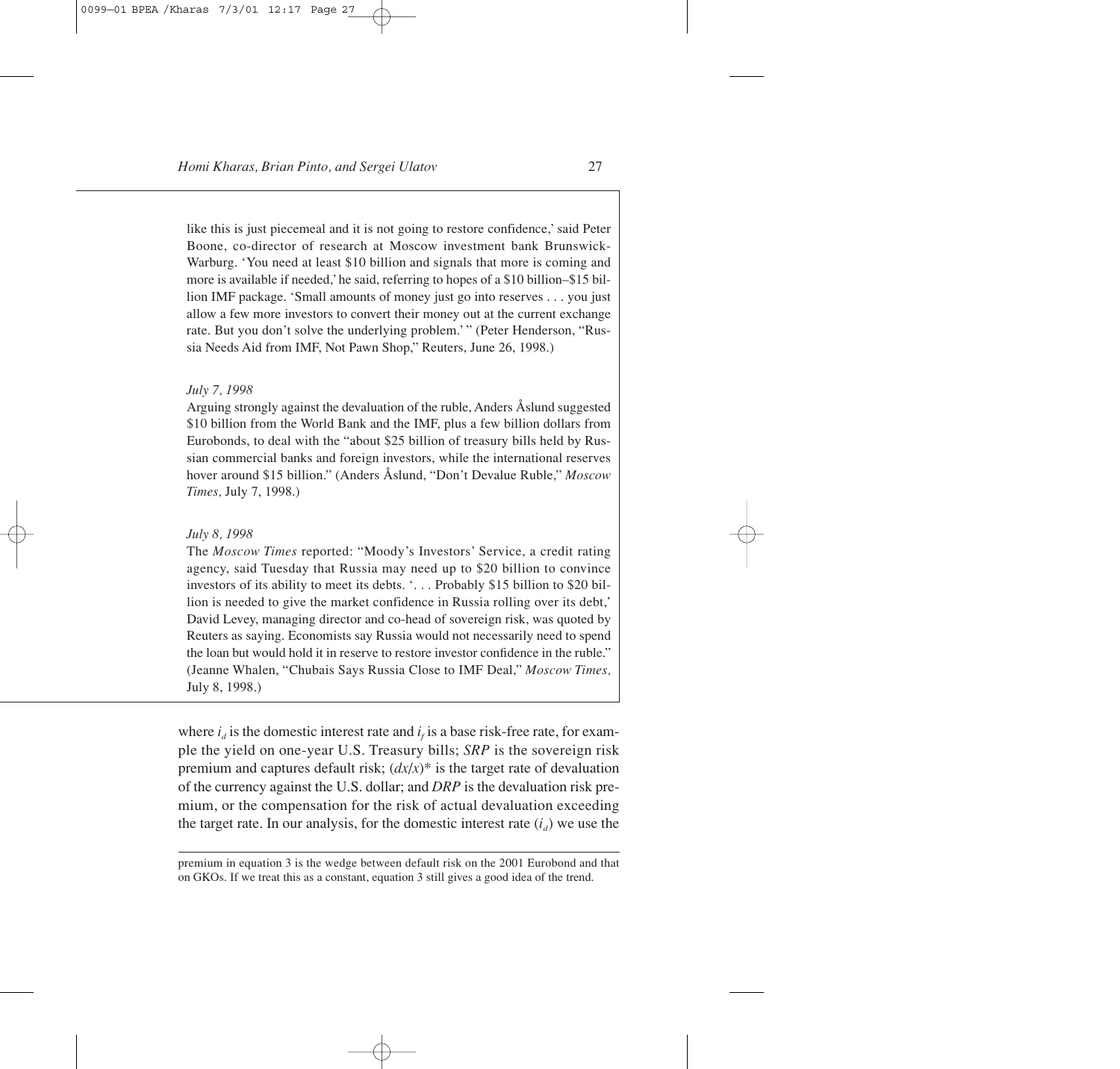like this is just piecemeal and it is not going to restore confidence,' said Peter Boone, co-director of research at Moscow investment bank Brunswick-Warburg. 'You need at least \$10 billion and signals that more is coming and more is available if needed,' he said, referring to hopes of a \$10 billion–\$15 billion IMF package. 'Small amounts of money just go into reserves . . . you just allow a few more investors to convert their money out at the current exchange rate. But you don't solve the underlying problem.' " (Peter Henderson, "Russia Needs Aid from IMF, Not Pawn Shop," Reuters, June 26, 1998.)

*July 7, 1998*

Arguing strongly against the devaluation of the ruble, Anders Åslund suggested \$10 billion from the World Bank and the IMF, plus a few billion dollars from Eurobonds, to deal with the "about \$25 billion of treasury bills held by Russian commercial banks and foreign investors, while the international reserves hover around \$15 billion." (Anders Åslund, "Don't Devalue Ruble," *Moscow Times,* July 7, 1998.)

*July 8, 1998*

The *Moscow Times* reported: "Moody's Investors' Service, a credit rating agency, said Tuesday that Russia may need up to \$20 billion to convince investors of its ability to meet its debts. '. . . Probably \$15 billion to \$20 billion is needed to give the market confidence in Russia rolling over its debt,' David Levey, managing director and co-head of sovereign risk, was quoted by Reuters as saying. Economists say Russia would not necessarily need to spend the loan but would hold it in reserve to restore investor confidence in the ruble." (Jeanne Whalen, "Chubais Says Russia Close to IMF Deal," *Moscow Times,* July 8, 1998.)

where $i_d$ is the domestic interest rate and $i_f$ is a base risk-free rate, for example the yield on one-year U.S. Treasury bills; *SRP* is the sovereign risk premium and captures default risk; $(dx/x)^*$ is the target rate of devaluation of the currency against the U.S. dollar; and *DRP* is the devaluation risk premium, or the compensation for the risk of actual devaluation exceeding the target rate. In our analysis, for the domestic interest rate ($i_d$) we use the

premium in equation 3 is the wedge between default risk on the 2001 Eurobond and that on GKOs. If we treat this as a constant, equation 3 still gives a good idea of the trend.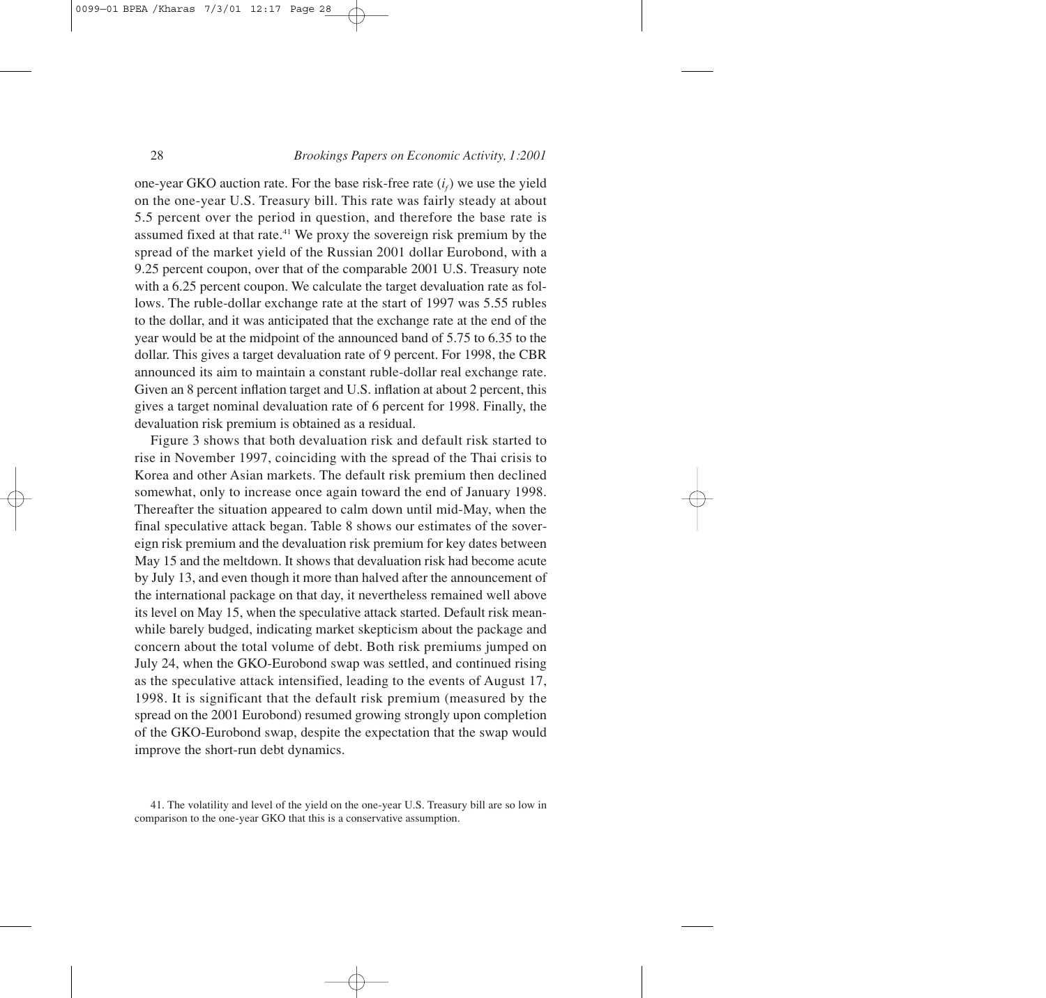one-year GKO auction rate. For the base risk-free rate ($i_f$) we use the yield on the one-year U.S. Treasury bill. This rate was fairly steady at about 5.5 percent over the period in question, and therefore the base rate is assumed fixed at that rate.[41] We proxy the sovereign risk premium by the spread of the market yield of the Russian 2001 dollar Eurobond, with a 9.25 percent coupon, over that of the comparable 2001 U.S. Treasury note with a 6.25 percent coupon. We calculate the target devaluation rate as follows. The ruble-dollar exchange rate at the start of 1997 was 5.55 rubles to the dollar, and it was anticipated that the exchange rate at the end of the year would be at the midpoint of the announced band of 5.75 to 6.35 to the dollar. This gives a target devaluation rate of 9 percent. For 1998, the CBR announced its aim to maintain a constant ruble-dollar real exchange rate. Given an 8 percent inflation target and U.S. inflation at about 2 percent, this gives a target nominal devaluation rate of 6 percent for 1998. Finally, the devaluation risk premium is obtained as a residual.

Figure 3 shows that both devaluation risk and default risk started to rise in November 1997, coinciding with the spread of the Thai crisis to Korea and other Asian markets. The default risk premium then declined somewhat, only to increase once again toward the end of January 1998. Thereafter the situation appeared to calm down until mid-May, when the final speculative attack began. Table 8 shows our estimates of the sovereign risk premium and the devaluation risk premium for key dates between May 15 and the meltdown. It shows that devaluation risk had become acute by July 13, and even though it more than halved after the announcement of the international package on that day, it nevertheless remained well above its level on May 15, when the speculative attack started. Default risk meanwhile barely budged, indicating market skepticism about the package and concern about the total volume of debt. Both risk premiums jumped on July 24, when the GKO-Eurobond swap was settled, and continued rising as the speculative attack intensified, leading to the events of August 17, 1998. It is significant that the default risk premium (measured by the spread on the 2001 Eurobond) resumed growing strongly upon completion of the GKO-Eurobond swap, despite the expectation that the swap would improve the short-run debt dynamics.

41. The volatility and level of the yield on the one-year U.S. Treasury bill are so low in comparison to the one-year GKO that this is a conservative assumption.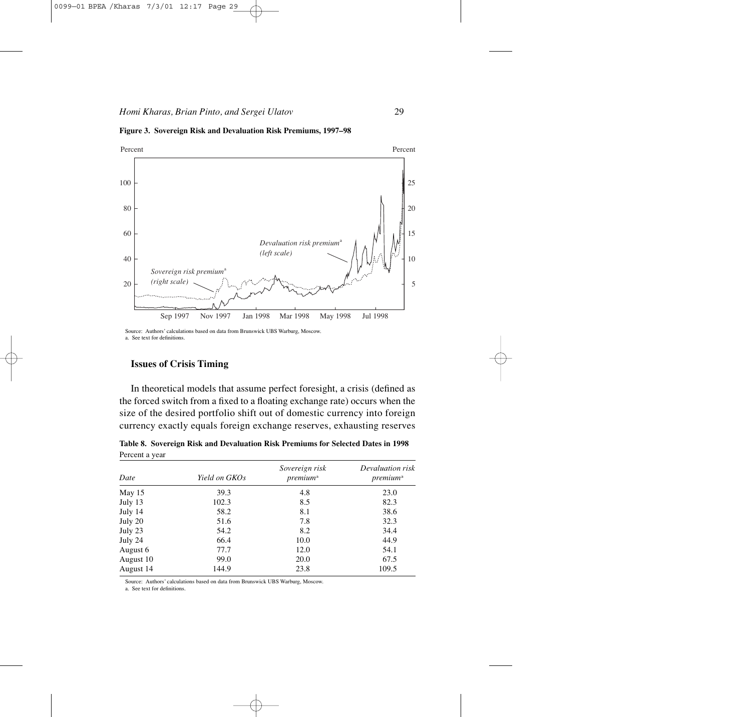**Figure 3. Sovereign Risk and Devaluation Risk Premiums, 1997–98**

Source: Authors' calculations based on data from Brunswick UBS Warburg, Moscow.
a. See text for definitions.

## Issues of Crisis Timing

In theoretical models that assume perfect foresight, a crisis (defined as the forced switch from a fixed to a floating exchange rate) occurs when the size of the desired portfolio shift out of domestic currency into foreign currency exactly equals foreign exchange reserves, exhausting reserves

**Table 8. Sovereign Risk and Devaluation Risk Premiums for Selected Dates in 1998**
Percent a year

| Date | Yield on GKOs | Sovereign risk premium[a] | Devaluation risk premium[a] |
|---|---|---|---|
| May 15 | 39.3 | 4.8 | 23.0 |
| July 13 | 102.3 | 8.5 | 82.3 |
| July 14 | 58.2 | 8.1 | 38.6 |
| July 20 | 51.6 | 7.8 | 32.3 |
| July 23 | 54.2 | 8.2 | 34.4 |
| July 24 | 66.4 | 10.0 | 44.9 |
| August 6 | 77.7 | 12.0 | 54.1 |
| August 10 | 99.0 | 20.0 | 67.5 |
| August 14 | 144.9 | 23.8 | 109.5 |

Source: Authors' calculations based on data from Brunswick UBS Warburg, Moscow.
a. See text for definitions.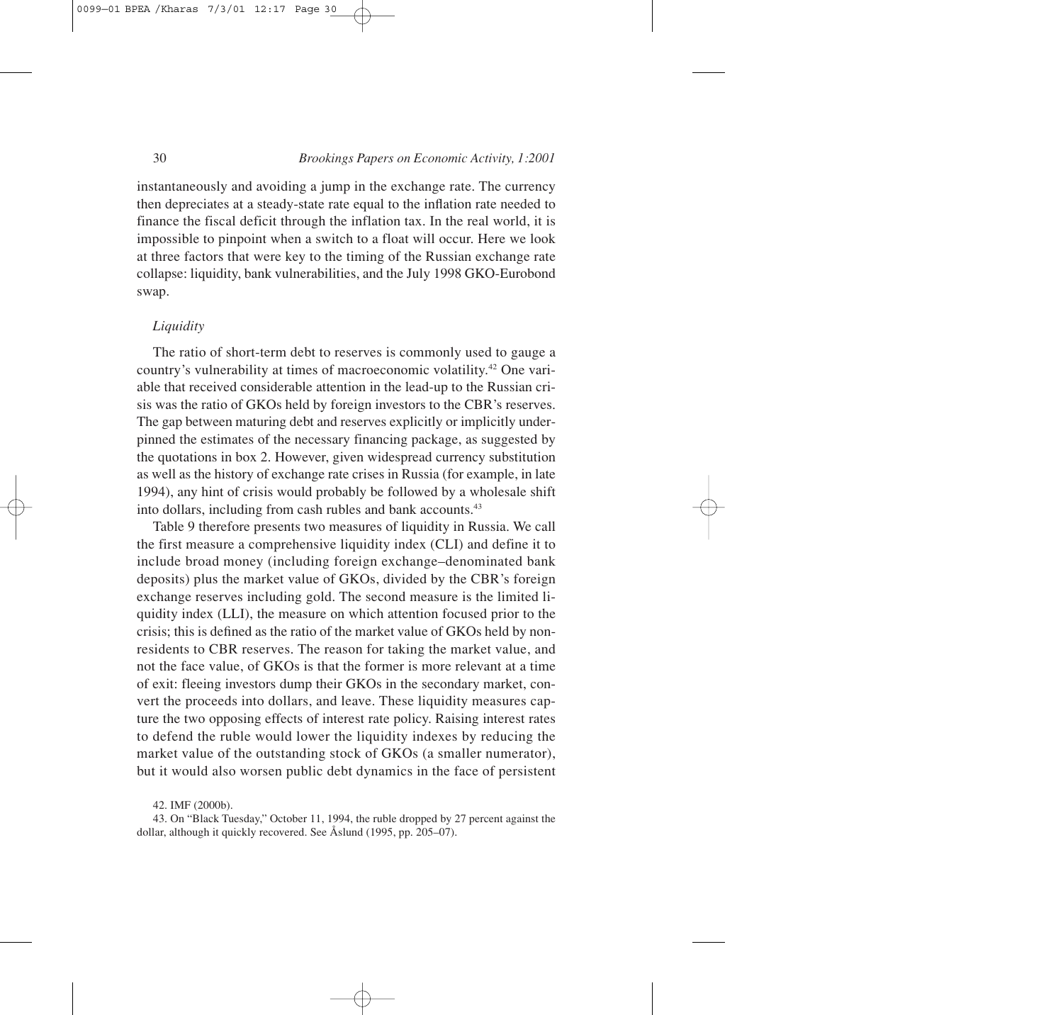instantaneously and avoiding a jump in the exchange rate. The currency then depreciates at a steady-state rate equal to the inflation rate needed to finance the fiscal deficit through the inflation tax. In the real world, it is impossible to pinpoint when a switch to a float will occur. Here we look at three factors that were key to the timing of the Russian exchange rate collapse: liquidity, bank vulnerabilities, and the July 1998 GKO-Eurobond swap.

*Liquidity*

The ratio of short-term debt to reserves is commonly used to gauge a country's vulnerability at times of macroeconomic volatility.[42] One variable that received considerable attention in the lead-up to the Russian crisis was the ratio of GKOs held by foreign investors to the CBR's reserves. The gap between maturing debt and reserves explicitly or implicitly underpinned the estimates of the necessary financing package, as suggested by the quotations in box 2. However, given widespread currency substitution as well as the history of exchange rate crises in Russia (for example, in late 1994), any hint of crisis would probably be followed by a wholesale shift into dollars, including from cash rubles and bank accounts.[43]

Table 9 therefore presents two measures of liquidity in Russia. We call the first measure a comprehensive liquidity index (CLI) and define it to include broad money (including foreign exchange–denominated bank deposits) plus the market value of GKOs, divided by the CBR's foreign exchange reserves including gold. The second measure is the limited liquidity index (LLI), the measure on which attention focused prior to the crisis; this is defined as the ratio of the market value of GKOs held by nonresidents to CBR reserves. The reason for taking the market value, and not the face value, of GKOs is that the former is more relevant at a time of exit: fleeing investors dump their GKOs in the secondary market, convert the proceeds into dollars, and leave. These liquidity measures capture the two opposing effects of interest rate policy. Raising interest rates to defend the ruble would lower the liquidity indexes by reducing the market value of the outstanding stock of GKOs (a smaller numerator), but it would also worsen public debt dynamics in the face of persistent

42. IMF (2000b).

43. On "Black Tuesday," October 11, 1994, the ruble dropped by 27 percent against the dollar, although it quickly recovered. See Åslund (1995, pp. 205–07).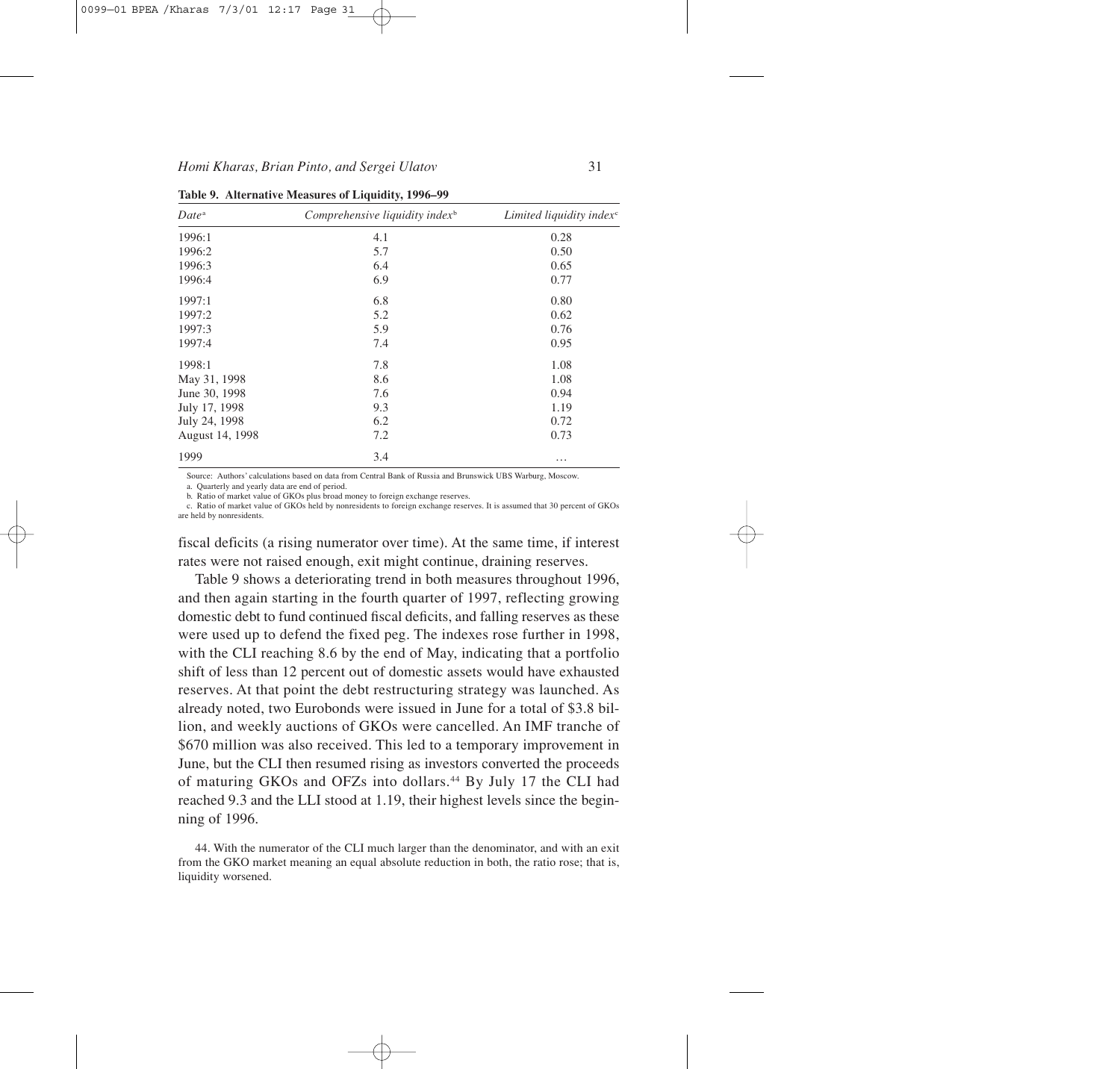**Table 9. Alternative Measures of Liquidity, 1996–99**

| *Date*[a] | *Comprehensive liquidity index*[b] | *Limited liquidity index*[c] |
|---|---|---|
| 1996:1 | 4.1 | 0.28 |
| 1996:2 | 5.7 | 0.50 |
| 1996:3 | 6.4 | 0.65 |
| 1996:4 | 6.9 | 0.77 |
| 1997:1 | 6.8 | 0.80 |
| 1997:2 | 5.2 | 0.62 |
| 1997:3 | 5.9 | 0.76 |
| 1997:4 | 7.4 | 0.95 |
| 1998:1 | 7.8 | 1.08 |
| May 31, 1998 | 8.6 | 1.08 |
| June 30, 1998 | 7.6 | 0.94 |
| July 17, 1998 | 9.3 | 1.19 |
| July 24, 1998 | 6.2 | 0.72 |
| August 14, 1998 | 7.2 | 0.73 |
| 1999 | 3.4 | … |

Source: Authors' calculations based on data from Central Bank of Russia and Brunswick UBS Warburg, Moscow.

a. Quarterly and yearly data are end of period.

b. Ratio of market value of GKOs plus broad money to foreign exchange reserves.

c. Ratio of market value of GKOs held by nonresidents to foreign exchange reserves. It is assumed that 30 percent of GKOs are held by nonresidents.

fiscal deficits (a rising numerator over time). At the same time, if interest rates were not raised enough, exit might continue, draining reserves.

Table 9 shows a deteriorating trend in both measures throughout 1996, and then again starting in the fourth quarter of 1997, reflecting growing domestic debt to fund continued fiscal deficits, and falling reserves as these were used up to defend the fixed peg. The indexes rose further in 1998, with the CLI reaching 8.6 by the end of May, indicating that a portfolio shift of less than 12 percent out of domestic assets would have exhausted reserves. At that point the debt restructuring strategy was launched. As already noted, two Eurobonds were issued in June for a total of $3.8 billion, and weekly auctions of GKOs were cancelled. An IMF tranche of $670 million was also received. This led to a temporary improvement in June, but the CLI then resumed rising as investors converted the proceeds of maturing GKOs and OFZs into dollars.[44] By July 17 the CLI had reached 9.3 and the LLI stood at 1.19, their highest levels since the beginning of 1996.

44. With the numerator of the CLI much larger than the denominator, and with an exit from the GKO market meaning an equal absolute reduction in both, the ratio rose; that is, liquidity worsened.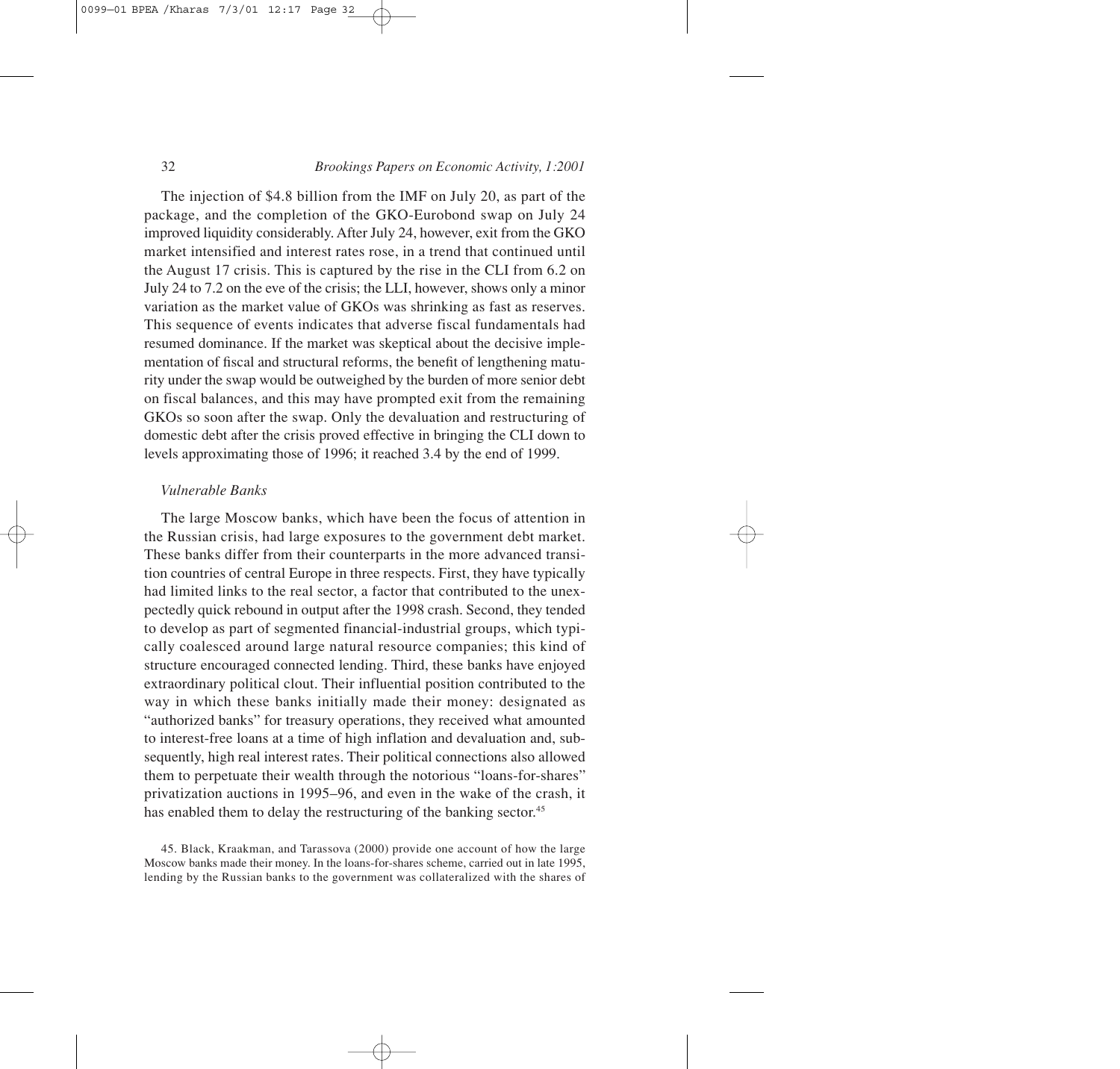The injection of $4.8 billion from the IMF on July 20, as part of the package, and the completion of the GKO-Eurobond swap on July 24 improved liquidity considerably. After July 24, however, exit from the GKO market intensified and interest rates rose, in a trend that continued until the August 17 crisis. This is captured by the rise in the CLI from 6.2 on July 24 to 7.2 on the eve of the crisis; the LLI, however, shows only a minor variation as the market value of GKOs was shrinking as fast as reserves. This sequence of events indicates that adverse fiscal fundamentals had resumed dominance. If the market was skeptical about the decisive implementation of fiscal and structural reforms, the benefit of lengthening maturity under the swap would be outweighed by the burden of more senior debt on fiscal balances, and this may have prompted exit from the remaining GKOs so soon after the swap. Only the devaluation and restructuring of domestic debt after the crisis proved effective in bringing the CLI down to levels approximating those of 1996; it reached 3.4 by the end of 1999.

### *Vulnerable Banks*

The large Moscow banks, which have been the focus of attention in the Russian crisis, had large exposures to the government debt market. These banks differ from their counterparts in the more advanced transition countries of central Europe in three respects. First, they have typically had limited links to the real sector, a factor that contributed to the unexpectedly quick rebound in output after the 1998 crash. Second, they tended to develop as part of segmented financial-industrial groups, which typically coalesced around large natural resource companies; this kind of structure encouraged connected lending. Third, these banks have enjoyed extraordinary political clout. Their influential position contributed to the way in which these banks initially made their money: designated as "authorized banks" for treasury operations, they received what amounted to interest-free loans at a time of high inflation and devaluation and, subsequently, high real interest rates. Their political connections also allowed them to perpetuate their wealth through the notorious "loans-for-shares" privatization auctions in 1995–96, and even in the wake of the crash, it has enabled them to delay the restructuring of the banking sector.[45]

45. Black, Kraakman, and Tarassova (2000) provide one account of how the large Moscow banks made their money. In the loans-for-shares scheme, carried out in late 1995, lending by the Russian banks to the government was collateralized with the shares of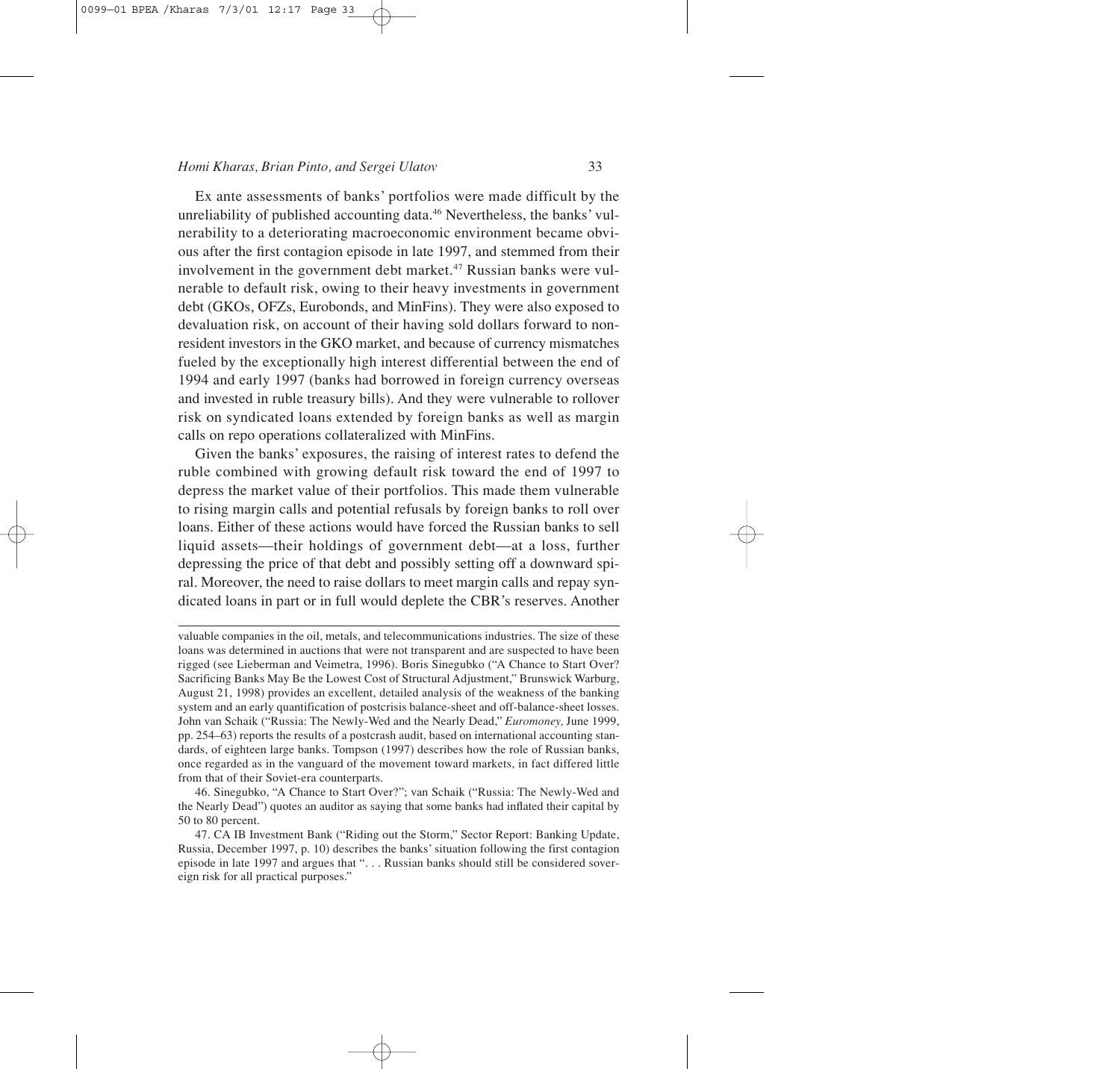Ex ante assessments of banks' portfolios were made difficult by the unreliability of published accounting data.[46] Nevertheless, the banks' vulnerability to a deteriorating macroeconomic environment became obvious after the first contagion episode in late 1997, and stemmed from their involvement in the government debt market.[47] Russian banks were vulnerable to default risk, owing to their heavy investments in government debt (GKOs, OFZs, Eurobonds, and MinFins). They were also exposed to devaluation risk, on account of their having sold dollars forward to nonresident investors in the GKO market, and because of currency mismatches fueled by the exceptionally high interest differential between the end of 1994 and early 1997 (banks had borrowed in foreign currency overseas and invested in ruble treasury bills). And they were vulnerable to rollover risk on syndicated loans extended by foreign banks as well as margin calls on repo operations collateralized with MinFins.

Given the banks' exposures, the raising of interest rates to defend the ruble combined with growing default risk toward the end of 1997 to depress the market value of their portfolios. This made them vulnerable to rising margin calls and potential refusals by foreign banks to roll over loans. Either of these actions would have forced the Russian banks to sell liquid assets—their holdings of government debt—at a loss, further depressing the price of that debt and possibly setting off a downward spiral. Moreover, the need to raise dollars to meet margin calls and repay syndicated loans in part or in full would deplete the CBR's reserves. Another

---

valuable companies in the oil, metals, and telecommunications industries. The size of these loans was determined in auctions that were not transparent and are suspected to have been rigged (see Lieberman and Veimetra, 1996). Boris Sinegubko ("A Chance to Start Over? Sacrificing Banks May Be the Lowest Cost of Structural Adjustment," Brunswick Warburg, August 21, 1998) provides an excellent, detailed analysis of the weakness of the banking system and an early quantification of postcrisis balance-sheet and off-balance-sheet losses. John van Schaik ("Russia: The Newly-Wed and the Nearly Dead," *Euromoney,* June 1999, pp. 254–63) reports the results of a postcrash audit, based on international accounting standards, of eighteen large banks. Tompson (1997) describes how the role of Russian banks, once regarded as in the vanguard of the movement toward markets, in fact differed little from that of their Soviet-era counterparts.

46. Sinegubko, "A Chance to Start Over?"; van Schaik ("Russia: The Newly-Wed and the Nearly Dead") quotes an auditor as saying that some banks had inflated their capital by 50 to 80 percent.

47. CA IB Investment Bank ("Riding out the Storm," Sector Report: Banking Update, Russia, December 1997, p. 10) describes the banks' situation following the first contagion episode in late 1997 and argues that ". . . Russian banks should still be considered sovereign risk for all practical purposes."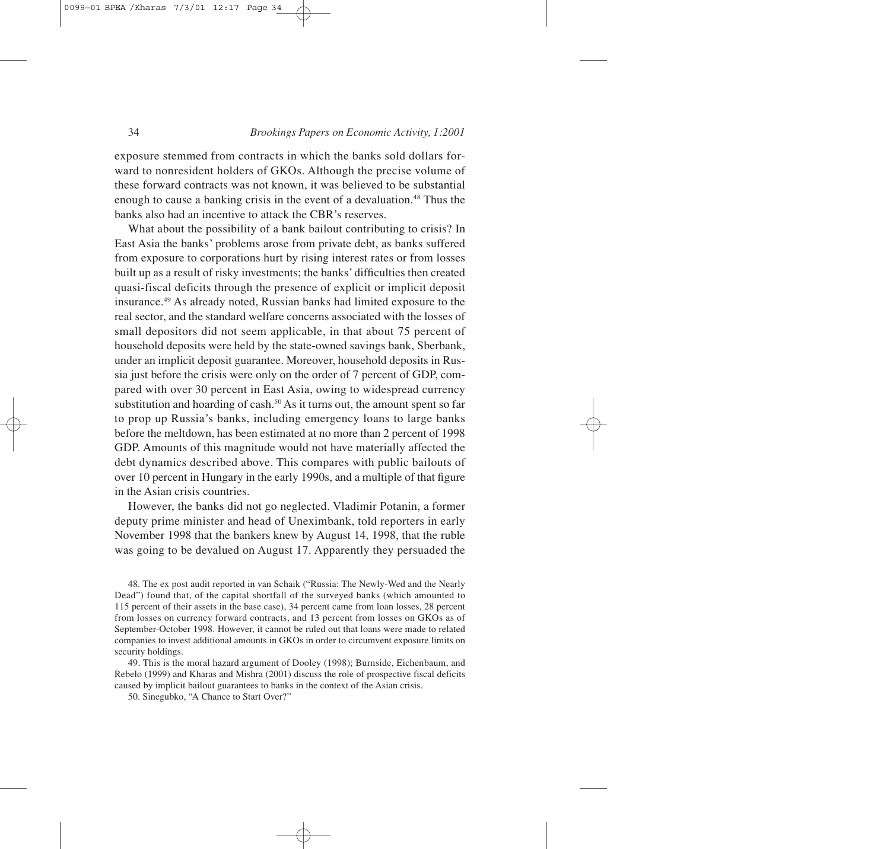exposure stemmed from contracts in which the banks sold dollars forward to nonresident holders of GKOs. Although the precise volume of these forward contracts was not known, it was believed to be substantial enough to cause a banking crisis in the event of a devaluation.[48] Thus the banks also had an incentive to attack the CBR's reserves.

What about the possibility of a bank bailout contributing to crisis? In East Asia the banks' problems arose from private debt, as banks suffered from exposure to corporations hurt by rising interest rates or from losses built up as a result of risky investments; the banks' difficulties then created quasi-fiscal deficits through the presence of explicit or implicit deposit insurance.[49] As already noted, Russian banks had limited exposure to the real sector, and the standard welfare concerns associated with the losses of small depositors did not seem applicable, in that about 75 percent of household deposits were held by the state-owned savings bank, Sberbank, under an implicit deposit guarantee. Moreover, household deposits in Russia just before the crisis were only on the order of 7 percent of GDP, compared with over 30 percent in East Asia, owing to widespread currency substitution and hoarding of cash.[50] As it turns out, the amount spent so far to prop up Russia's banks, including emergency loans to large banks before the meltdown, has been estimated at no more than 2 percent of 1998 GDP. Amounts of this magnitude would not have materially affected the debt dynamics described above. This compares with public bailouts of over 10 percent in Hungary in the early 1990s, and a multiple of that figure in the Asian crisis countries.

However, the banks did not go neglected. Vladimir Potanin, a former deputy prime minister and head of Uneximbank, told reporters in early November 1998 that the bankers knew by August 14, 1998, that the ruble was going to be devalued on August 17. Apparently they persuaded the

48. The ex post audit reported in van Schaik ("Russia: The Newly-Wed and the Nearly Dead") found that, of the capital shortfall of the surveyed banks (which amounted to 115 percent of their assets in the base case), 34 percent came from loan losses, 28 percent from losses on currency forward contracts, and 13 percent from losses on GKOs as of September-October 1998. However, it cannot be ruled out that loans were made to related companies to invest additional amounts in GKOs in order to circumvent exposure limits on security holdings.

49. This is the moral hazard argument of Dooley (1998); Burnside, Eichenbaum, and Rebelo (1999) and Kharas and Mishra (2001) discuss the role of prospective fiscal deficits caused by implicit bailout guarantees to banks in the context of the Asian crisis.

50. Sinegubko, "A Chance to Start Over?"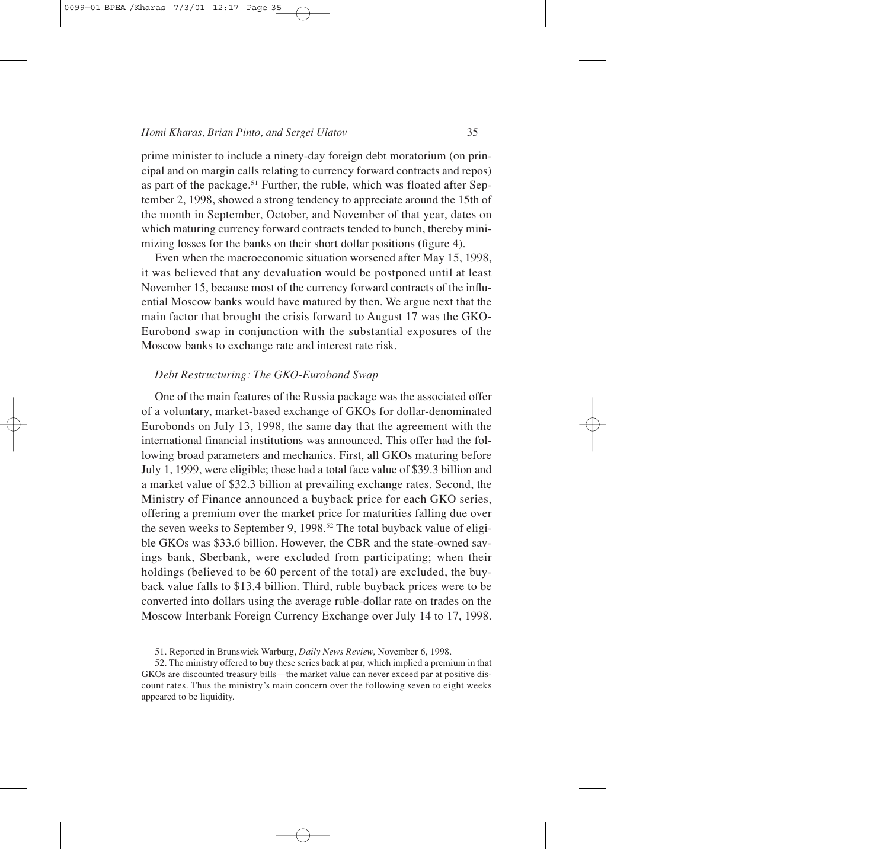prime minister to include a ninety-day foreign debt moratorium (on principal and on margin calls relating to currency forward contracts and repos) as part of the package.[51] Further, the ruble, which was floated after September 2, 1998, showed a strong tendency to appreciate around the 15th of the month in September, October, and November of that year, dates on which maturing currency forward contracts tended to bunch, thereby minimizing losses for the banks on their short dollar positions (figure 4).

Even when the macroeconomic situation worsened after May 15, 1998, it was believed that any devaluation would be postponed until at least November 15, because most of the currency forward contracts of the influential Moscow banks would have matured by then. We argue next that the main factor that brought the crisis forward to August 17 was the GKO-Eurobond swap in conjunction with the substantial exposures of the Moscow banks to exchange rate and interest rate risk.

### *Debt Restructuring: The GKO-Eurobond Swap*

One of the main features of the Russia package was the associated offer of a voluntary, market-based exchange of GKOs for dollar-denominated Eurobonds on July 13, 1998, the same day that the agreement with the international financial institutions was announced. This offer had the following broad parameters and mechanics. First, all GKOs maturing before July 1, 1999, were eligible; these had a total face value of $39.3 billion and a market value of $32.3 billion at prevailing exchange rates. Second, the Ministry of Finance announced a buyback price for each GKO series, offering a premium over the market price for maturities falling due over the seven weeks to September 9, 1998.[52] The total buyback value of eligible GKOs was $33.6 billion. However, the CBR and the state-owned savings bank, Sberbank, were excluded from participating; when their holdings (believed to be 60 percent of the total) are excluded, the buyback value falls to $13.4 billion. Third, ruble buyback prices were to be converted into dollars using the average ruble-dollar rate on trades on the Moscow Interbank Foreign Currency Exchange over July 14 to 17, 1998.

51. Reported in Brunswick Warburg, *Daily News Review,* November 6, 1998.

52. The ministry offered to buy these series back at par, which implied a premium in that GKOs are discounted treasury bills—the market value can never exceed par at positive discount rates. Thus the ministry's main concern over the following seven to eight weeks appeared to be liquidity.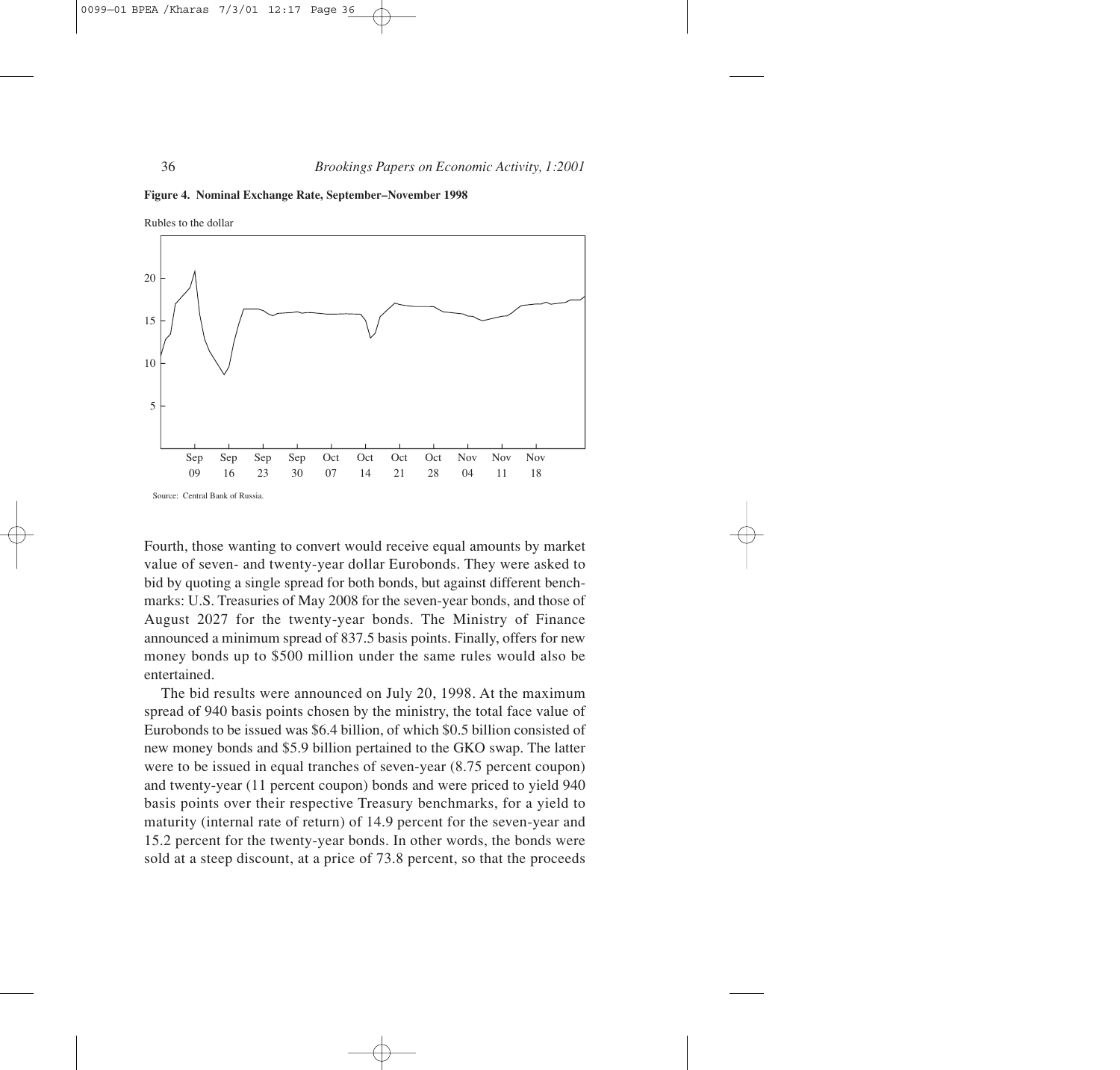**Figure 4. Nominal Exchange Rate, September–November 1998**

Rubles to the dollar

Source: Central Bank of Russia.

Fourth, those wanting to convert would receive equal amounts by market value of seven- and twenty-year dollar Eurobonds. They were asked to bid by quoting a single spread for both bonds, but against different benchmarks: U.S. Treasuries of May 2008 for the seven-year bonds, and those of August 2027 for the twenty-year bonds. The Ministry of Finance announced a minimum spread of 837.5 basis points. Finally, offers for new money bonds up to \$500 million under the same rules would also be entertained.

The bid results were announced on July 20, 1998. At the maximum spread of 940 basis points chosen by the ministry, the total face value of Eurobonds to be issued was \$6.4 billion, of which \$0.5 billion consisted of new money bonds and \$5.9 billion pertained to the GKO swap. The latter were to be issued in equal tranches of seven-year (8.75 percent coupon) and twenty-year (11 percent coupon) bonds and were priced to yield 940 basis points over their respective Treasury benchmarks, for a yield to maturity (internal rate of return) of 14.9 percent for the seven-year and 15.2 percent for the twenty-year bonds. In other words, the bonds were sold at a steep discount, at a price of 73.8 percent, so that the proceeds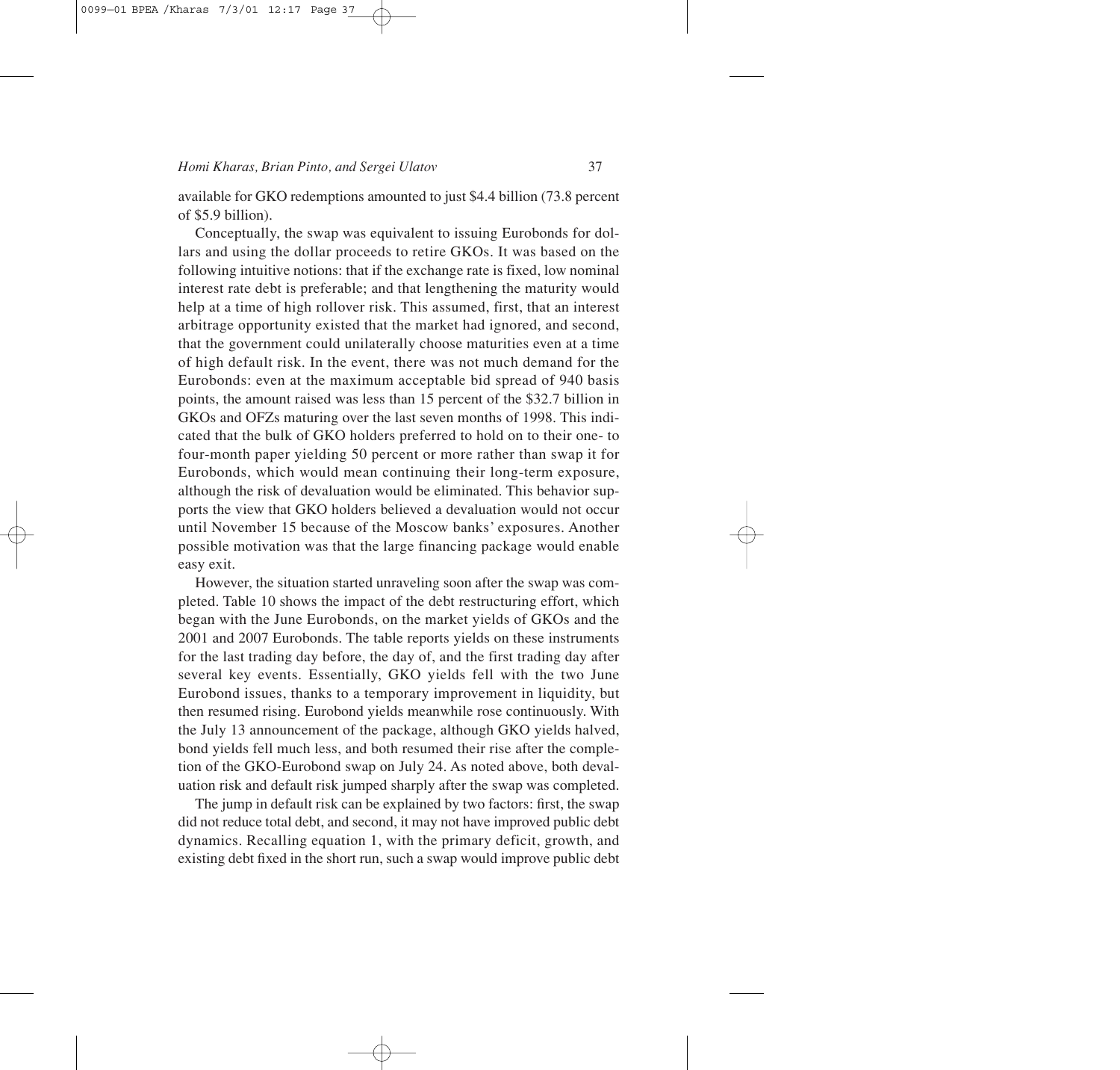available for GKO redemptions amounted to just \$4.4 billion (73.8 percent of \$5.9 billion).

Conceptually, the swap was equivalent to issuing Eurobonds for dollars and using the dollar proceeds to retire GKOs. It was based on the following intuitive notions: that if the exchange rate is fixed, low nominal interest rate debt is preferable; and that lengthening the maturity would help at a time of high rollover risk. This assumed, first, that an interest arbitrage opportunity existed that the market had ignored, and second, that the government could unilaterally choose maturities even at a time of high default risk. In the event, there was not much demand for the Eurobonds: even at the maximum acceptable bid spread of 940 basis points, the amount raised was less than 15 percent of the \$32.7 billion in GKOs and OFZs maturing over the last seven months of 1998. This indicated that the bulk of GKO holders preferred to hold on to their one- to four-month paper yielding 50 percent or more rather than swap it for Eurobonds, which would mean continuing their long-term exposure, although the risk of devaluation would be eliminated. This behavior supports the view that GKO holders believed a devaluation would not occur until November 15 because of the Moscow banks' exposures. Another possible motivation was that the large financing package would enable easy exit.

However, the situation started unraveling soon after the swap was completed. Table 10 shows the impact of the debt restructuring effort, which began with the June Eurobonds, on the market yields of GKOs and the 2001 and 2007 Eurobonds. The table reports yields on these instruments for the last trading day before, the day of, and the first trading day after several key events. Essentially, GKO yields fell with the two June Eurobond issues, thanks to a temporary improvement in liquidity, but then resumed rising. Eurobond yields meanwhile rose continuously. With the July 13 announcement of the package, although GKO yields halved, bond yields fell much less, and both resumed their rise after the completion of the GKO-Eurobond swap on July 24. As noted above, both devaluation risk and default risk jumped sharply after the swap was completed.

The jump in default risk can be explained by two factors: first, the swap did not reduce total debt, and second, it may not have improved public debt dynamics. Recalling equation 1, with the primary deficit, growth, and existing debt fixed in the short run, such a swap would improve public debt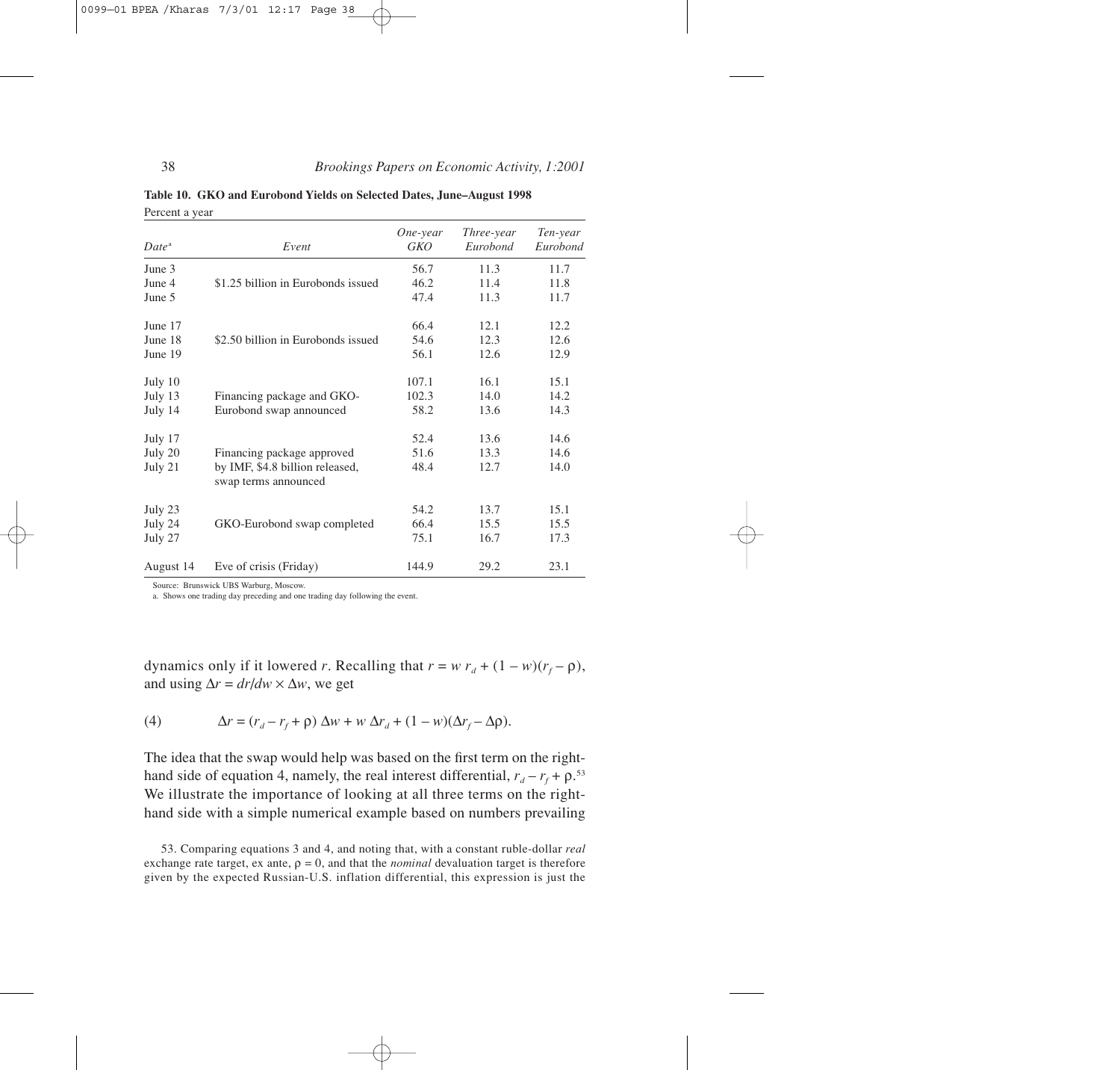**Table 10. GKO and Eurobond Yields on Selected Dates, June–August 1998**

Percent a year

| Date[a] | Event | One-year GKO | Three-year Eurobond | Ten-year Eurobond |
|---|---|---|---|---|
| June 3 | | 56.7 | 11.3 | 11.7 |
| June 4 | $1.25 billion in Eurobonds issued | 46.2 | 11.4 | 11.8 |
| June 5 | | 47.4 | 11.3 | 11.7 |
| June 17 | | 66.4 | 12.1 | 12.2 |
| June 18 | $2.50 billion in Eurobonds issued | 54.6 | 12.3 | 12.6 |
| June 19 | | 56.1 | 12.6 | 12.9 |
| July 10 | | 107.1 | 16.1 | 15.1 |
| July 13 | Financing package and GKO- | 102.3 | 14.0 | 14.2 |
| July 14 | Eurobond swap announced | 58.2 | 13.6 | 14.3 |
| July 17 | | 52.4 | 13.6 | 14.6 |
| July 20 | Financing package approved | 51.6 | 13.3 | 14.6 |
| July 21 | by IMF, $4.8 billion released, swap terms announced | 48.4 | 12.7 | 14.0 |
| July 23 | | 54.2 | 13.7 | 15.1 |
| July 24 | GKO-Eurobond swap completed | 66.4 | 15.5 | 15.5 |
| July 27 | | 75.1 | 16.7 | 17.3 |
| August 14 | Eve of crisis (Friday) | 144.9 | 29.2 | 23.1 |

Source: Brunswick UBS Warburg, Moscow.

a. Shows one trading day preceding and one trading day following the event.

dynamics only if it lowered $r$. Recalling that $r = w\, r_d + (1 - w)(r_f - \rho)$, and using $\Delta r = dr/dw \times \Delta w$, we get

$$(4) \qquad \Delta r = (r_d - r_f + \rho)\, \Delta w + w\, \Delta r_d + (1 - w)(\Delta r_f - \Delta \rho).$$

The idea that the swap would help was based on the first term on the right-hand side of equation 4, namely, the real interest differential, $r_d - r_f + \rho$.[53] We illustrate the importance of looking at all three terms on the right-hand side with a simple numerical example based on numbers prevailing

53. Comparing equations 3 and 4, and noting that, with a constant ruble-dollar *real* exchange rate target, ex ante, $\rho = 0$, and that the *nominal* devaluation target is therefore given by the expected Russian-U.S. inflation differential, this expression is just the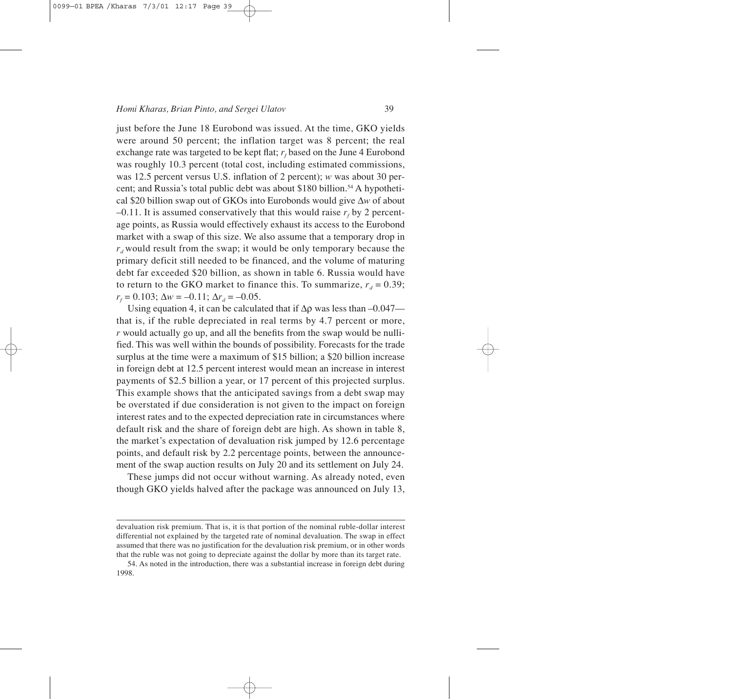just before the June 18 Eurobond was issued. At the time, GKO yields were around 50 percent; the inflation target was 8 percent; the real exchange rate was targeted to be kept flat; $r_f$ based on the June 4 Eurobond was roughly 10.3 percent (total cost, including estimated commissions, was 12.5 percent versus U.S. inflation of 2 percent); $w$ was about 30 percent; and Russia's total public debt was about \$180 billion.[54] A hypothetical \$20 billion swap out of GKOs into Eurobonds would give $\Delta w$ of about $-0.11$. It is assumed conservatively that this would raise $r_f$ by 2 percentage points, as Russia would effectively exhaust its access to the Eurobond market with a swap of this size. We also assume that a temporary drop in $r_d$ would result from the swap; it would be only temporary because the primary deficit still needed to be financed, and the volume of maturing debt far exceeded \$20 billion, as shown in table 6. Russia would have to return to the GKO market to finance this. To summarize, $r_d = 0.39$; $r_f = 0.103$; $\Delta w = -0.11$; $\Delta r_d = -0.05$.

Using equation 4, it can be calculated that if $\Delta\rho$ was less than $-0.047$—that is, if the ruble depreciated in real terms by 4.7 percent or more, $r$ would actually go up, and all the benefits from the swap would be nullified. This was well within the bounds of possibility. Forecasts for the trade surplus at the time were a maximum of \$15 billion; a \$20 billion increase in foreign debt at 12.5 percent interest would mean an increase in interest payments of \$2.5 billion a year, or 17 percent of this projected surplus. This example shows that the anticipated savings from a debt swap may be overstated if due consideration is not given to the impact on foreign interest rates and to the expected depreciation rate in circumstances where default risk and the share of foreign debt are high. As shown in table 8, the market's expectation of devaluation risk jumped by 12.6 percentage points, and default risk by 2.2 percentage points, between the announcement of the swap auction results on July 20 and its settlement on July 24.

These jumps did not occur without warning. As already noted, even though GKO yields halved after the package was announced on July 13,

---

devaluation risk premium. That is, it is that portion of the nominal ruble-dollar interest differential not explained by the targeted rate of nominal devaluation. The swap in effect assumed that there was no justification for the devaluation risk premium, or in other words that the ruble was not going to depreciate against the dollar by more than its target rate.

54. As noted in the introduction, there was a substantial increase in foreign debt during 1998.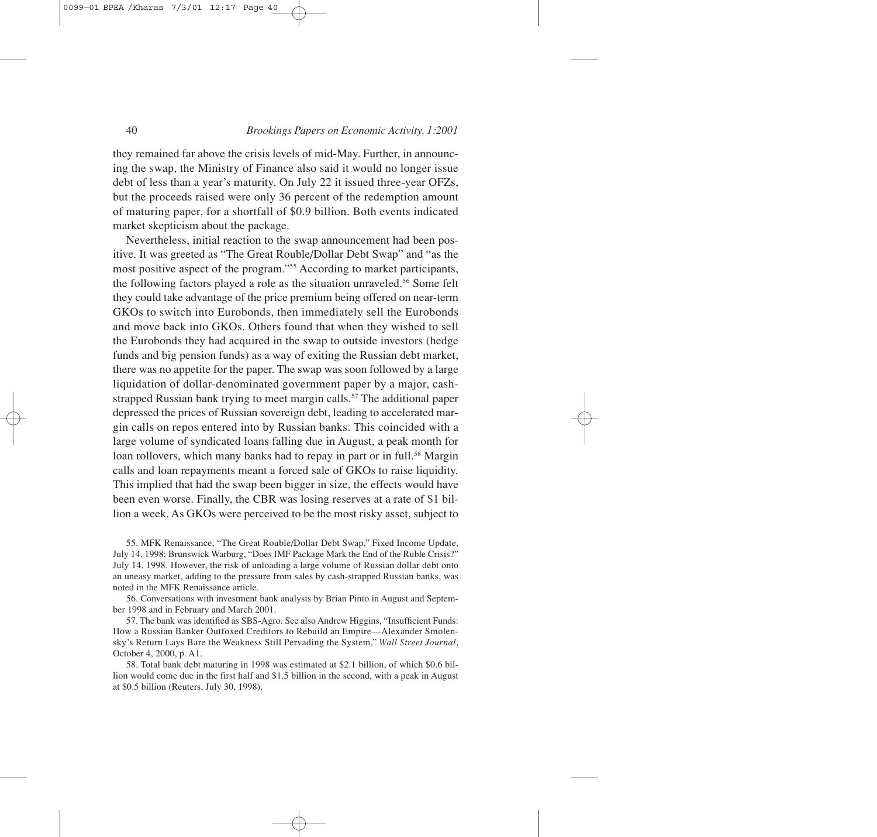they remained far above the crisis levels of mid-May. Further, in announcing the swap, the Ministry of Finance also said it would no longer issue debt of less than a year's maturity. On July 22 it issued three-year OFZs, but the proceeds raised were only 36 percent of the redemption amount of maturing paper, for a shortfall of \$0.9 billion. Both events indicated market skepticism about the package.

Nevertheless, initial reaction to the swap announcement had been positive. It was greeted as "The Great Rouble/Dollar Debt Swap" and "as the most positive aspect of the program."[55] According to market participants, the following factors played a role as the situation unraveled.[56] Some felt they could take advantage of the price premium being offered on near-term GKOs to switch into Eurobonds, then immediately sell the Eurobonds and move back into GKOs. Others found that when they wished to sell the Eurobonds they had acquired in the swap to outside investors (hedge funds and big pension funds) as a way of exiting the Russian debt market, there was no appetite for the paper. The swap was soon followed by a large liquidation of dollar-denominated government paper by a major, cash-strapped Russian bank trying to meet margin calls.[57] The additional paper depressed the prices of Russian sovereign debt, leading to accelerated margin calls on repos entered into by Russian banks. This coincided with a large volume of syndicated loans falling due in August, a peak month for loan rollovers, which many banks had to repay in part or in full.[58] Margin calls and loan repayments meant a forced sale of GKOs to raise liquidity. This implied that had the swap been bigger in size, the effects would have been even worse. Finally, the CBR was losing reserves at a rate of \$1 billion a week. As GKOs were perceived to be the most risky asset, subject to

55. MFK Renaissance, "The Great Rouble/Dollar Debt Swap," Fixed Income Update, July 14, 1998; Brunswick Warburg, "Does IMF Package Mark the End of the Ruble Crisis?" July 14, 1998. However, the risk of unloading a large volume of Russian dollar debt onto an uneasy market, adding to the pressure from sales by cash-strapped Russian banks, was noted in the MFK Renaissance article.

56. Conversations with investment bank analysts by Brian Pinto in August and September 1998 and in February and March 2001.

57. The bank was identified as SBS-Agro. See also Andrew Higgins, "Insufficient Funds: How a Russian Banker Outfoxed Creditors to Rebuild an Empire—Alexander Smolensky's Return Lays Bare the Weakness Still Pervading the System," *Wall Street Journal,* October 4, 2000, p. A1.

58. Total bank debt maturing in 1998 was estimated at \$2.1 billion, of which \$0.6 billion would come due in the first half and \$1.5 billion in the second, with a peak in August at \$0.5 billion (Reuters, July 30, 1998).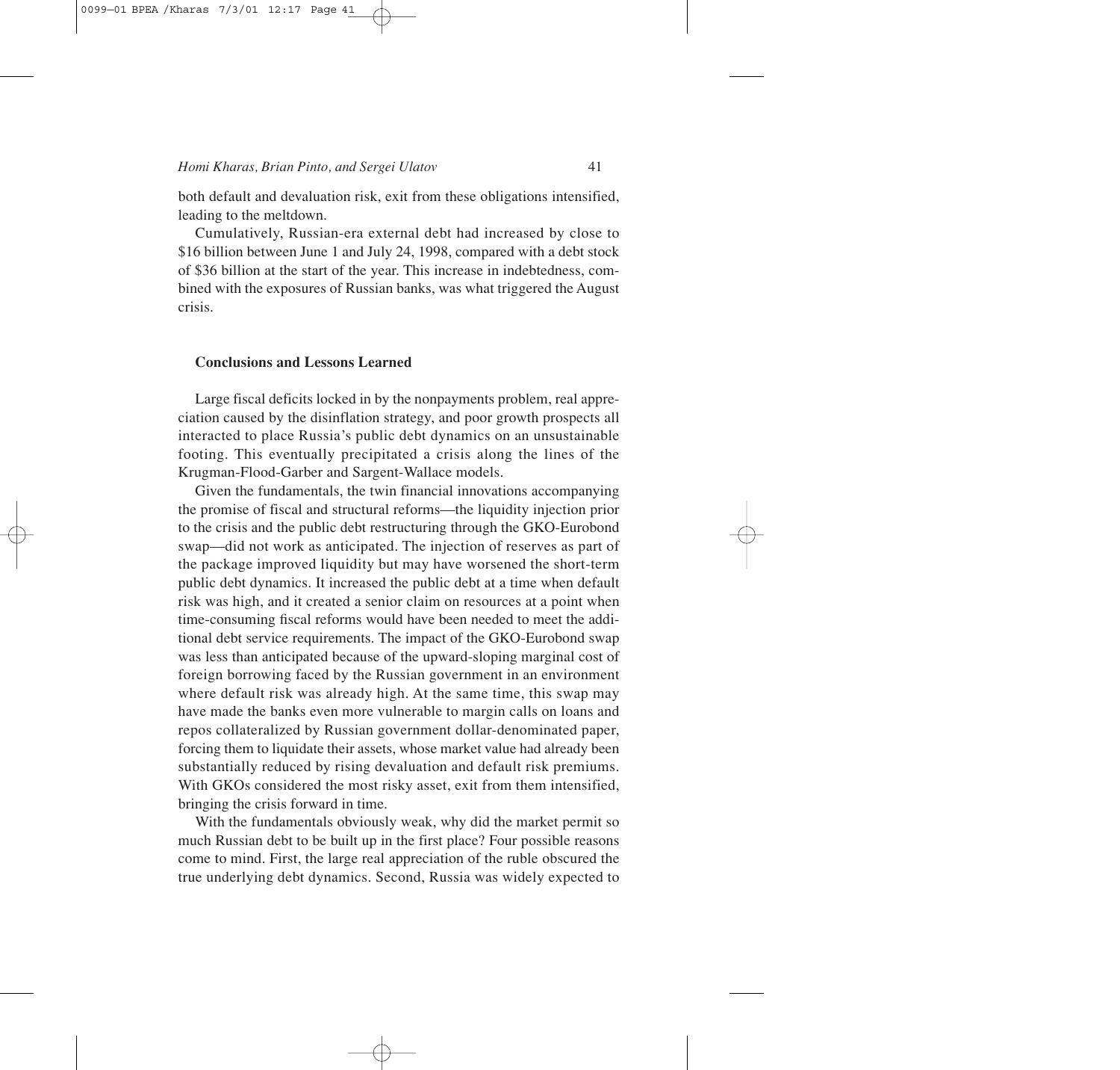both default and devaluation risk, exit from these obligations intensified, leading to the meltdown.

Cumulatively, Russian-era external debt had increased by close to \$16 billion between June 1 and July 24, 1998, compared with a debt stock of \$36 billion at the start of the year. This increase in indebtedness, combined with the exposures of Russian banks, was what triggered the August crisis.

## Conclusions and Lessons Learned

Large fiscal deficits locked in by the nonpayments problem, real appreciation caused by the disinflation strategy, and poor growth prospects all interacted to place Russia's public debt dynamics on an unsustainable footing. This eventually precipitated a crisis along the lines of the Krugman-Flood-Garber and Sargent-Wallace models.

Given the fundamentals, the twin financial innovations accompanying the promise of fiscal and structural reforms—the liquidity injection prior to the crisis and the public debt restructuring through the GKO-Eurobond swap—did not work as anticipated. The injection of reserves as part of the package improved liquidity but may have worsened the short-term public debt dynamics. It increased the public debt at a time when default risk was high, and it created a senior claim on resources at a point when time-consuming fiscal reforms would have been needed to meet the additional debt service requirements. The impact of the GKO-Eurobond swap was less than anticipated because of the upward-sloping marginal cost of foreign borrowing faced by the Russian government in an environment where default risk was already high. At the same time, this swap may have made the banks even more vulnerable to margin calls on loans and repos collateralized by Russian government dollar-denominated paper, forcing them to liquidate their assets, whose market value had already been substantially reduced by rising devaluation and default risk premiums. With GKOs considered the most risky asset, exit from them intensified, bringing the crisis forward in time.

With the fundamentals obviously weak, why did the market permit so much Russian debt to be built up in the first place? Four possible reasons come to mind. First, the large real appreciation of the ruble obscured the true underlying debt dynamics. Second, Russia was widely expected to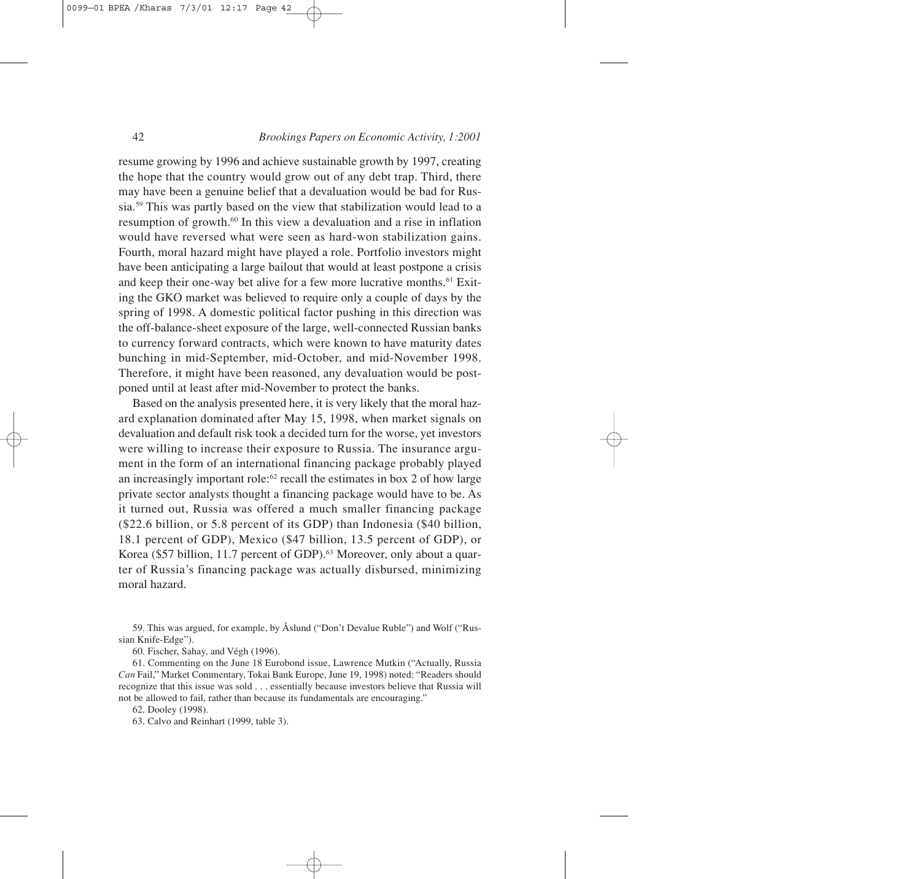resume growing by 1996 and achieve sustainable growth by 1997, creating the hope that the country would grow out of any debt trap. Third, there may have been a genuine belief that a devaluation would be bad for Russia.[59] This was partly based on the view that stabilization would lead to a resumption of growth.[60] In this view a devaluation and a rise in inflation would have reversed what were seen as hard-won stabilization gains. Fourth, moral hazard might have played a role. Portfolio investors might have been anticipating a large bailout that would at least postpone a crisis and keep their one-way bet alive for a few more lucrative months.[61] Exiting the GKO market was believed to require only a couple of days by the spring of 1998. A domestic political factor pushing in this direction was the off-balance-sheet exposure of the large, well-connected Russian banks to currency forward contracts, which were known to have maturity dates bunching in mid-September, mid-October, and mid-November 1998. Therefore, it might have been reasoned, any devaluation would be postponed until at least after mid-November to protect the banks.

Based on the analysis presented here, it is very likely that the moral hazard explanation dominated after May 15, 1998, when market signals on devaluation and default risk took a decided turn for the worse, yet investors were willing to increase their exposure to Russia. The insurance argument in the form of an international financing package probably played an increasingly important role:[62] recall the estimates in box 2 of how large private sector analysts thought a financing package would have to be. As it turned out, Russia was offered a much smaller financing package (\$22.6 billion, or 5.8 percent of its GDP) than Indonesia (\$40 billion, 18.1 percent of GDP), Mexico (\$47 billion, 13.5 percent of GDP), or Korea (\$57 billion, 11.7 percent of GDP).[63] Moreover, only about a quarter of Russia's financing package was actually disbursed, minimizing moral hazard.

59. This was argued, for example, by Åslund ("Don't Devalue Ruble") and Wolf ("Russian Knife-Edge").

60. Fischer, Sahay, and Végh (1996).

61. Commenting on the June 18 Eurobond issue, Lawrence Mutkin ("Actually, Russia *Can* Fail," Market Commentary, Tokai Bank Europe, June 19, 1998) noted: "Readers should recognize that this issue was sold . . . essentially because investors believe that Russia will not be allowed to fail, rather than because its fundamentals are encouraging."

62. Dooley (1998).

63. Calvo and Reinhart (1999, table 3).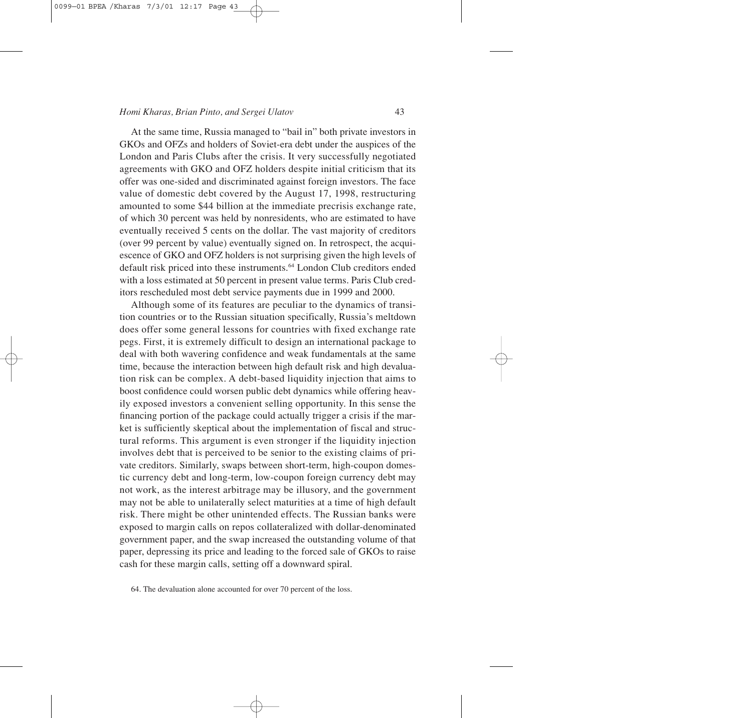At the same time, Russia managed to "bail in" both private investors in GKOs and OFZs and holders of Soviet-era debt under the auspices of the London and Paris Clubs after the crisis. It very successfully negotiated agreements with GKO and OFZ holders despite initial criticism that its offer was one-sided and discriminated against foreign investors. The face value of domestic debt covered by the August 17, 1998, restructuring amounted to some $44 billion at the immediate precrisis exchange rate, of which 30 percent was held by nonresidents, who are estimated to have eventually received 5 cents on the dollar. The vast majority of creditors (over 99 percent by value) eventually signed on. In retrospect, the acquiescence of GKO and OFZ holders is not surprising given the high levels of default risk priced into these instruments.[64] London Club creditors ended with a loss estimated at 50 percent in present value terms. Paris Club creditors rescheduled most debt service payments due in 1999 and 2000.

Although some of its features are peculiar to the dynamics of transition countries or to the Russian situation specifically, Russia's meltdown does offer some general lessons for countries with fixed exchange rate pegs. First, it is extremely difficult to design an international package to deal with both wavering confidence and weak fundamentals at the same time, because the interaction between high default risk and high devaluation risk can be complex. A debt-based liquidity injection that aims to boost confidence could worsen public debt dynamics while offering heavily exposed investors a convenient selling opportunity. In this sense the financing portion of the package could actually trigger a crisis if the market is sufficiently skeptical about the implementation of fiscal and structural reforms. This argument is even stronger if the liquidity injection involves debt that is perceived to be senior to the existing claims of private creditors. Similarly, swaps between short-term, high-coupon domestic currency debt and long-term, low-coupon foreign currency debt may not work, as the interest arbitrage may be illusory, and the government may not be able to unilaterally select maturities at a time of high default risk. There might be other unintended effects. The Russian banks were exposed to margin calls on repos collateralized with dollar-denominated government paper, and the swap increased the outstanding volume of that paper, depressing its price and leading to the forced sale of GKOs to raise cash for these margin calls, setting off a downward spiral.

64. The devaluation alone accounted for over 70 percent of the loss.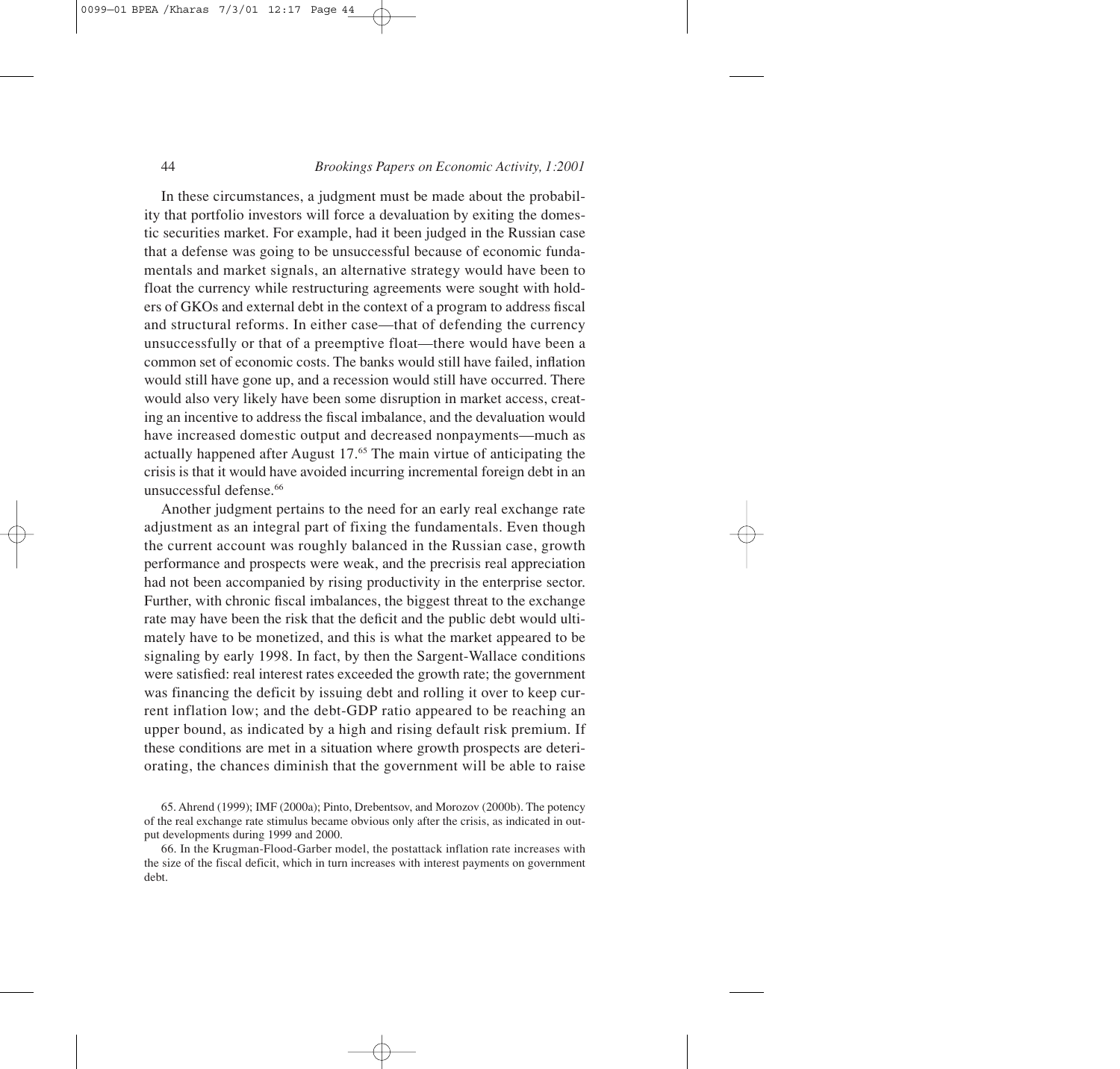In these circumstances, a judgment must be made about the probability that portfolio investors will force a devaluation by exiting the domestic securities market. For example, had it been judged in the Russian case that a defense was going to be unsuccessful because of economic fundamentals and market signals, an alternative strategy would have been to float the currency while restructuring agreements were sought with holders of GKOs and external debt in the context of a program to address fiscal and structural reforms. In either case—that of defending the currency unsuccessfully or that of a preemptive float—there would have been a common set of economic costs. The banks would still have failed, inflation would still have gone up, and a recession would still have occurred. There would also very likely have been some disruption in market access, creating an incentive to address the fiscal imbalance, and the devaluation would have increased domestic output and decreased nonpayments—much as actually happened after August 17.[65] The main virtue of anticipating the crisis is that it would have avoided incurring incremental foreign debt in an unsuccessful defense.[66]

Another judgment pertains to the need for an early real exchange rate adjustment as an integral part of fixing the fundamentals. Even though the current account was roughly balanced in the Russian case, growth performance and prospects were weak, and the precrisis real appreciation had not been accompanied by rising productivity in the enterprise sector. Further, with chronic fiscal imbalances, the biggest threat to the exchange rate may have been the risk that the deficit and the public debt would ultimately have to be monetized, and this is what the market appeared to be signaling by early 1998. In fact, by then the Sargent-Wallace conditions were satisfied: real interest rates exceeded the growth rate; the government was financing the deficit by issuing debt and rolling it over to keep current inflation low; and the debt-GDP ratio appeared to be reaching an upper bound, as indicated by a high and rising default risk premium. If these conditions are met in a situation where growth prospects are deteriorating, the chances diminish that the government will be able to raise

65. Ahrend (1999); IMF (2000a); Pinto, Drebentsov, and Morozov (2000b). The potency of the real exchange rate stimulus became obvious only after the crisis, as indicated in output developments during 1999 and 2000.

66. In the Krugman-Flood-Garber model, the postattack inflation rate increases with the size of the fiscal deficit, which in turn increases with interest payments on government debt.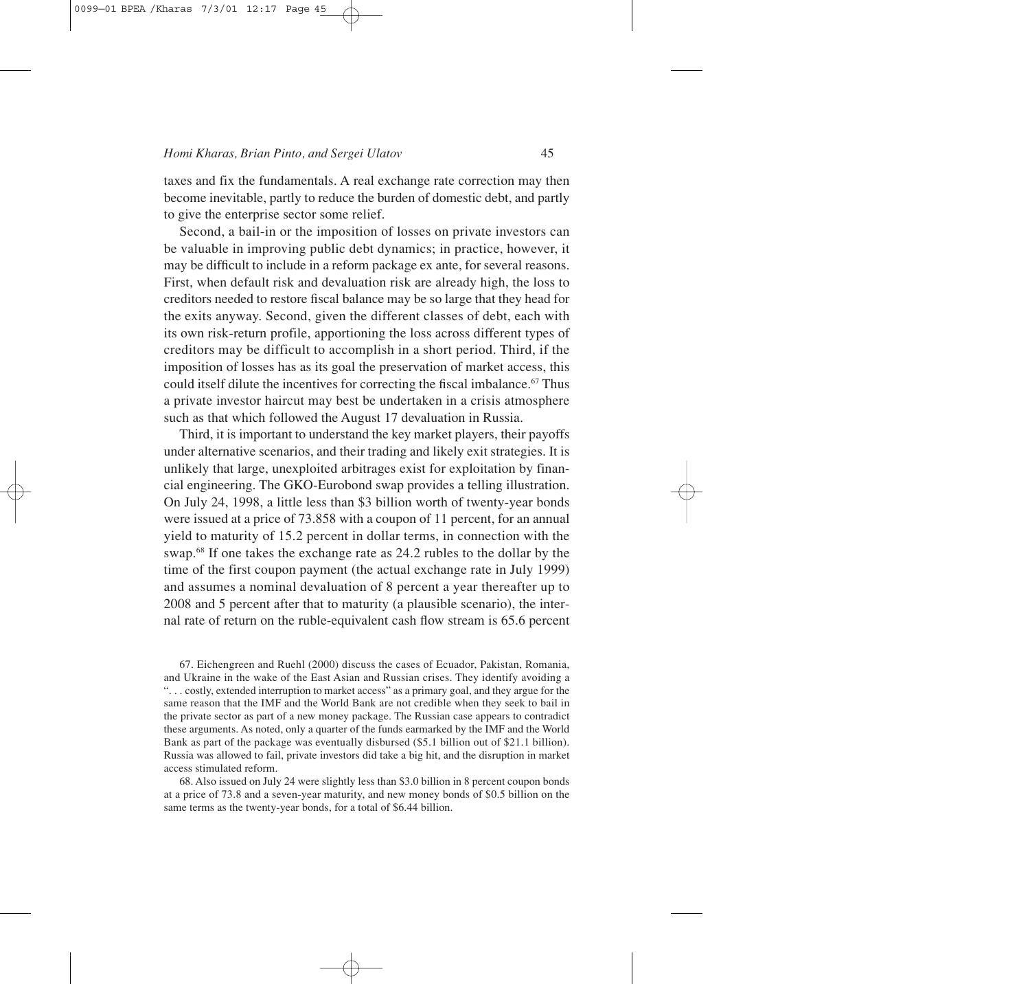taxes and fix the fundamentals. A real exchange rate correction may then become inevitable, partly to reduce the burden of domestic debt, and partly to give the enterprise sector some relief.

Second, a bail-in or the imposition of losses on private investors can be valuable in improving public debt dynamics; in practice, however, it may be difficult to include in a reform package ex ante, for several reasons. First, when default risk and devaluation risk are already high, the loss to creditors needed to restore fiscal balance may be so large that they head for the exits anyway. Second, given the different classes of debt, each with its own risk-return profile, apportioning the loss across different types of creditors may be difficult to accomplish in a short period. Third, if the imposition of losses has as its goal the preservation of market access, this could itself dilute the incentives for correcting the fiscal imbalance.[67] Thus a private investor haircut may best be undertaken in a crisis atmosphere such as that which followed the August 17 devaluation in Russia.

Third, it is important to understand the key market players, their payoffs under alternative scenarios, and their trading and likely exit strategies. It is unlikely that large, unexploited arbitrages exist for exploitation by financial engineering. The GKO-Eurobond swap provides a telling illustration. On July 24, 1998, a little less than \$3 billion worth of twenty-year bonds were issued at a price of 73.858 with a coupon of 11 percent, for an annual yield to maturity of 15.2 percent in dollar terms, in connection with the swap.[68] If one takes the exchange rate as 24.2 rubles to the dollar by the time of the first coupon payment (the actual exchange rate in July 1999) and assumes a nominal devaluation of 8 percent a year thereafter up to 2008 and 5 percent after that to maturity (a plausible scenario), the internal rate of return on the ruble-equivalent cash flow stream is 65.6 percent

67. Eichengreen and Ruehl (2000) discuss the cases of Ecuador, Pakistan, Romania, and Ukraine in the wake of the East Asian and Russian crises. They identify avoiding a ". . . costly, extended interruption to market access" as a primary goal, and they argue for the same reason that the IMF and the World Bank are not credible when they seek to bail in the private sector as part of a new money package. The Russian case appears to contradict these arguments. As noted, only a quarter of the funds earmarked by the IMF and the World Bank as part of the package was eventually disbursed (\$5.1 billion out of \$21.1 billion). Russia was allowed to fail, private investors did take a big hit, and the disruption in market access stimulated reform.

68. Also issued on July 24 were slightly less than \$3.0 billion in 8 percent coupon bonds at a price of 73.8 and a seven-year maturity, and new money bonds of \$0.5 billion on the same terms as the twenty-year bonds, for a total of \$6.44 billion.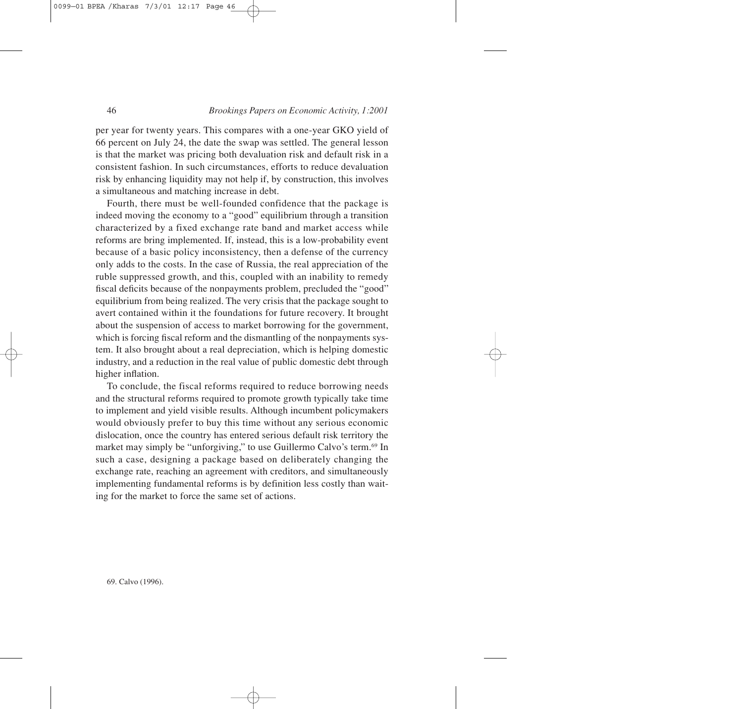per year for twenty years. This compares with a one-year GKO yield of 66 percent on July 24, the date the swap was settled. The general lesson is that the market was pricing both devaluation risk and default risk in a consistent fashion. In such circumstances, efforts to reduce devaluation risk by enhancing liquidity may not help if, by construction, this involves a simultaneous and matching increase in debt.

Fourth, there must be well-founded confidence that the package is indeed moving the economy to a "good" equilibrium through a transition characterized by a fixed exchange rate band and market access while reforms are bring implemented. If, instead, this is a low-probability event because of a basic policy inconsistency, then a defense of the currency only adds to the costs. In the case of Russia, the real appreciation of the ruble suppressed growth, and this, coupled with an inability to remedy fiscal deficits because of the nonpayments problem, precluded the "good" equilibrium from being realized. The very crisis that the package sought to avert contained within it the foundations for future recovery. It brought about the suspension of access to market borrowing for the government, which is forcing fiscal reform and the dismantling of the nonpayments system. It also brought about a real depreciation, which is helping domestic industry, and a reduction in the real value of public domestic debt through higher inflation.

To conclude, the fiscal reforms required to reduce borrowing needs and the structural reforms required to promote growth typically take time to implement and yield visible results. Although incumbent policymakers would obviously prefer to buy this time without any serious economic dislocation, once the country has entered serious default risk territory the market may simply be "unforgiving," to use Guillermo Calvo's term.[69] In such a case, designing a package based on deliberately changing the exchange rate, reaching an agreement with creditors, and simultaneously implementing fundamental reforms is by definition less costly than waiting for the market to force the same set of actions.

69. Calvo (1996).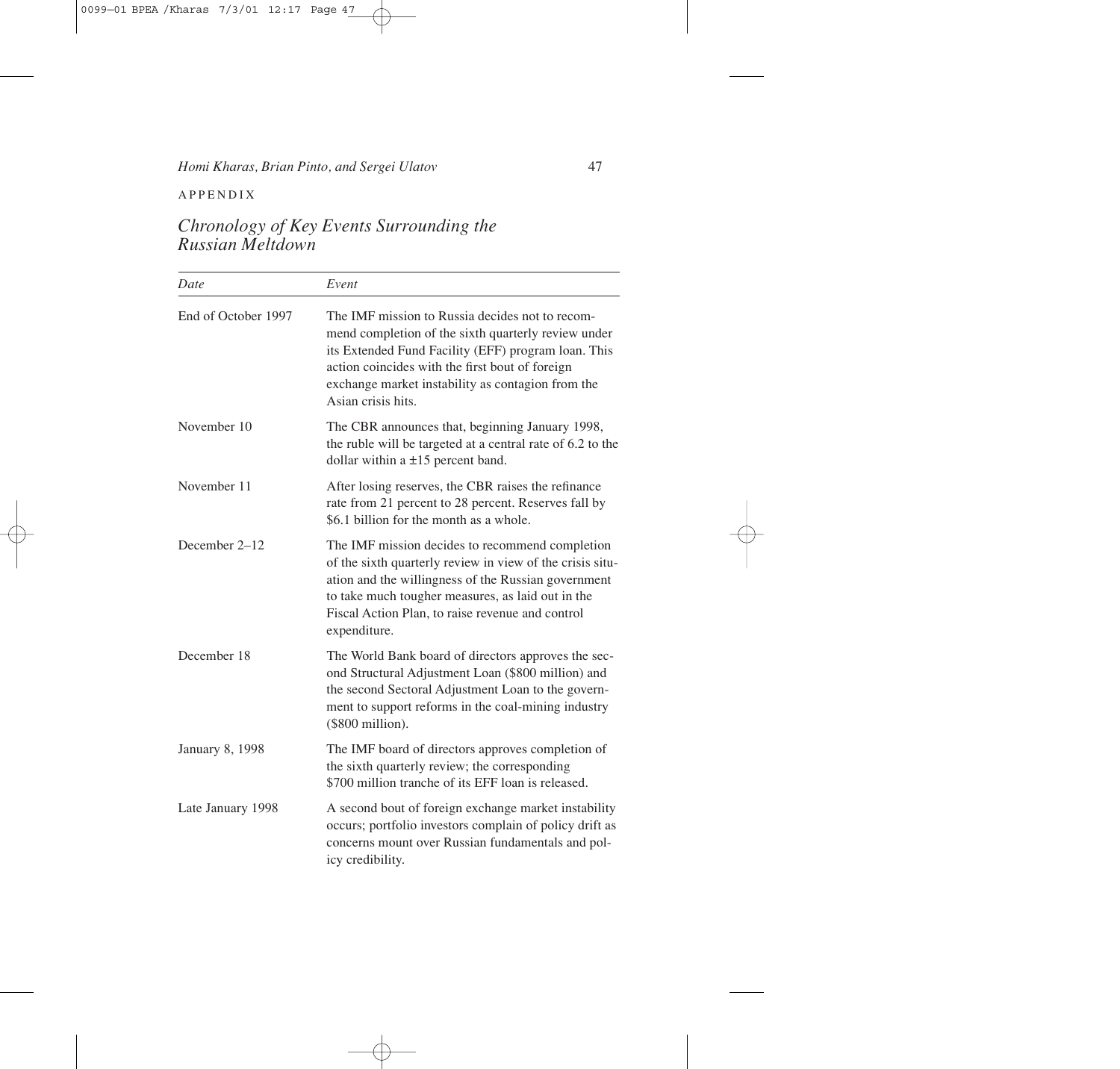APPENDIX

## *Chronology of Key Events Surrounding the Russian Meltdown*

| *Date* | *Event* |
|---|---|
| End of October 1997 | The IMF mission to Russia decides not to recommend completion of the sixth quarterly review under its Extended Fund Facility (EFF) program loan. This action coincides with the first bout of foreign exchange market instability as contagion from the Asian crisis hits. |
| November 10 | The CBR announces that, beginning January 1998, the ruble will be targeted at a central rate of 6.2 to the dollar within a ±15 percent band. |
| November 11 | After losing reserves, the CBR raises the refinance rate from 21 percent to 28 percent. Reserves fall by \$6.1 billion for the month as a whole. |
| December 2–12 | The IMF mission decides to recommend completion of the sixth quarterly review in view of the crisis situation and the willingness of the Russian government to take much tougher measures, as laid out in the Fiscal Action Plan, to raise revenue and control expenditure. |
| December 18 | The World Bank board of directors approves the second Structural Adjustment Loan (\$800 million) and the second Sectoral Adjustment Loan to the government to support reforms in the coal-mining industry (\$800 million). |
| January 8, 1998 | The IMF board of directors approves completion of the sixth quarterly review; the corresponding \$700 million tranche of its EFF loan is released. |
| Late January 1998 | A second bout of foreign exchange market instability occurs; portfolio investors complain of policy drift as concerns mount over Russian fundamentals and policy credibility. |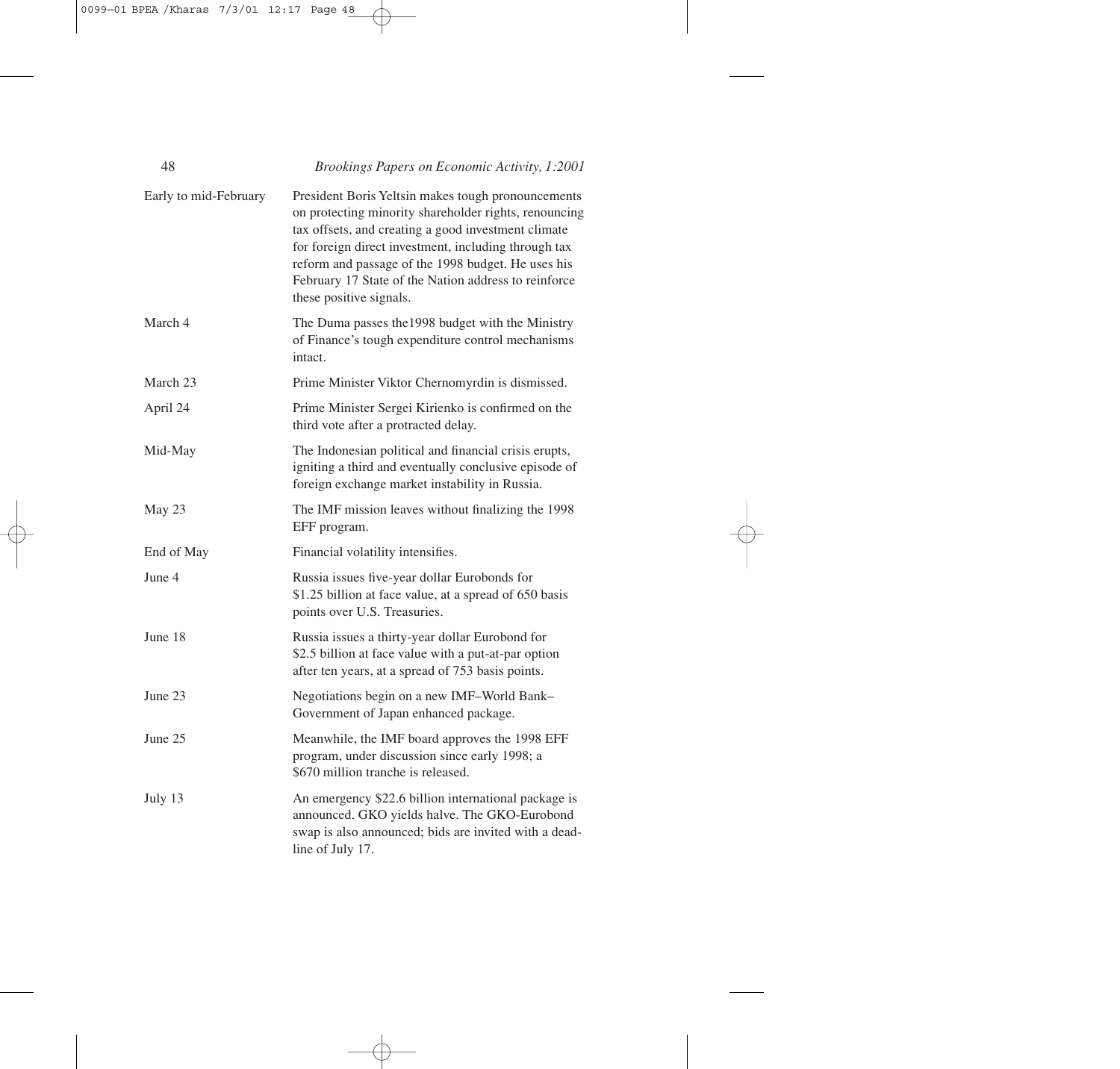| | |
|---|---|
| Early to mid-February | President Boris Yeltsin makes tough pronouncements on protecting minority shareholder rights, renouncing tax offsets, and creating a good investment climate for foreign direct investment, including through tax reform and passage of the 1998 budget. He uses his February 17 State of the Nation address to reinforce these positive signals. |
| March 4 | The Duma passes the1998 budget with the Ministry of Finance's tough expenditure control mechanisms intact. |
| March 23 | Prime Minister Viktor Chernomyrdin is dismissed. |
| April 24 | Prime Minister Sergei Kirienko is confirmed on the third vote after a protracted delay. |
| Mid-May | The Indonesian political and financial crisis erupts, igniting a third and eventually conclusive episode of foreign exchange market instability in Russia. |
| May 23 | The IMF mission leaves without finalizing the 1998 EFF program. |
| End of May | Financial volatility intensifies. |
| June 4 | Russia issues five-year dollar Eurobonds for \$1.25 billion at face value, at a spread of 650 basis points over U.S. Treasuries. |
| June 18 | Russia issues a thirty-year dollar Eurobond for \$2.5 billion at face value with a put-at-par option after ten years, at a spread of 753 basis points. |
| June 23 | Negotiations begin on a new IMF–World Bank–Government of Japan enhanced package. |
| June 25 | Meanwhile, the IMF board approves the 1998 EFF program, under discussion since early 1998; a \$670 million tranche is released. |
| July 13 | An emergency \$22.6 billion international package is announced. GKO yields halve. The GKO-Eurobond swap is also announced; bids are invited with a deadline of July 17. |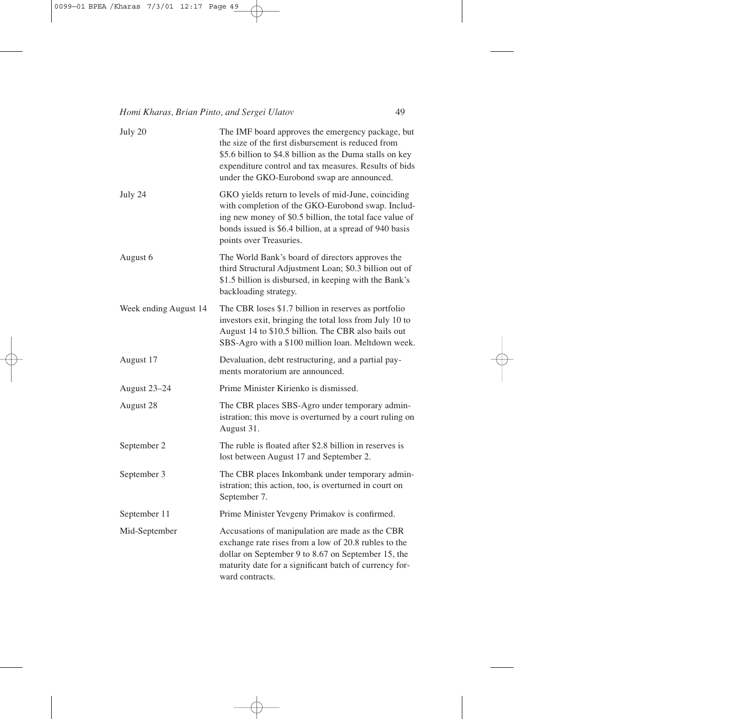| | |
|---|---|
| July 20 | The IMF board approves the emergency package, but the size of the first disbursement is reduced from \$5.6 billion to \$4.8 billion as the Duma stalls on key expenditure control and tax measures. Results of bids under the GKO-Eurobond swap are announced. |
| July 24 | GKO yields return to levels of mid-June, coinciding with completion of the GKO-Eurobond swap. Including new money of \$0.5 billion, the total face value of bonds issued is \$6.4 billion, at a spread of 940 basis points over Treasuries. |
| August 6 | The World Bank's board of directors approves the third Structural Adjustment Loan; \$0.3 billion out of \$1.5 billion is disbursed, in keeping with the Bank's backloading strategy. |
| Week ending August 14 | The CBR loses \$1.7 billion in reserves as portfolio investors exit, bringing the total loss from July 10 to August 14 to \$10.5 billion. The CBR also bails out SBS-Agro with a \$100 million loan. Meltdown week. |
| August 17 | Devaluation, debt restructuring, and a partial payments moratorium are announced. |
| August 23–24 | Prime Minister Kirienko is dismissed. |
| August 28 | The CBR places SBS-Agro under temporary administration; this move is overturned by a court ruling on August 31. |
| September 2 | The ruble is floated after \$2.8 billion in reserves is lost between August 17 and September 2. |
| September 3 | The CBR places Inkombank under temporary administration; this action, too, is overturned in court on September 7. |
| September 11 | Prime Minister Yevgeny Primakov is confirmed. |
| Mid-September | Accusations of manipulation are made as the CBR exchange rate rises from a low of 20.8 rubles to the dollar on September 9 to 8.67 on September 15, the maturity date for a significant batch of currency forward contracts. |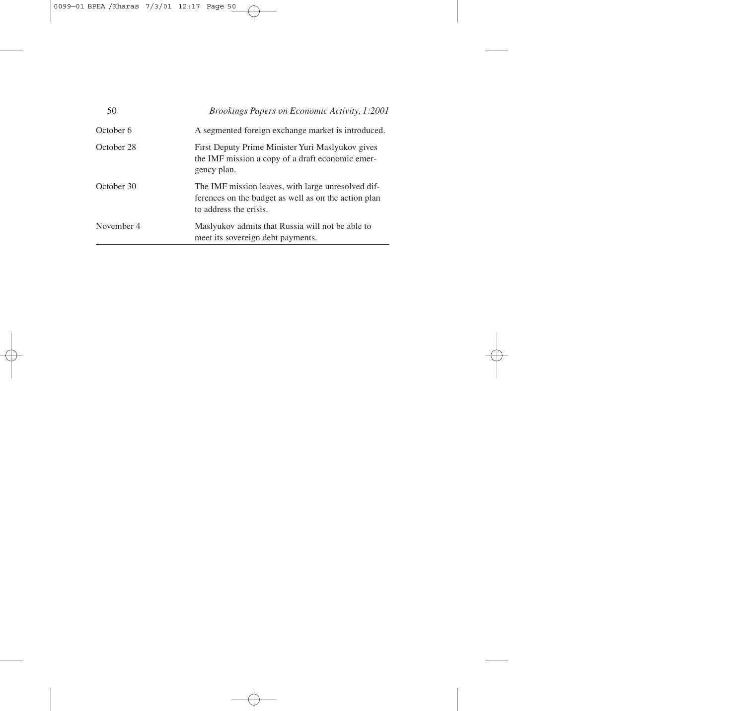| | |
|---|---|
| October 6 | A segmented foreign exchange market is introduced. |
| October 28 | First Deputy Prime Minister Yuri Maslyukov gives the IMF mission a copy of a draft economic emergency plan. |
| October 30 | The IMF mission leaves, with large unresolved differences on the budget as well as on the action plan to address the crisis. |
| November 4 | Maslyukov admits that Russia will not be able to meet its sovereign debt payments. |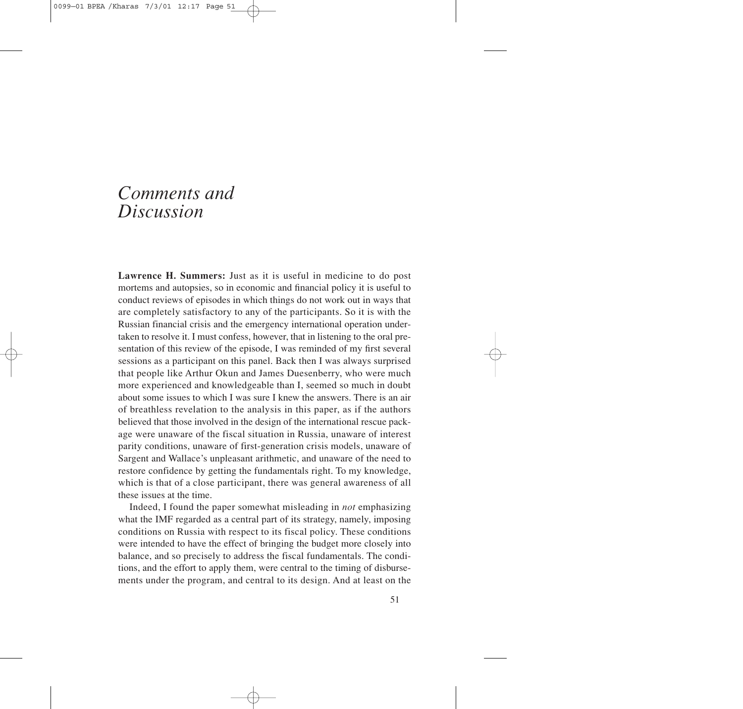# *Comments and Discussion*

**Lawrence H. Summers:** Just as it is useful in medicine to do post mortems and autopsies, so in economic and financial policy it is useful to conduct reviews of episodes in which things do not work out in ways that are completely satisfactory to any of the participants. So it is with the Russian financial crisis and the emergency international operation undertaken to resolve it. I must confess, however, that in listening to the oral presentation of this review of the episode, I was reminded of my first several sessions as a participant on this panel. Back then I was always surprised that people like Arthur Okun and James Duesenberry, who were much more experienced and knowledgeable than I, seemed so much in doubt about some issues to which I was sure I knew the answers. There is an air of breathless revelation to the analysis in this paper, as if the authors believed that those involved in the design of the international rescue package were unaware of the fiscal situation in Russia, unaware of interest parity conditions, unaware of first-generation crisis models, unaware of Sargent and Wallace's unpleasant arithmetic, and unaware of the need to restore confidence by getting the fundamentals right. To my knowledge, which is that of a close participant, there was general awareness of all these issues at the time.

Indeed, I found the paper somewhat misleading in *not* emphasizing what the IMF regarded as a central part of its strategy, namely, imposing conditions on Russia with respect to its fiscal policy. These conditions were intended to have the effect of bringing the budget more closely into balance, and so precisely to address the fiscal fundamentals. The conditions, and the effort to apply them, were central to the timing of disbursements under the program, and central to its design. And at least on the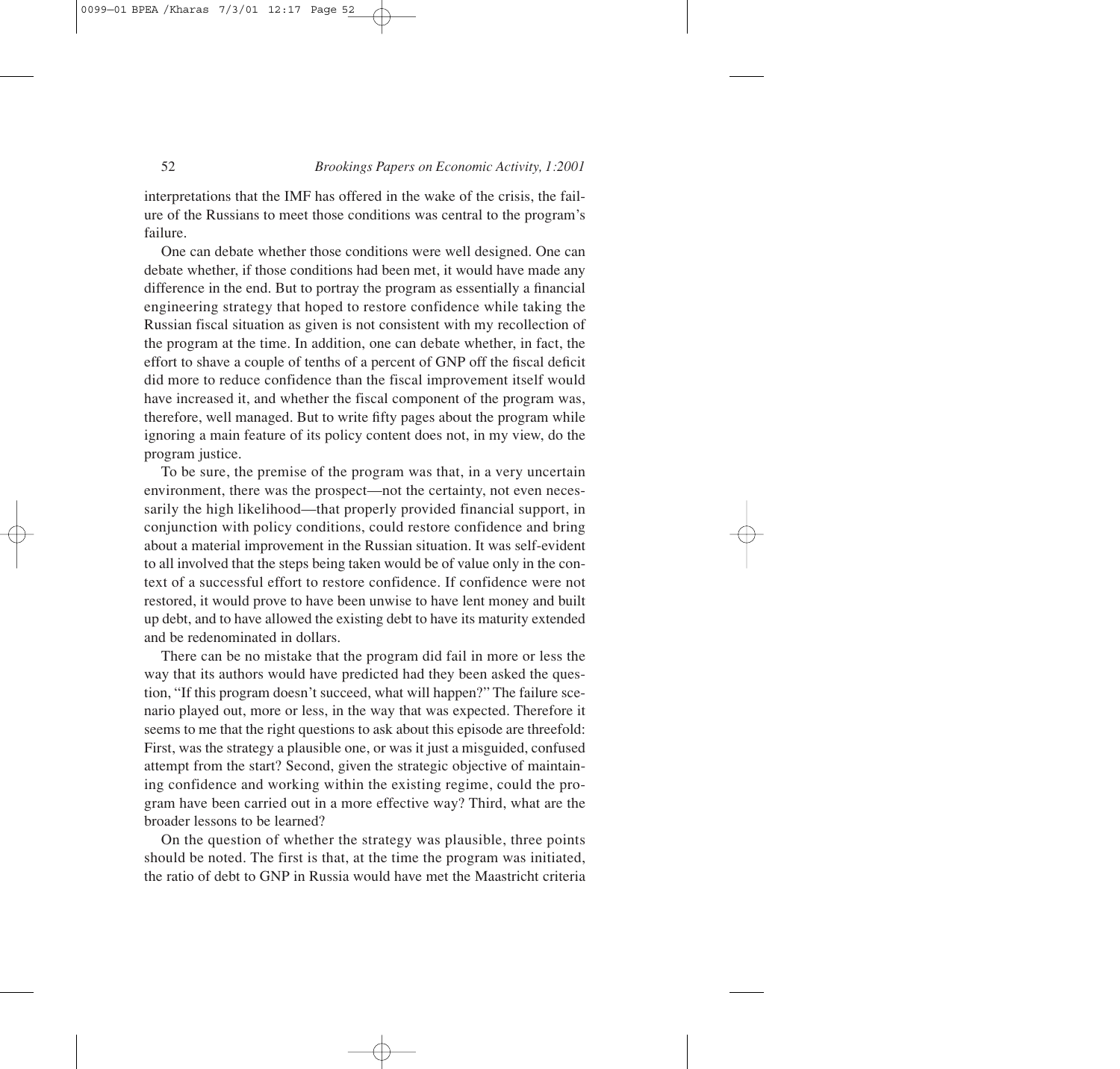interpretations that the IMF has offered in the wake of the crisis, the failure of the Russians to meet those conditions was central to the program's failure.

One can debate whether those conditions were well designed. One can debate whether, if those conditions had been met, it would have made any difference in the end. But to portray the program as essentially a financial engineering strategy that hoped to restore confidence while taking the Russian fiscal situation as given is not consistent with my recollection of the program at the time. In addition, one can debate whether, in fact, the effort to shave a couple of tenths of a percent of GNP off the fiscal deficit did more to reduce confidence than the fiscal improvement itself would have increased it, and whether the fiscal component of the program was, therefore, well managed. But to write fifty pages about the program while ignoring a main feature of its policy content does not, in my view, do the program justice.

To be sure, the premise of the program was that, in a very uncertain environment, there was the prospect—not the certainty, not even necessarily the high likelihood—that properly provided financial support, in conjunction with policy conditions, could restore confidence and bring about a material improvement in the Russian situation. It was self-evident to all involved that the steps being taken would be of value only in the context of a successful effort to restore confidence. If confidence were not restored, it would prove to have been unwise to have lent money and built up debt, and to have allowed the existing debt to have its maturity extended and be redenominated in dollars.

There can be no mistake that the program did fail in more or less the way that its authors would have predicted had they been asked the question, "If this program doesn't succeed, what will happen?" The failure scenario played out, more or less, in the way that was expected. Therefore it seems to me that the right questions to ask about this episode are threefold: First, was the strategy a plausible one, or was it just a misguided, confused attempt from the start? Second, given the strategic objective of maintaining confidence and working within the existing regime, could the program have been carried out in a more effective way? Third, what are the broader lessons to be learned?

On the question of whether the strategy was plausible, three points should be noted. The first is that, at the time the program was initiated, the ratio of debt to GNP in Russia would have met the Maastricht criteria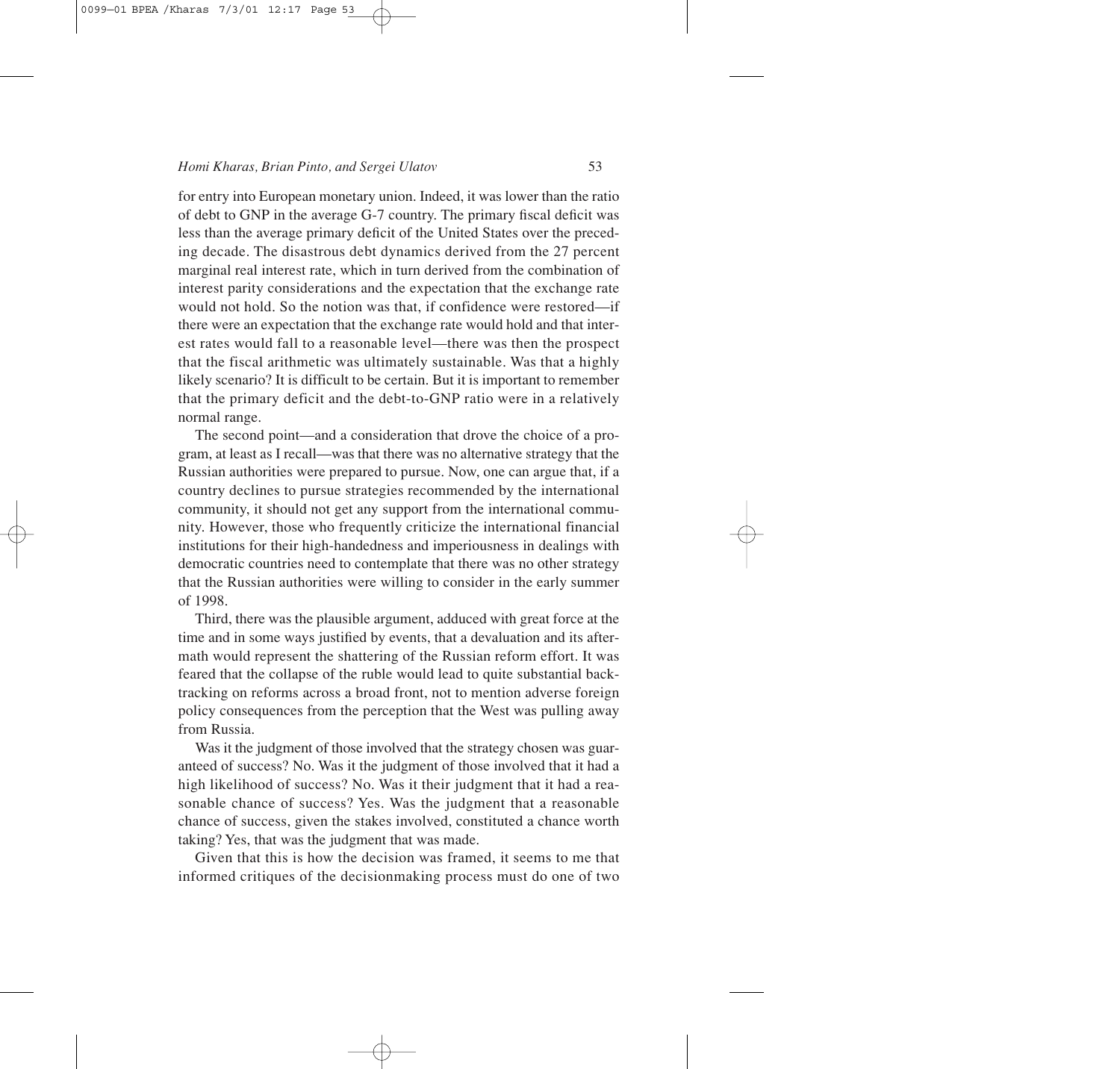for entry into European monetary union. Indeed, it was lower than the ratio of debt to GNP in the average G-7 country. The primary fiscal deficit was less than the average primary deficit of the United States over the preceding decade. The disastrous debt dynamics derived from the 27 percent marginal real interest rate, which in turn derived from the combination of interest parity considerations and the expectation that the exchange rate would not hold. So the notion was that, if confidence were restored—if there were an expectation that the exchange rate would hold and that interest rates would fall to a reasonable level—there was then the prospect that the fiscal arithmetic was ultimately sustainable. Was that a highly likely scenario? It is difficult to be certain. But it is important to remember that the primary deficit and the debt-to-GNP ratio were in a relatively normal range.

The second point—and a consideration that drove the choice of a program, at least as I recall—was that there was no alternative strategy that the Russian authorities were prepared to pursue. Now, one can argue that, if a country declines to pursue strategies recommended by the international community, it should not get any support from the international community. However, those who frequently criticize the international financial institutions for their high-handedness and imperiousness in dealings with democratic countries need to contemplate that there was no other strategy that the Russian authorities were willing to consider in the early summer of 1998.

Third, there was the plausible argument, adduced with great force at the time and in some ways justified by events, that a devaluation and its aftermath would represent the shattering of the Russian reform effort. It was feared that the collapse of the ruble would lead to quite substantial backtracking on reforms across a broad front, not to mention adverse foreign policy consequences from the perception that the West was pulling away from Russia.

Was it the judgment of those involved that the strategy chosen was guaranteed of success? No. Was it the judgment of those involved that it had a high likelihood of success? No. Was it their judgment that it had a reasonable chance of success? Yes. Was the judgment that a reasonable chance of success, given the stakes involved, constituted a chance worth taking? Yes, that was the judgment that was made.

Given that this is how the decision was framed, it seems to me that informed critiques of the decisionmaking process must do one of two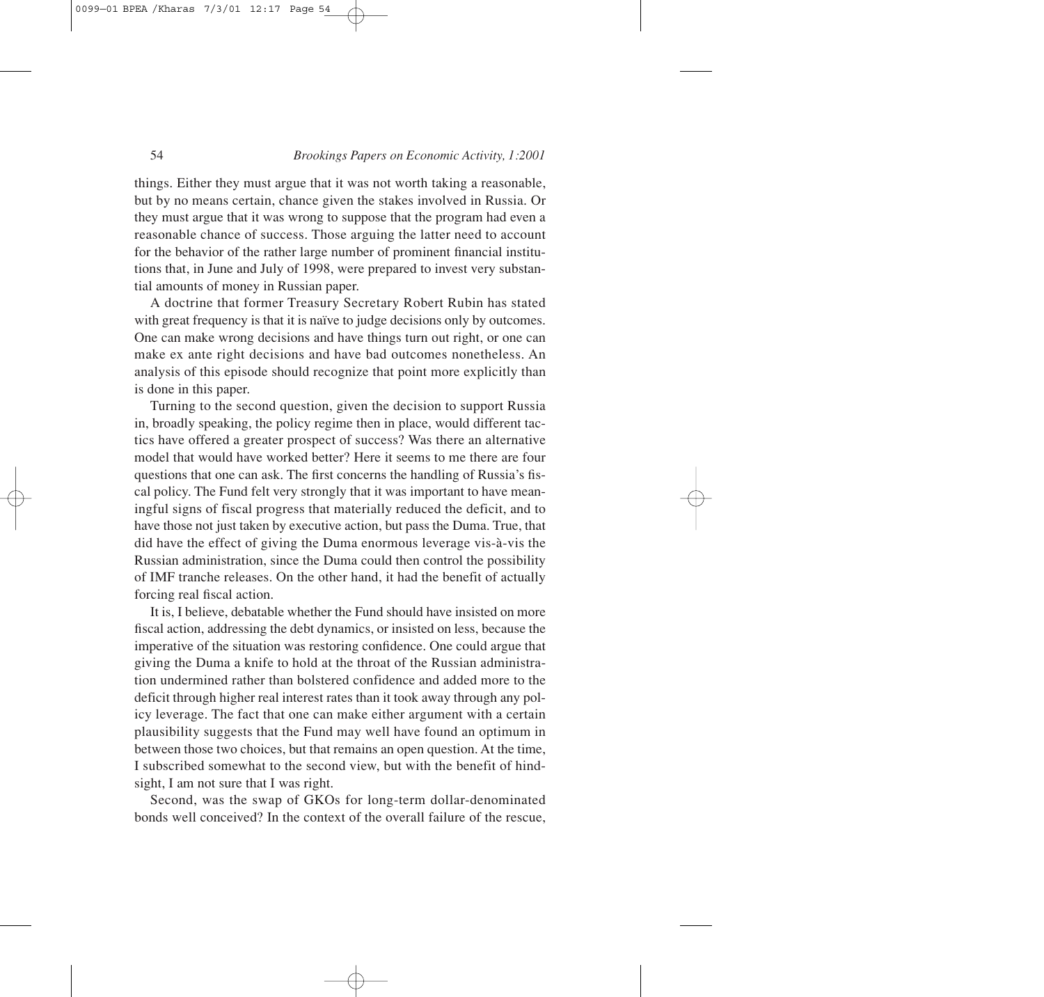things. Either they must argue that it was not worth taking a reasonable, but by no means certain, chance given the stakes involved in Russia. Or they must argue that it was wrong to suppose that the program had even a reasonable chance of success. Those arguing the latter need to account for the behavior of the rather large number of prominent financial institutions that, in June and July of 1998, were prepared to invest very substantial amounts of money in Russian paper.

A doctrine that former Treasury Secretary Robert Rubin has stated with great frequency is that it is naïve to judge decisions only by outcomes. One can make wrong decisions and have things turn out right, or one can make ex ante right decisions and have bad outcomes nonetheless. An analysis of this episode should recognize that point more explicitly than is done in this paper.

Turning to the second question, given the decision to support Russia in, broadly speaking, the policy regime then in place, would different tactics have offered a greater prospect of success? Was there an alternative model that would have worked better? Here it seems to me there are four questions that one can ask. The first concerns the handling of Russia's fiscal policy. The Fund felt very strongly that it was important to have meaningful signs of fiscal progress that materially reduced the deficit, and to have those not just taken by executive action, but pass the Duma. True, that did have the effect of giving the Duma enormous leverage vis-à-vis the Russian administration, since the Duma could then control the possibility of IMF tranche releases. On the other hand, it had the benefit of actually forcing real fiscal action.

It is, I believe, debatable whether the Fund should have insisted on more fiscal action, addressing the debt dynamics, or insisted on less, because the imperative of the situation was restoring confidence. One could argue that giving the Duma a knife to hold at the throat of the Russian administration undermined rather than bolstered confidence and added more to the deficit through higher real interest rates than it took away through any policy leverage. The fact that one can make either argument with a certain plausibility suggests that the Fund may well have found an optimum in between those two choices, but that remains an open question. At the time, I subscribed somewhat to the second view, but with the benefit of hindsight, I am not sure that I was right.

Second, was the swap of GKOs for long-term dollar-denominated bonds well conceived? In the context of the overall failure of the rescue,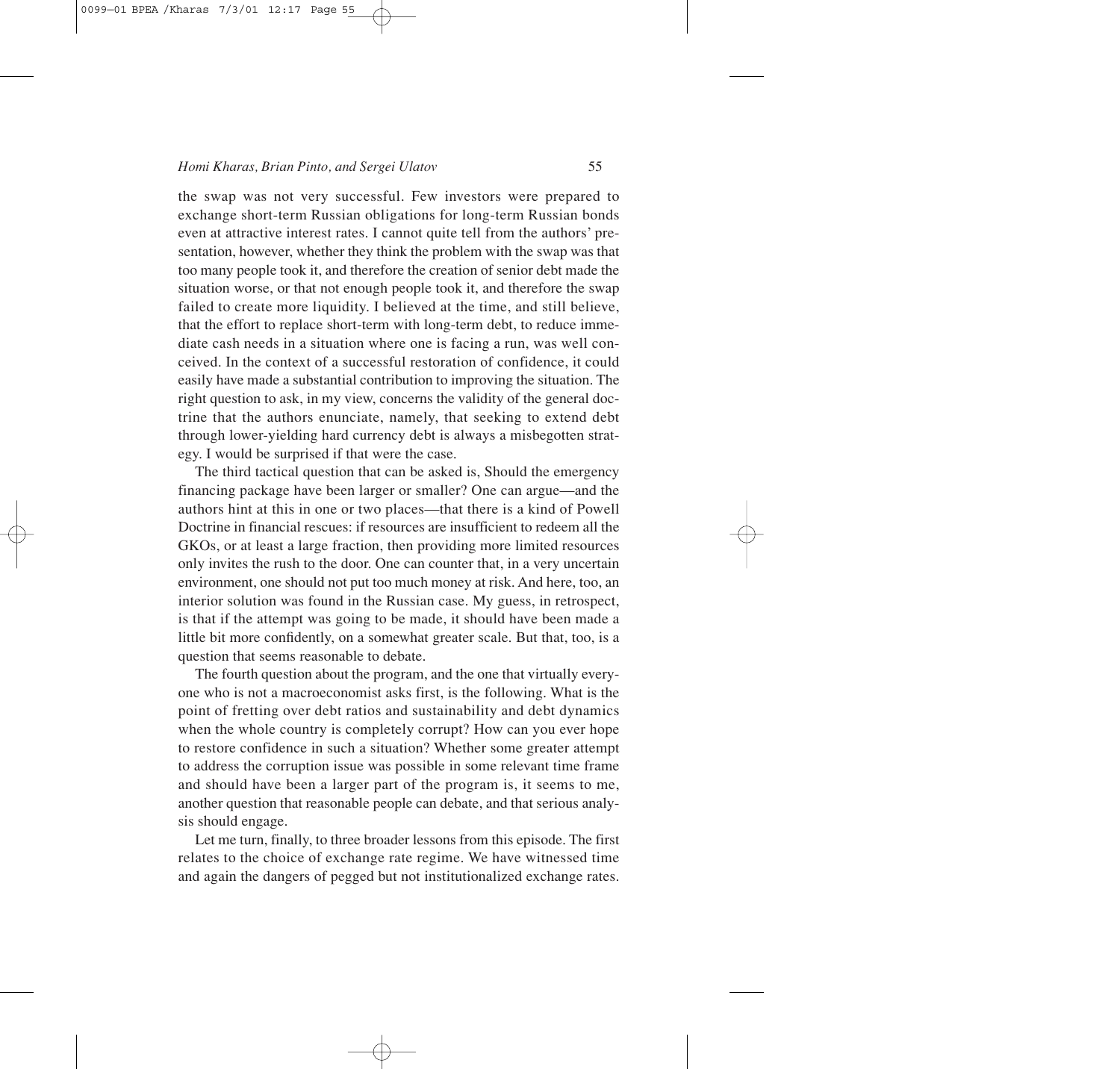the swap was not very successful. Few investors were prepared to exchange short-term Russian obligations for long-term Russian bonds even at attractive interest rates. I cannot quite tell from the authors' presentation, however, whether they think the problem with the swap was that too many people took it, and therefore the creation of senior debt made the situation worse, or that not enough people took it, and therefore the swap failed to create more liquidity. I believed at the time, and still believe, that the effort to replace short-term with long-term debt, to reduce immediate cash needs in a situation where one is facing a run, was well conceived. In the context of a successful restoration of confidence, it could easily have made a substantial contribution to improving the situation. The right question to ask, in my view, concerns the validity of the general doctrine that the authors enunciate, namely, that seeking to extend debt through lower-yielding hard currency debt is always a misbegotten strategy. I would be surprised if that were the case.

The third tactical question that can be asked is, Should the emergency financing package have been larger or smaller? One can argue—and the authors hint at this in one or two places—that there is a kind of Powell Doctrine in financial rescues: if resources are insufficient to redeem all the GKOs, or at least a large fraction, then providing more limited resources only invites the rush to the door. One can counter that, in a very uncertain environment, one should not put too much money at risk. And here, too, an interior solution was found in the Russian case. My guess, in retrospect, is that if the attempt was going to be made, it should have been made a little bit more confidently, on a somewhat greater scale. But that, too, is a question that seems reasonable to debate.

The fourth question about the program, and the one that virtually everyone who is not a macroeconomist asks first, is the following. What is the point of fretting over debt ratios and sustainability and debt dynamics when the whole country is completely corrupt? How can you ever hope to restore confidence in such a situation? Whether some greater attempt to address the corruption issue was possible in some relevant time frame and should have been a larger part of the program is, it seems to me, another question that reasonable people can debate, and that serious analysis should engage.

Let me turn, finally, to three broader lessons from this episode. The first relates to the choice of exchange rate regime. We have witnessed time and again the dangers of pegged but not institutionalized exchange rates.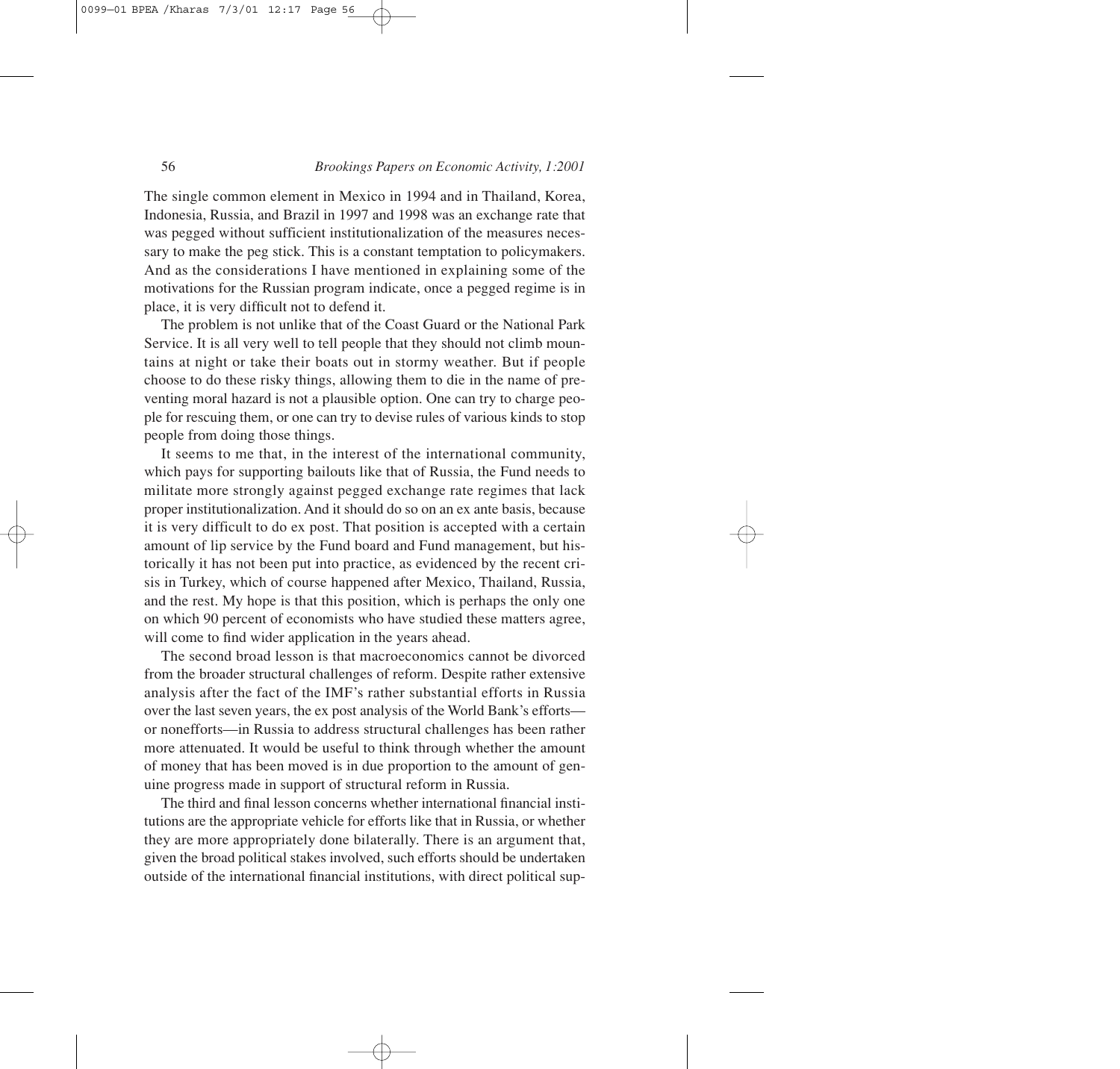The single common element in Mexico in 1994 and in Thailand, Korea, Indonesia, Russia, and Brazil in 1997 and 1998 was an exchange rate that was pegged without sufficient institutionalization of the measures necessary to make the peg stick. This is a constant temptation to policymakers. And as the considerations I have mentioned in explaining some of the motivations for the Russian program indicate, once a pegged regime is in place, it is very difficult not to defend it.

The problem is not unlike that of the Coast Guard or the National Park Service. It is all very well to tell people that they should not climb mountains at night or take their boats out in stormy weather. But if people choose to do these risky things, allowing them to die in the name of preventing moral hazard is not a plausible option. One can try to charge people for rescuing them, or one can try to devise rules of various kinds to stop people from doing those things.

It seems to me that, in the interest of the international community, which pays for supporting bailouts like that of Russia, the Fund needs to militate more strongly against pegged exchange rate regimes that lack proper institutionalization. And it should do so on an ex ante basis, because it is very difficult to do ex post. That position is accepted with a certain amount of lip service by the Fund board and Fund management, but historically it has not been put into practice, as evidenced by the recent crisis in Turkey, which of course happened after Mexico, Thailand, Russia, and the rest. My hope is that this position, which is perhaps the only one on which 90 percent of economists who have studied these matters agree, will come to find wider application in the years ahead.

The second broad lesson is that macroeconomics cannot be divorced from the broader structural challenges of reform. Despite rather extensive analysis after the fact of the IMF's rather substantial efforts in Russia over the last seven years, the ex post analysis of the World Bank's efforts—or nonefforts—in Russia to address structural challenges has been rather more attenuated. It would be useful to think through whether the amount of money that has been moved is in due proportion to the amount of genuine progress made in support of structural reform in Russia.

The third and final lesson concerns whether international financial institutions are the appropriate vehicle for efforts like that in Russia, or whether they are more appropriately done bilaterally. There is an argument that, given the broad political stakes involved, such efforts should be undertaken outside of the international financial institutions, with direct political sup-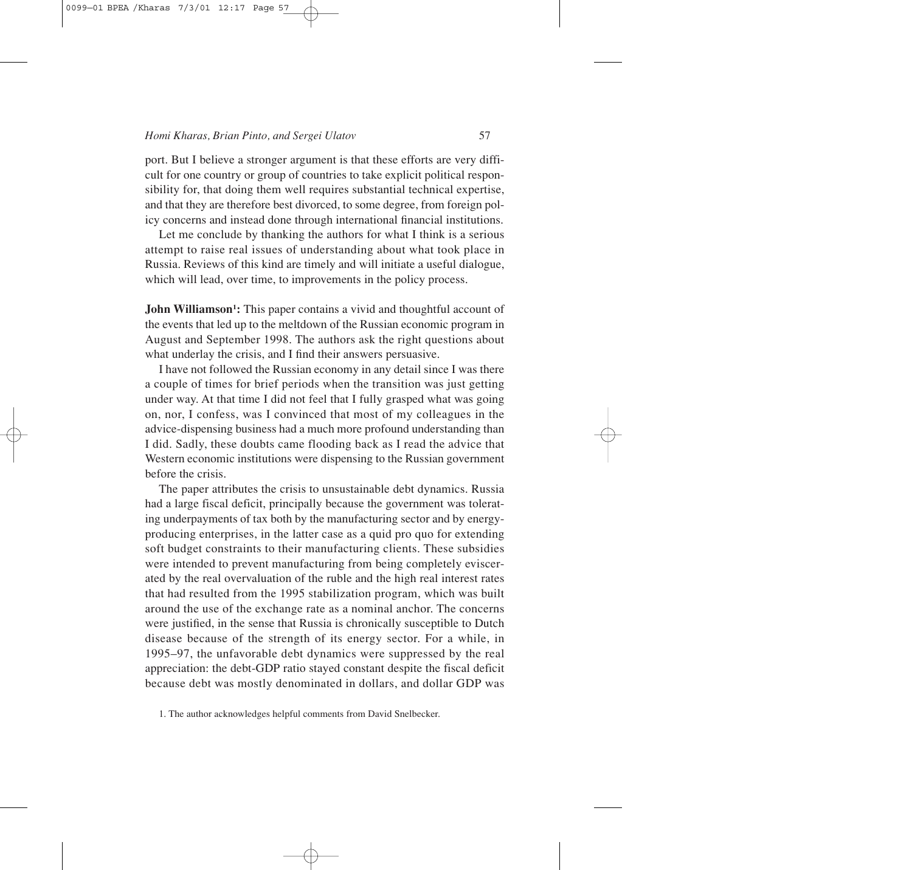port. But I believe a stronger argument is that these efforts are very difficult for one country or group of countries to take explicit political responsibility for, that doing them well requires substantial technical expertise, and that they are therefore best divorced, to some degree, from foreign policy concerns and instead done through international financial institutions.

Let me conclude by thanking the authors for what I think is a serious attempt to raise real issues of understanding about what took place in Russia. Reviews of this kind are timely and will initiate a useful dialogue, which will lead, over time, to improvements in the policy process.

**John Williamson[1]:** This paper contains a vivid and thoughtful account of the events that led up to the meltdown of the Russian economic program in August and September 1998. The authors ask the right questions about what underlay the crisis, and I find their answers persuasive.

I have not followed the Russian economy in any detail since I was there a couple of times for brief periods when the transition was just getting under way. At that time I did not feel that I fully grasped what was going on, nor, I confess, was I convinced that most of my colleagues in the advice-dispensing business had a much more profound understanding than I did. Sadly, these doubts came flooding back as I read the advice that Western economic institutions were dispensing to the Russian government before the crisis.

The paper attributes the crisis to unsustainable debt dynamics. Russia had a large fiscal deficit, principally because the government was tolerating underpayments of tax both by the manufacturing sector and by energy-producing enterprises, in the latter case as a quid pro quo for extending soft budget constraints to their manufacturing clients. These subsidies were intended to prevent manufacturing from being completely eviscerated by the real overvaluation of the ruble and the high real interest rates that had resulted from the 1995 stabilization program, which was built around the use of the exchange rate as a nominal anchor. The concerns were justified, in the sense that Russia is chronically susceptible to Dutch disease because of the strength of its energy sector. For a while, in 1995–97, the unfavorable debt dynamics were suppressed by the real appreciation: the debt-GDP ratio stayed constant despite the fiscal deficit because debt was mostly denominated in dollars, and dollar GDP was

1. The author acknowledges helpful comments from David Snelbecker.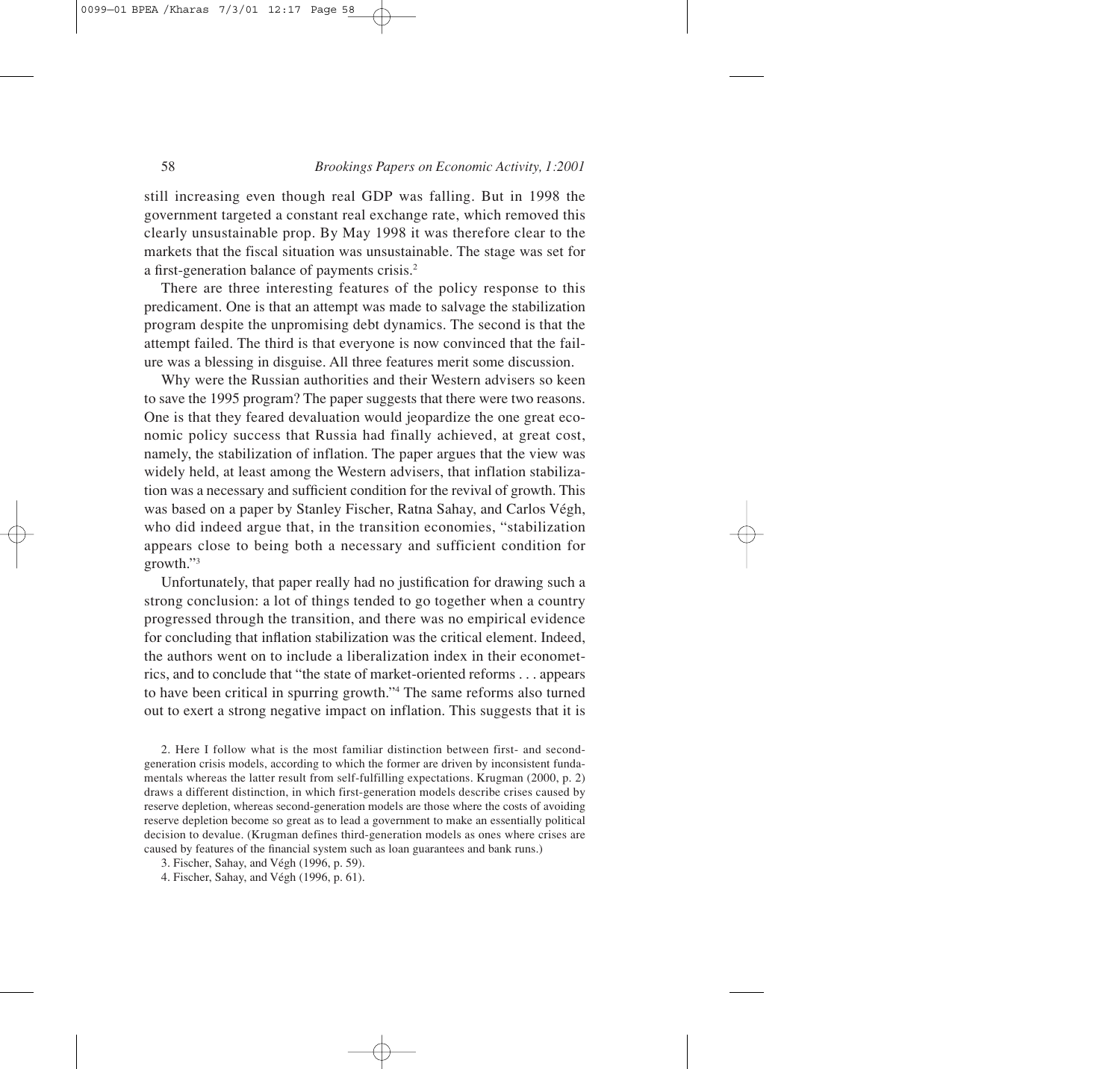still increasing even though real GDP was falling. But in 1998 the government targeted a constant real exchange rate, which removed this clearly unsustainable prop. By May 1998 it was therefore clear to the markets that the fiscal situation was unsustainable. The stage was set for a first-generation balance of payments crisis.[2]

There are three interesting features of the policy response to this predicament. One is that an attempt was made to salvage the stabilization program despite the unpromising debt dynamics. The second is that the attempt failed. The third is that everyone is now convinced that the failure was a blessing in disguise. All three features merit some discussion.

Why were the Russian authorities and their Western advisers so keen to save the 1995 program? The paper suggests that there were two reasons. One is that they feared devaluation would jeopardize the one great economic policy success that Russia had finally achieved, at great cost, namely, the stabilization of inflation. The paper argues that the view was widely held, at least among the Western advisers, that inflation stabilization was a necessary and sufficient condition for the revival of growth. This was based on a paper by Stanley Fischer, Ratna Sahay, and Carlos Végh, who did indeed argue that, in the transition economies, "stabilization appears close to being both a necessary and sufficient condition for growth."[3]

Unfortunately, that paper really had no justification for drawing such a strong conclusion: a lot of things tended to go together when a country progressed through the transition, and there was no empirical evidence for concluding that inflation stabilization was the critical element. Indeed, the authors went on to include a liberalization index in their econometrics, and to conclude that "the state of market-oriented reforms . . . appears to have been critical in spurring growth."[4] The same reforms also turned out to exert a strong negative impact on inflation. This suggests that it is

2. Here I follow what is the most familiar distinction between first- and second-generation crisis models, according to which the former are driven by inconsistent fundamentals whereas the latter result from self-fulfilling expectations. Krugman (2000, p. 2) draws a different distinction, in which first-generation models describe crises caused by reserve depletion, whereas second-generation models are those where the costs of avoiding reserve depletion become so great as to lead a government to make an essentially political decision to devalue. (Krugman defines third-generation models as ones where crises are caused by features of the financial system such as loan guarantees and bank runs.)

3. Fischer, Sahay, and Végh (1996, p. 59).

4. Fischer, Sahay, and Végh (1996, p. 61).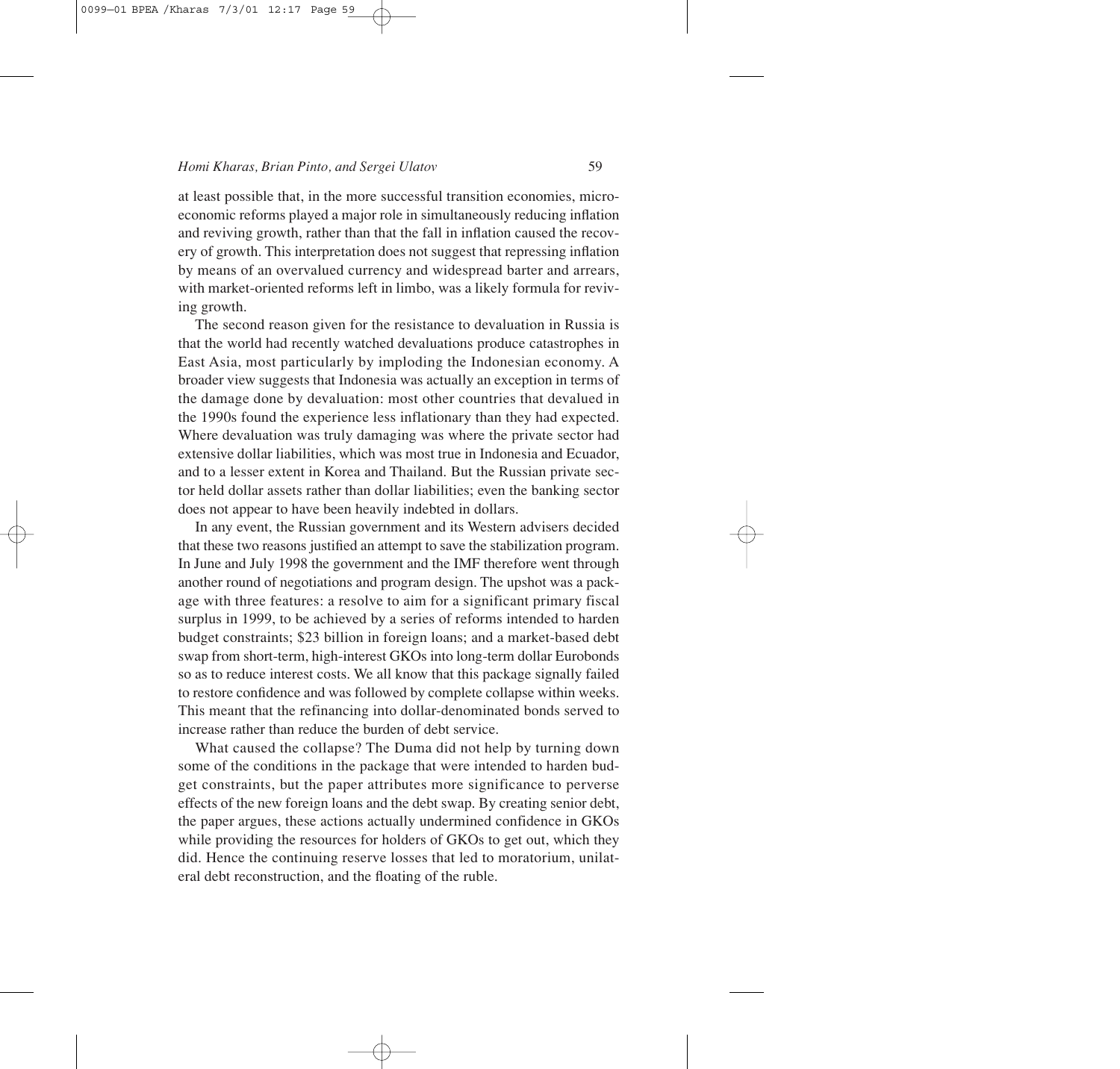at least possible that, in the more successful transition economies, microeconomic reforms played a major role in simultaneously reducing inflation and reviving growth, rather than that the fall in inflation caused the recovery of growth. This interpretation does not suggest that repressing inflation by means of an overvalued currency and widespread barter and arrears, with market-oriented reforms left in limbo, was a likely formula for reviving growth.

The second reason given for the resistance to devaluation in Russia is that the world had recently watched devaluations produce catastrophes in East Asia, most particularly by imploding the Indonesian economy. A broader view suggests that Indonesia was actually an exception in terms of the damage done by devaluation: most other countries that devalued in the 1990s found the experience less inflationary than they had expected. Where devaluation was truly damaging was where the private sector had extensive dollar liabilities, which was most true in Indonesia and Ecuador, and to a lesser extent in Korea and Thailand. But the Russian private sector held dollar assets rather than dollar liabilities; even the banking sector does not appear to have been heavily indebted in dollars.

In any event, the Russian government and its Western advisers decided that these two reasons justified an attempt to save the stabilization program. In June and July 1998 the government and the IMF therefore went through another round of negotiations and program design. The upshot was a package with three features: a resolve to aim for a significant primary fiscal surplus in 1999, to be achieved by a series of reforms intended to harden budget constraints; $23 billion in foreign loans; and a market-based debt swap from short-term, high-interest GKOs into long-term dollar Eurobonds so as to reduce interest costs. We all know that this package signally failed to restore confidence and was followed by complete collapse within weeks. This meant that the refinancing into dollar-denominated bonds served to increase rather than reduce the burden of debt service.

What caused the collapse? The Duma did not help by turning down some of the conditions in the package that were intended to harden budget constraints, but the paper attributes more significance to perverse effects of the new foreign loans and the debt swap. By creating senior debt, the paper argues, these actions actually undermined confidence in GKOs while providing the resources for holders of GKOs to get out, which they did. Hence the continuing reserve losses that led to moratorium, unilateral debt reconstruction, and the floating of the ruble.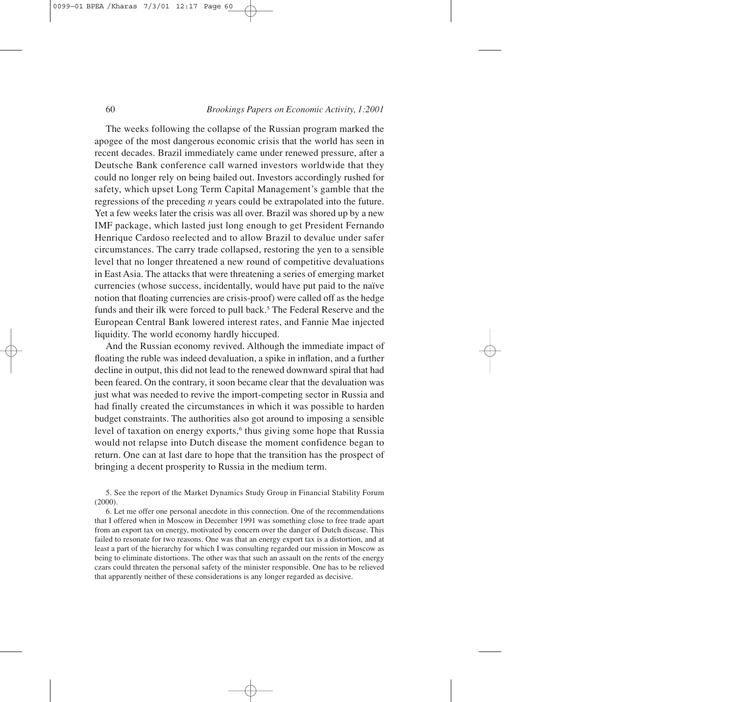The weeks following the collapse of the Russian program marked the apogee of the most dangerous economic crisis that the world has seen in recent decades. Brazil immediately came under renewed pressure, after a Deutsche Bank conference call warned investors worldwide that they could no longer rely on being bailed out. Investors accordingly rushed for safety, which upset Long Term Capital Management's gamble that the regressions of the preceding *n* years could be extrapolated into the future. Yet a few weeks later the crisis was all over. Brazil was shored up by a new IMF package, which lasted just long enough to get President Fernando Henrique Cardoso reelected and to allow Brazil to devalue under safer circumstances. The carry trade collapsed, restoring the yen to a sensible level that no longer threatened a new round of competitive devaluations in East Asia. The attacks that were threatening a series of emerging market currencies (whose success, incidentally, would have put paid to the naïve notion that floating currencies are crisis-proof) were called off as the hedge funds and their ilk were forced to pull back.[5] The Federal Reserve and the European Central Bank lowered interest rates, and Fannie Mae injected liquidity. The world economy hardly hiccuped.

And the Russian economy revived. Although the immediate impact of floating the ruble was indeed devaluation, a spike in inflation, and a further decline in output, this did not lead to the renewed downward spiral that had been feared. On the contrary, it soon became clear that the devaluation was just what was needed to revive the import-competing sector in Russia and had finally created the circumstances in which it was possible to harden budget constraints. The authorities also got around to imposing a sensible level of taxation on energy exports,[6] thus giving some hope that Russia would not relapse into Dutch disease the moment confidence began to return. One can at last dare to hope that the transition has the prospect of bringing a decent prosperity to Russia in the medium term.

5. See the report of the Market Dynamics Study Group in Financial Stability Forum (2000).

6. Let me offer one personal anecdote in this connection. One of the recommendations that I offered when in Moscow in December 1991 was something close to free trade apart from an export tax on energy, motivated by concern over the danger of Dutch disease. This failed to resonate for two reasons. One was that an energy export tax is a distortion, and at least a part of the hierarchy for which I was consulting regarded our mission in Moscow as being to eliminate distortions. The other was that such an assault on the rents of the energy czars could threaten the personal safety of the minister responsible. One has to be relieved that apparently neither of these considerations is any longer regarded as decisive.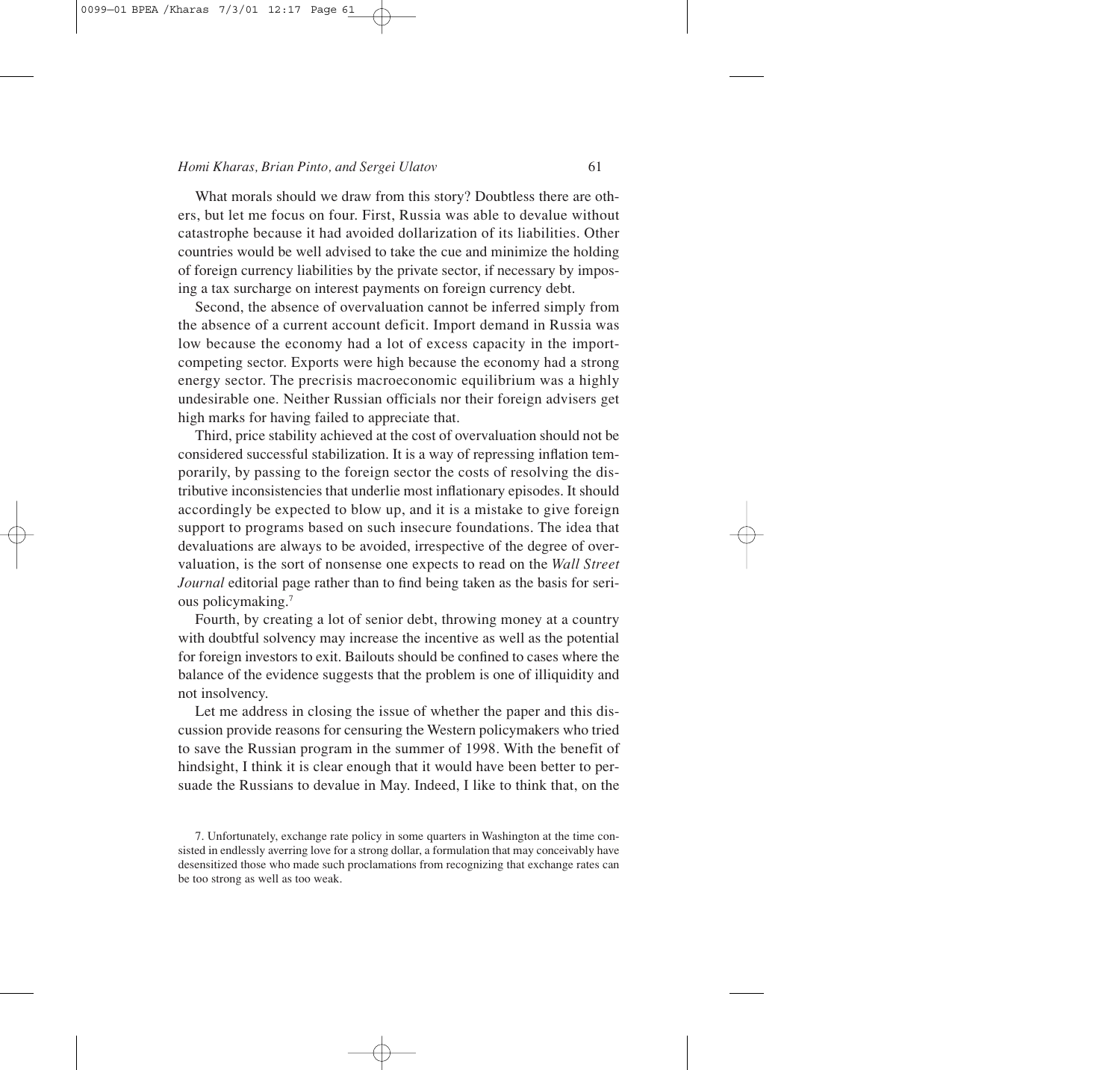What morals should we draw from this story? Doubtless there are others, but let me focus on four. First, Russia was able to devalue without catastrophe because it had avoided dollarization of its liabilities. Other countries would be well advised to take the cue and minimize the holding of foreign currency liabilities by the private sector, if necessary by imposing a tax surcharge on interest payments on foreign currency debt.

Second, the absence of overvaluation cannot be inferred simply from the absence of a current account deficit. Import demand in Russia was low because the economy had a lot of excess capacity in the import-competing sector. Exports were high because the economy had a strong energy sector. The precrisis macroeconomic equilibrium was a highly undesirable one. Neither Russian officials nor their foreign advisers get high marks for having failed to appreciate that.

Third, price stability achieved at the cost of overvaluation should not be considered successful stabilization. It is a way of repressing inflation temporarily, by passing to the foreign sector the costs of resolving the distributive inconsistencies that underlie most inflationary episodes. It should accordingly be expected to blow up, and it is a mistake to give foreign support to programs based on such insecure foundations. The idea that devaluations are always to be avoided, irrespective of the degree of overvaluation, is the sort of nonsense one expects to read on the *Wall Street Journal* editorial page rather than to find being taken as the basis for serious policymaking.[7]

Fourth, by creating a lot of senior debt, throwing money at a country with doubtful solvency may increase the incentive as well as the potential for foreign investors to exit. Bailouts should be confined to cases where the balance of the evidence suggests that the problem is one of illiquidity and not insolvency.

Let me address in closing the issue of whether the paper and this discussion provide reasons for censuring the Western policymakers who tried to save the Russian program in the summer of 1998. With the benefit of hindsight, I think it is clear enough that it would have been better to persuade the Russians to devalue in May. Indeed, I like to think that, on the

7. Unfortunately, exchange rate policy in some quarters in Washington at the time consisted in endlessly averring love for a strong dollar, a formulation that may conceivably have desensitized those who made such proclamations from recognizing that exchange rates can be too strong as well as too weak.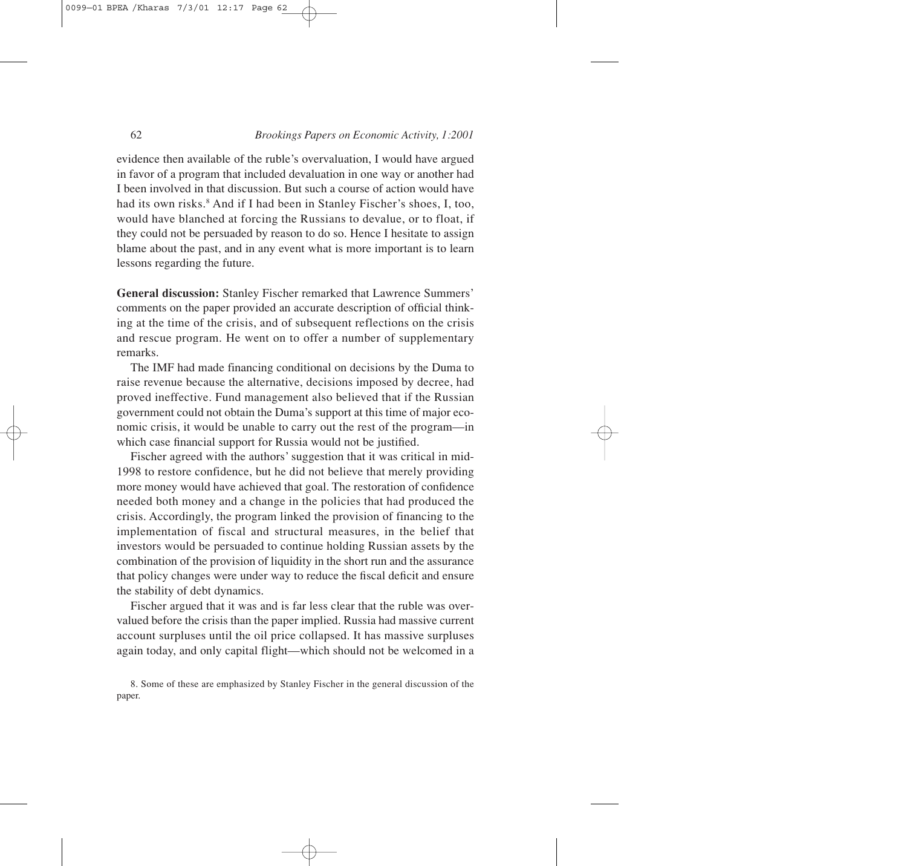evidence then available of the ruble's overvaluation, I would have argued in favor of a program that included devaluation in one way or another had I been involved in that discussion. But such a course of action would have had its own risks.[8] And if I had been in Stanley Fischer's shoes, I, too, would have blanched at forcing the Russians to devalue, or to float, if they could not be persuaded by reason to do so. Hence I hesitate to assign blame about the past, and in any event what is more important is to learn lessons regarding the future.

**General discussion:** Stanley Fischer remarked that Lawrence Summers' comments on the paper provided an accurate description of official thinking at the time of the crisis, and of subsequent reflections on the crisis and rescue program. He went on to offer a number of supplementary remarks.

The IMF had made financing conditional on decisions by the Duma to raise revenue because the alternative, decisions imposed by decree, had proved ineffective. Fund management also believed that if the Russian government could not obtain the Duma's support at this time of major economic crisis, it would be unable to carry out the rest of the program—in which case financial support for Russia would not be justified.

Fischer agreed with the authors' suggestion that it was critical in mid-1998 to restore confidence, but he did not believe that merely providing more money would have achieved that goal. The restoration of confidence needed both money and a change in the policies that had produced the crisis. Accordingly, the program linked the provision of financing to the implementation of fiscal and structural measures, in the belief that investors would be persuaded to continue holding Russian assets by the combination of the provision of liquidity in the short run and the assurance that policy changes were under way to reduce the fiscal deficit and ensure the stability of debt dynamics.

Fischer argued that it was and is far less clear that the ruble was overvalued before the crisis than the paper implied. Russia had massive current account surpluses until the oil price collapsed. It has massive surpluses again today, and only capital flight—which should not be welcomed in a

8. Some of these are emphasized by Stanley Fischer in the general discussion of the paper.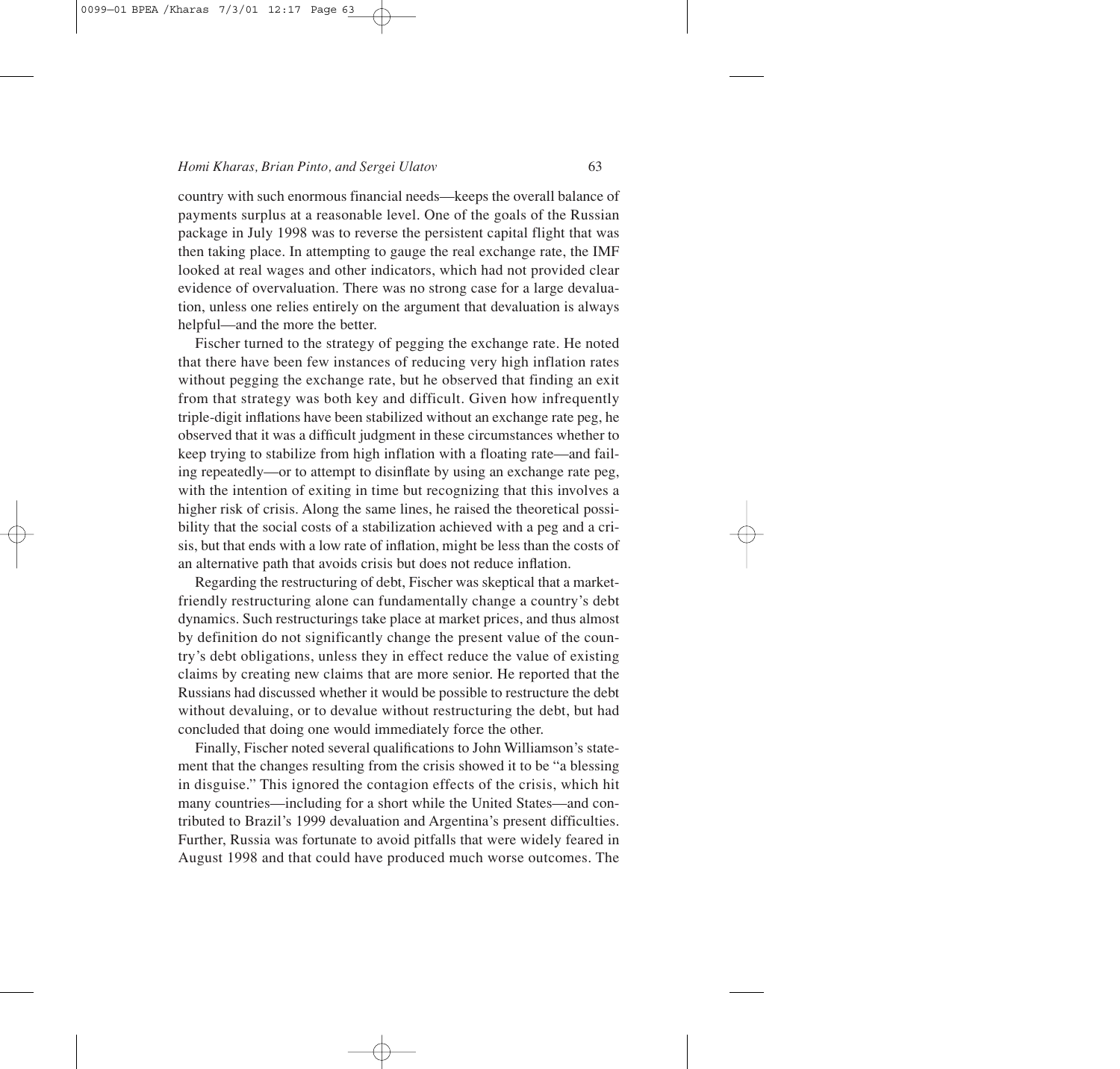country with such enormous financial needs—keeps the overall balance of payments surplus at a reasonable level. One of the goals of the Russian package in July 1998 was to reverse the persistent capital flight that was then taking place. In attempting to gauge the real exchange rate, the IMF looked at real wages and other indicators, which had not provided clear evidence of overvaluation. There was no strong case for a large devaluation, unless one relies entirely on the argument that devaluation is always helpful—and the more the better.

Fischer turned to the strategy of pegging the exchange rate. He noted that there have been few instances of reducing very high inflation rates without pegging the exchange rate, but he observed that finding an exit from that strategy was both key and difficult. Given how infrequently triple-digit inflations have been stabilized without an exchange rate peg, he observed that it was a difficult judgment in these circumstances whether to keep trying to stabilize from high inflation with a floating rate—and failing repeatedly—or to attempt to disinflate by using an exchange rate peg, with the intention of exiting in time but recognizing that this involves a higher risk of crisis. Along the same lines, he raised the theoretical possibility that the social costs of a stabilization achieved with a peg and a crisis, but that ends with a low rate of inflation, might be less than the costs of an alternative path that avoids crisis but does not reduce inflation.

Regarding the restructuring of debt, Fischer was skeptical that a market-friendly restructuring alone can fundamentally change a country's debt dynamics. Such restructurings take place at market prices, and thus almost by definition do not significantly change the present value of the country's debt obligations, unless they in effect reduce the value of existing claims by creating new claims that are more senior. He reported that the Russians had discussed whether it would be possible to restructure the debt without devaluing, or to devalue without restructuring the debt, but had concluded that doing one would immediately force the other.

Finally, Fischer noted several qualifications to John Williamson's statement that the changes resulting from the crisis showed it to be "a blessing in disguise." This ignored the contagion effects of the crisis, which hit many countries—including for a short while the United States—and contributed to Brazil's 1999 devaluation and Argentina's present difficulties. Further, Russia was fortunate to avoid pitfalls that were widely feared in August 1998 and that could have produced much worse outcomes. The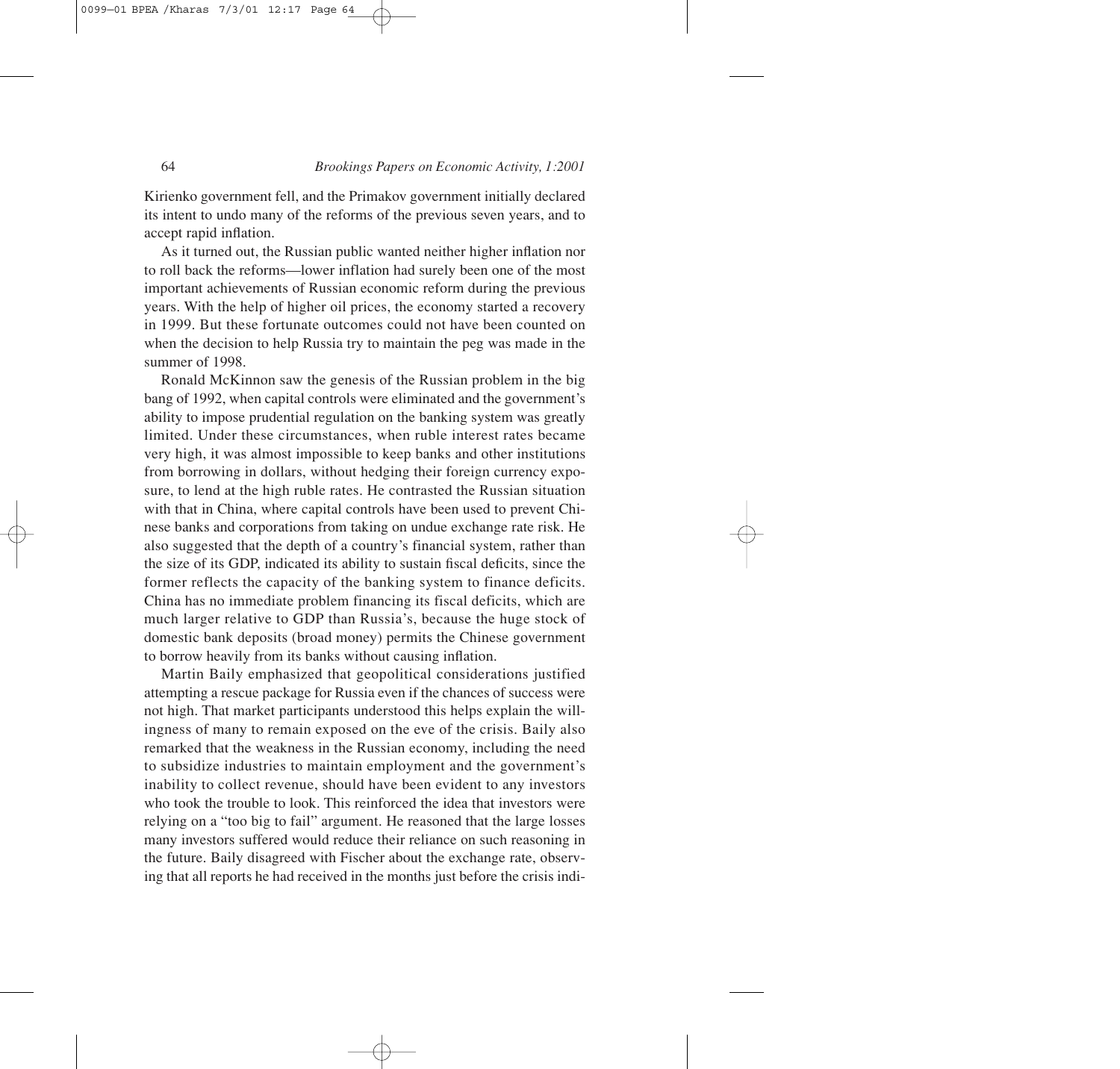Kirienko government fell, and the Primakov government initially declared its intent to undo many of the reforms of the previous seven years, and to accept rapid inflation.

As it turned out, the Russian public wanted neither higher inflation nor to roll back the reforms—lower inflation had surely been one of the most important achievements of Russian economic reform during the previous years. With the help of higher oil prices, the economy started a recovery in 1999. But these fortunate outcomes could not have been counted on when the decision to help Russia try to maintain the peg was made in the summer of 1998.

Ronald McKinnon saw the genesis of the Russian problem in the big bang of 1992, when capital controls were eliminated and the government's ability to impose prudential regulation on the banking system was greatly limited. Under these circumstances, when ruble interest rates became very high, it was almost impossible to keep banks and other institutions from borrowing in dollars, without hedging their foreign currency exposure, to lend at the high ruble rates. He contrasted the Russian situation with that in China, where capital controls have been used to prevent Chinese banks and corporations from taking on undue exchange rate risk. He also suggested that the depth of a country's financial system, rather than the size of its GDP, indicated its ability to sustain fiscal deficits, since the former reflects the capacity of the banking system to finance deficits. China has no immediate problem financing its fiscal deficits, which are much larger relative to GDP than Russia's, because the huge stock of domestic bank deposits (broad money) permits the Chinese government to borrow heavily from its banks without causing inflation.

Martin Baily emphasized that geopolitical considerations justified attempting a rescue package for Russia even if the chances of success were not high. That market participants understood this helps explain the willingness of many to remain exposed on the eve of the crisis. Baily also remarked that the weakness in the Russian economy, including the need to subsidize industries to maintain employment and the government's inability to collect revenue, should have been evident to any investors who took the trouble to look. This reinforced the idea that investors were relying on a "too big to fail" argument. He reasoned that the large losses many investors suffered would reduce their reliance on such reasoning in the future. Baily disagreed with Fischer about the exchange rate, observing that all reports he had received in the months just before the crisis indi-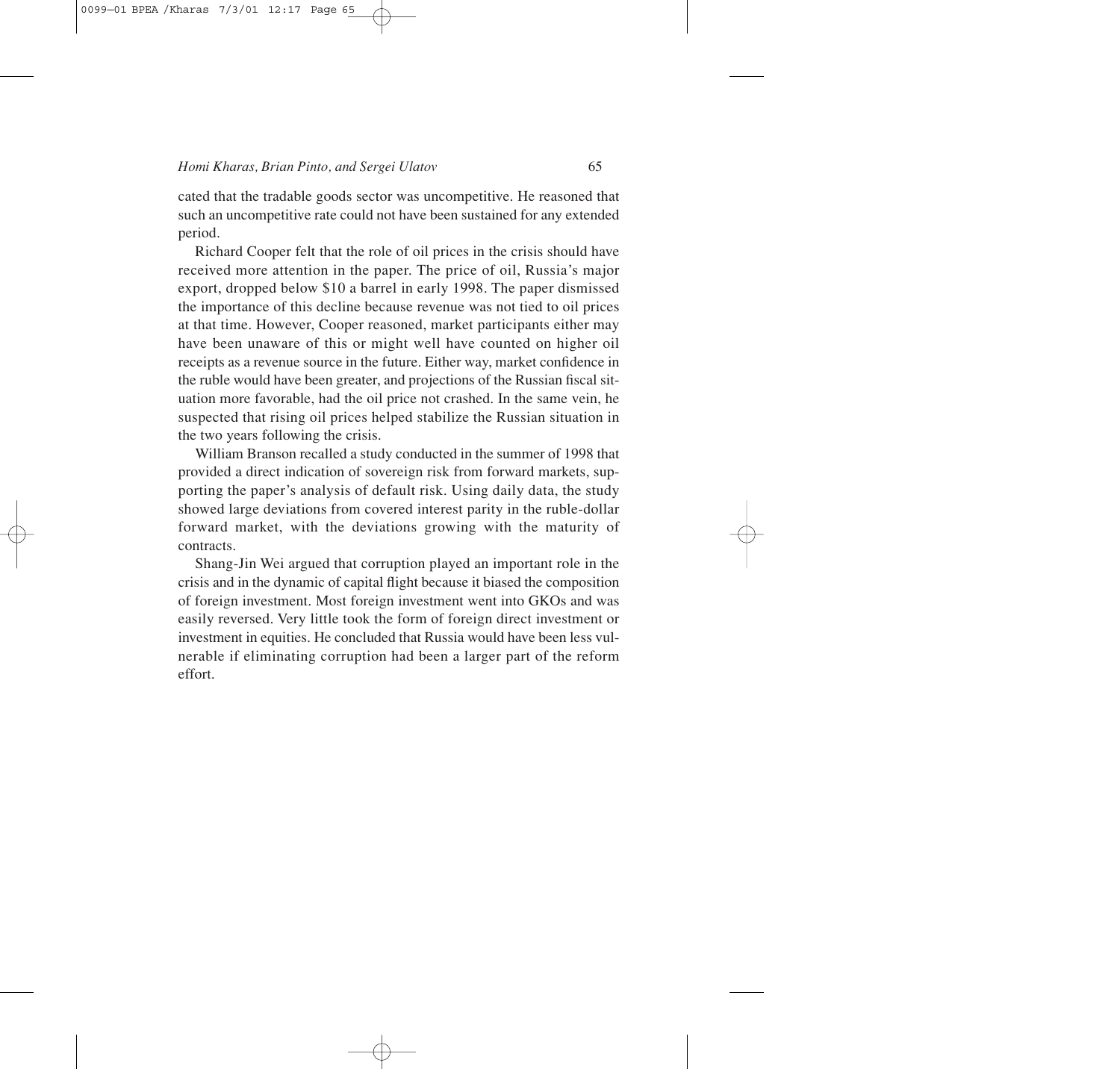cated that the tradable goods sector was uncompetitive. He reasoned that such an uncompetitive rate could not have been sustained for any extended period.

Richard Cooper felt that the role of oil prices in the crisis should have received more attention in the paper. The price of oil, Russia's major export, dropped below $10 a barrel in early 1998. The paper dismissed the importance of this decline because revenue was not tied to oil prices at that time. However, Cooper reasoned, market participants either may have been unaware of this or might well have counted on higher oil receipts as a revenue source in the future. Either way, market confidence in the ruble would have been greater, and projections of the Russian fiscal situation more favorable, had the oil price not crashed. In the same vein, he suspected that rising oil prices helped stabilize the Russian situation in the two years following the crisis.

William Branson recalled a study conducted in the summer of 1998 that provided a direct indication of sovereign risk from forward markets, supporting the paper's analysis of default risk. Using daily data, the study showed large deviations from covered interest parity in the ruble-dollar forward market, with the deviations growing with the maturity of contracts.

Shang-Jin Wei argued that corruption played an important role in the crisis and in the dynamic of capital flight because it biased the composition of foreign investment. Most foreign investment went into GKOs and was easily reversed. Very little took the form of foreign direct investment or investment in equities. He concluded that Russia would have been less vulnerable if eliminating corruption had been a larger part of the reform effort.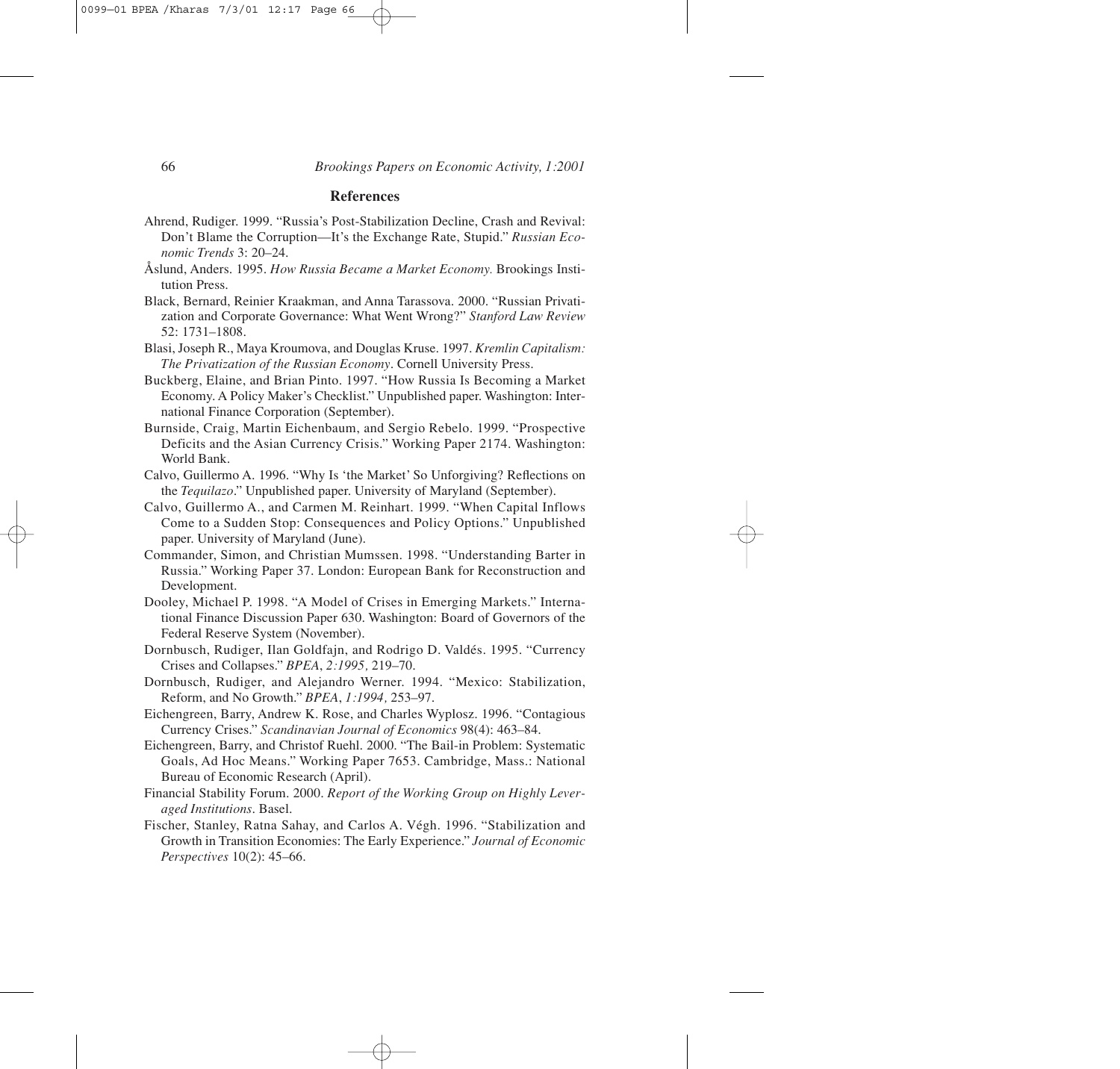## References

Ahrend, Rudiger. 1999. "Russia's Post-Stabilization Decline, Crash and Revival: Don't Blame the Corruption—It's the Exchange Rate, Stupid." *Russian Economic Trends* 3: 20–24.

Åslund, Anders. 1995. *How Russia Became a Market Economy.* Brookings Institution Press.

Black, Bernard, Reinier Kraakman, and Anna Tarassova. 2000. "Russian Privatization and Corporate Governance: What Went Wrong?" *Stanford Law Review* 52: 1731–1808.

Blasi, Joseph R., Maya Kroumova, and Douglas Kruse. 1997. *Kremlin Capitalism: The Privatization of the Russian Economy*. Cornell University Press.

Buckberg, Elaine, and Brian Pinto. 1997. "How Russia Is Becoming a Market Economy. A Policy Maker's Checklist." Unpublished paper. Washington: International Finance Corporation (September).

Burnside, Craig, Martin Eichenbaum, and Sergio Rebelo. 1999. "Prospective Deficits and the Asian Currency Crisis." Working Paper 2174. Washington: World Bank.

Calvo, Guillermo A. 1996. "Why Is 'the Market' So Unforgiving? Reflections on the *Tequilazo*." Unpublished paper. University of Maryland (September).

Calvo, Guillermo A., and Carmen M. Reinhart. 1999. "When Capital Inflows Come to a Sudden Stop: Consequences and Policy Options." Unpublished paper. University of Maryland (June).

Commander, Simon, and Christian Mumssen. 1998. "Understanding Barter in Russia." Working Paper 37. London: European Bank for Reconstruction and Development.

Dooley, Michael P. 1998. "A Model of Crises in Emerging Markets." International Finance Discussion Paper 630. Washington: Board of Governors of the Federal Reserve System (November).

Dornbusch, Rudiger, Ilan Goldfajn, and Rodrigo D. Valdés. 1995. "Currency Crises and Collapses." *BPEA*, *2:1995,* 219–70.

Dornbusch, Rudiger, and Alejandro Werner. 1994. "Mexico: Stabilization, Reform, and No Growth." *BPEA*, *1:1994,* 253–97.

Eichengreen, Barry, Andrew K. Rose, and Charles Wyplosz. 1996. "Contagious Currency Crises." *Scandinavian Journal of Economics* 98(4): 463–84.

Eichengreen, Barry, and Christof Ruehl. 2000. "The Bail-in Problem: Systematic Goals, Ad Hoc Means." Working Paper 7653. Cambridge, Mass.: National Bureau of Economic Research (April).

Financial Stability Forum. 2000. *Report of the Working Group on Highly Leveraged Institutions*. Basel.

Fischer, Stanley, Ratna Sahay, and Carlos A. Végh. 1996. "Stabilization and Growth in Transition Economies: The Early Experience." *Journal of Economic Perspectives* 10(2): 45–66.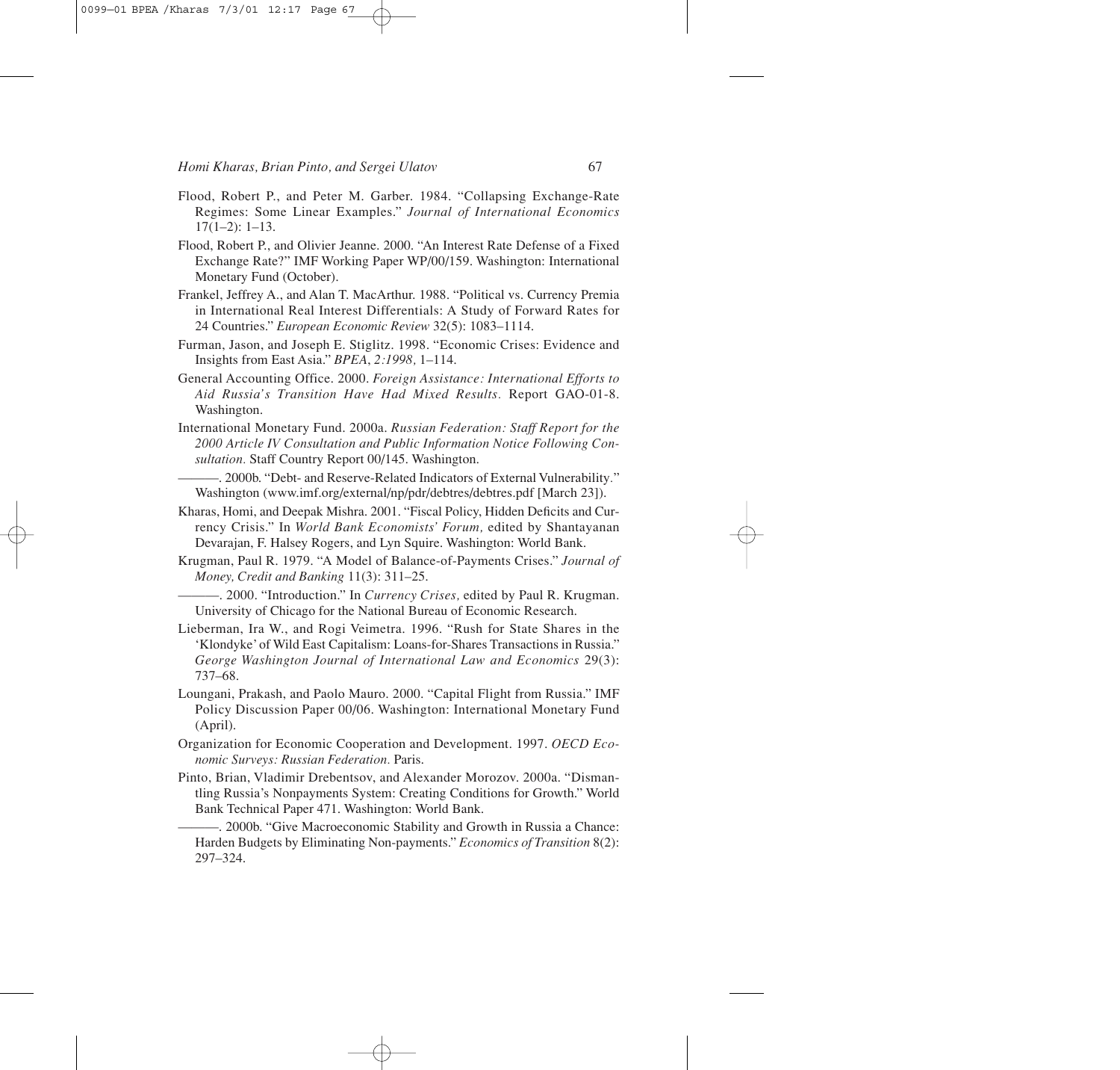Flood, Robert P., and Peter M. Garber. 1984. "Collapsing Exchange-Rate Regimes: Some Linear Examples." *Journal of International Economics* 17(1–2): 1–13.

Flood, Robert P., and Olivier Jeanne. 2000. "An Interest Rate Defense of a Fixed Exchange Rate?" IMF Working Paper WP/00/159. Washington: International Monetary Fund (October).

Frankel, Jeffrey A., and Alan T. MacArthur. 1988. "Political vs. Currency Premia in International Real Interest Differentials: A Study of Forward Rates for 24 Countries." *European Economic Review* 32(5): 1083–1114.

Furman, Jason, and Joseph E. Stiglitz. 1998. "Economic Crises: Evidence and Insights from East Asia." *BPEA*, *2:1998,* 1–114.

General Accounting Office. 2000. *Foreign Assistance: International Efforts to Aid Russia's Transition Have Had Mixed Results.* Report GAO-01-8. Washington.

International Monetary Fund. 2000a. *Russian Federation: Staff Report for the 2000 Article IV Consultation and Public Information Notice Following Consultation.* Staff Country Report 00/145. Washington.

———. 2000b. "Debt- and Reserve-Related Indicators of External Vulnerability." Washington (www.imf.org/external/np/pdr/debtres/debtres.pdf [March 23]).

Kharas, Homi, and Deepak Mishra. 2001. "Fiscal Policy, Hidden Deficits and Currency Crisis." In *World Bank Economists' Forum,* edited by Shantayanan Devarajan, F. Halsey Rogers, and Lyn Squire. Washington: World Bank.

Krugman, Paul R. 1979. "A Model of Balance-of-Payments Crises." *Journal of Money, Credit and Banking* 11(3): 311–25.

———. 2000. "Introduction." In *Currency Crises,* edited by Paul R. Krugman. University of Chicago for the National Bureau of Economic Research.

Lieberman, Ira W., and Rogi Veimetra. 1996. "Rush for State Shares in the 'Klondyke' of Wild East Capitalism: Loans-for-Shares Transactions in Russia." *George Washington Journal of International Law and Economics* 29(3): 737–68.

Loungani, Prakash, and Paolo Mauro. 2000. "Capital Flight from Russia." IMF Policy Discussion Paper 00/06. Washington: International Monetary Fund (April).

Organization for Economic Cooperation and Development. 1997. *OECD Economic Surveys: Russian Federation.* Paris.

Pinto, Brian, Vladimir Drebentsov, and Alexander Morozov. 2000a. "Dismantling Russia's Nonpayments System: Creating Conditions for Growth." World Bank Technical Paper 471. Washington: World Bank.

———. 2000b. "Give Macroeconomic Stability and Growth in Russia a Chance: Harden Budgets by Eliminating Non-payments." *Economics of Transition* 8(2): 297–324.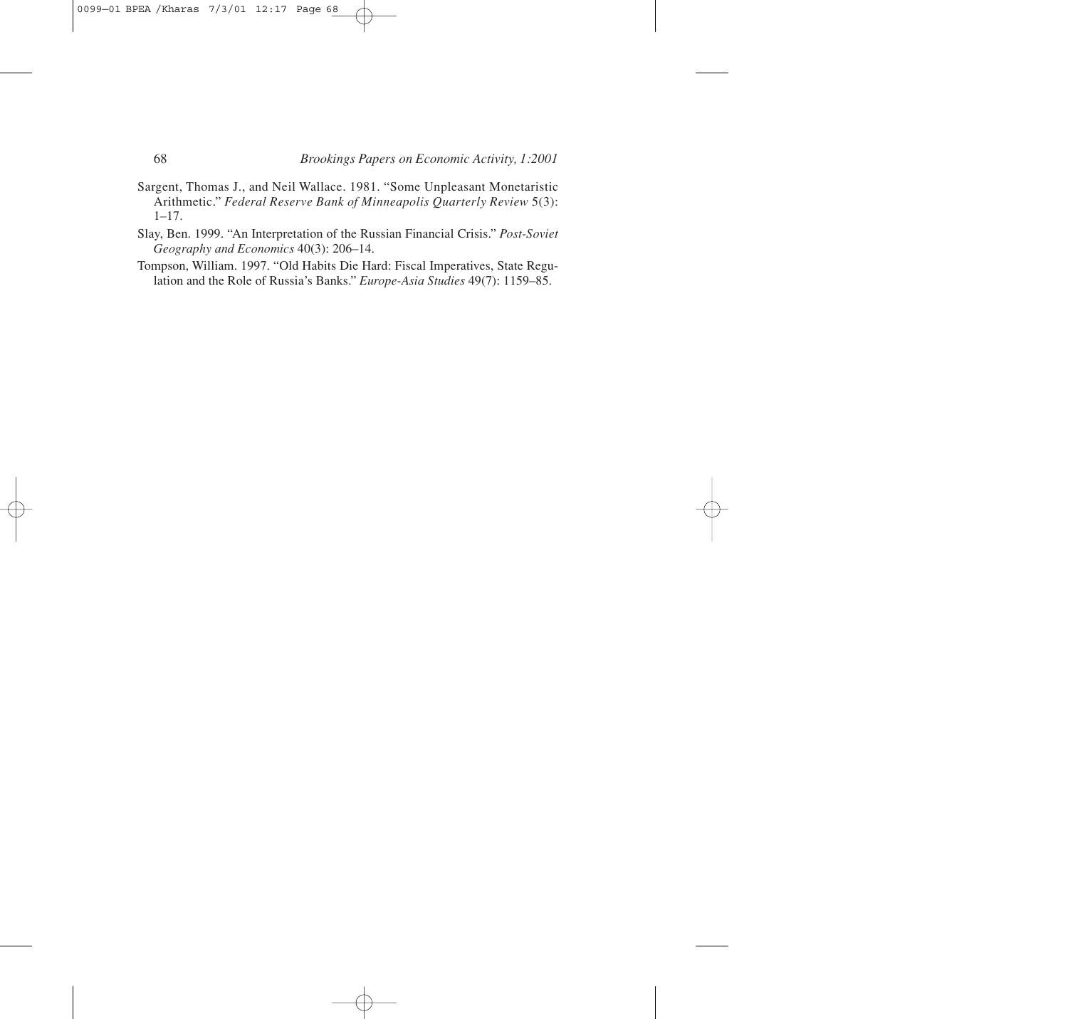Sargent, Thomas J., and Neil Wallace. 1981. "Some Unpleasant Monetaristic Arithmetic." *Federal Reserve Bank of Minneapolis Quarterly Review* 5(3): 1–17.

Slay, Ben. 1999. "An Interpretation of the Russian Financial Crisis." *Post-Soviet Geography and Economics* 40(3): 206–14.

Tompson, William. 1997. "Old Habits Die Hard: Fiscal Imperatives, State Regulation and the Role of Russia's Banks." *Europe-Asia Studies* 49(7): 1159–85.